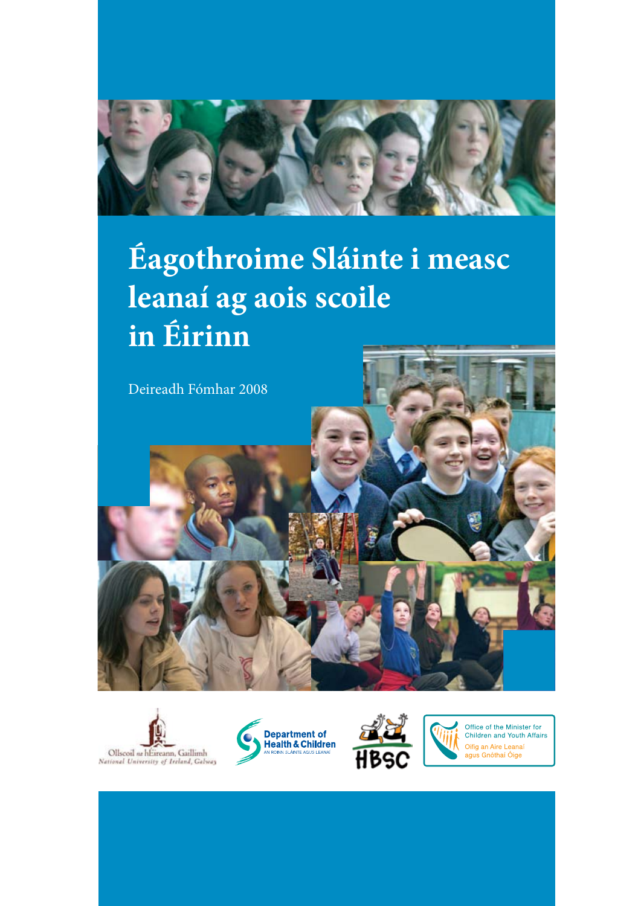# Éagothroime Sláinte i measc leanaí ag aois scoile in Éirinn

Deireadh Fómhar 2008

Ollscoil na hÉireann, Gaillimh
National University of Ireland, Galway

Department of Health & Children
AN ROINN SLÁINTE AGUS LEANAÍ

HBSC

Office of the Minister for Children and Youth Affairs
Oifig an Aire Leanaí agus Gnóthaí Óige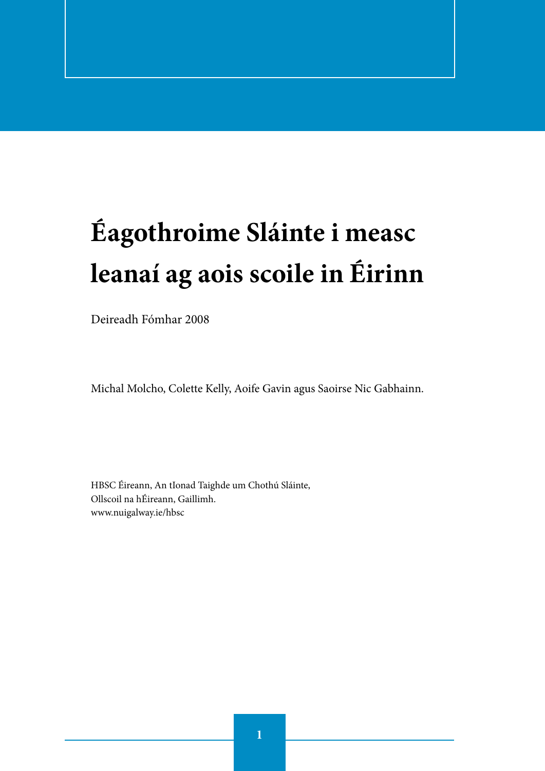# Éagothroime Sláinte i measc leanaí ag aois scoile in Éirinn

Deireadh Fómhar 2008

Michal Molcho, Colette Kelly, Aoife Gavin agus Saoirse Nic Gabhainn.

HBSC Éireann, An tIonad Taighde um Chothú Sláinte,
Ollscoil na hÉireann, Gaillimh.
www.nuigalway.ie/hbsc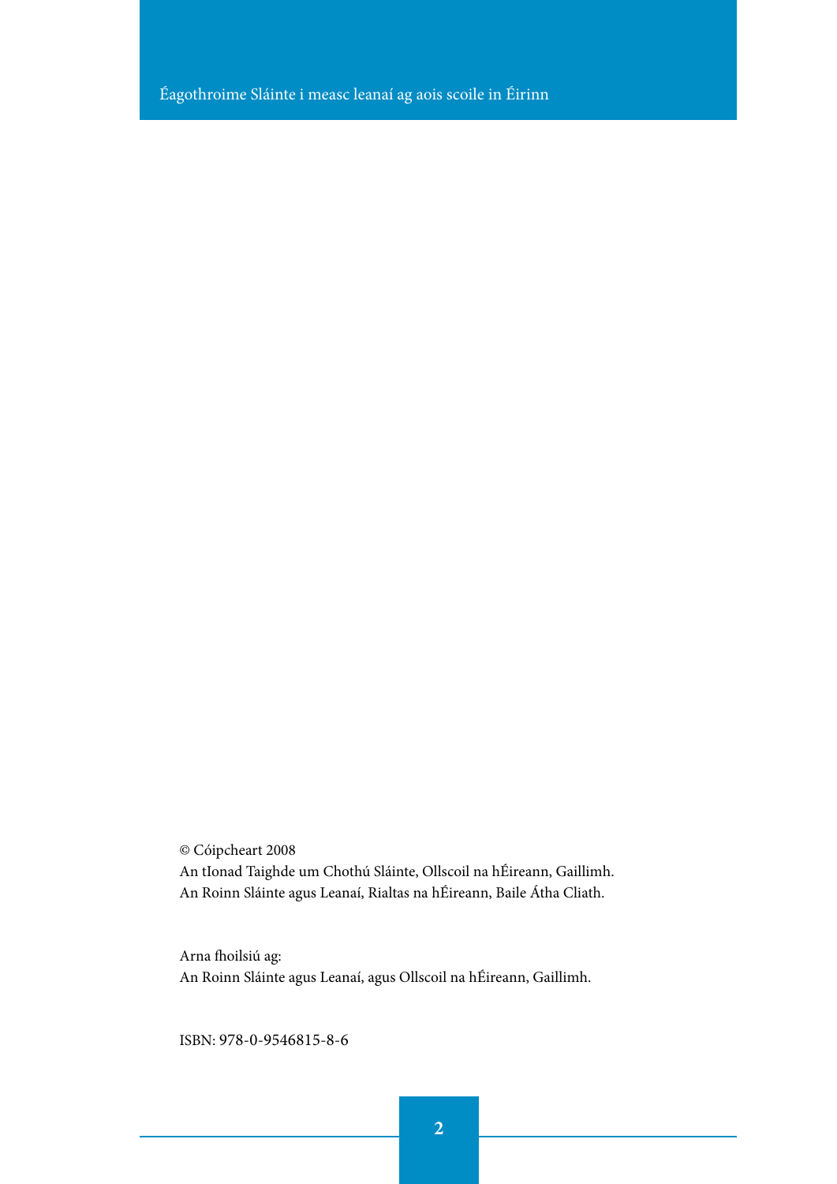© Cóipcheart 2008
An tIonad Taighde um Chothú Sláinte, Ollscoil na hÉireann, Gaillimh.
An Roinn Sláinte agus Leanaí, Rialtas na hÉireann, Baile Átha Cliath.

Arna fhoilsiú ag:
An Roinn Sláinte agus Leanaí, agus Ollscoil na hÉireann, Gaillimh.

ISBN: 978-0-9546815-8-6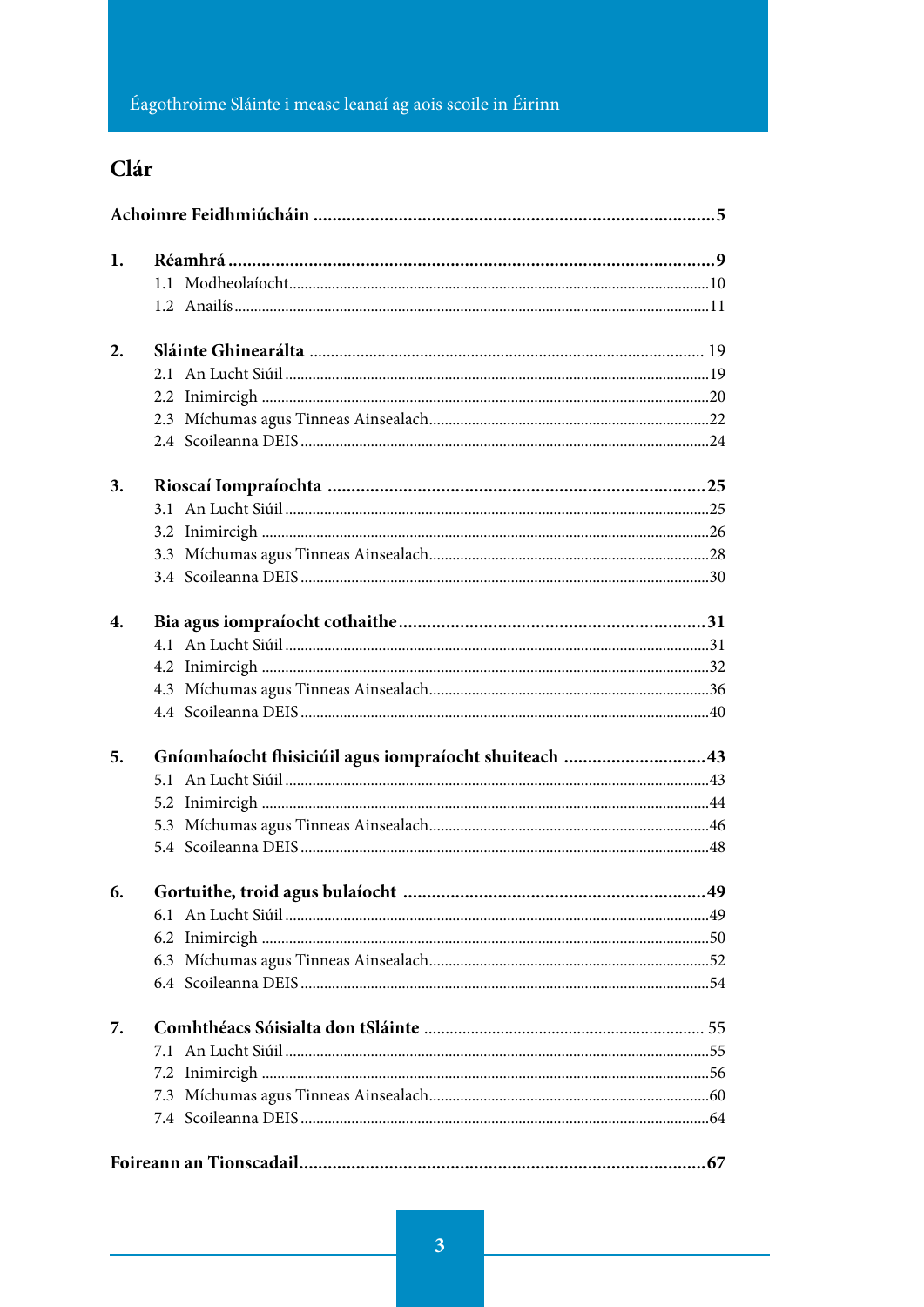## Clár

**Achoimre Feidhmiúcháin** .......... **5**

**1. Réamhrá** .......... **9**
- 1.1 Modheolaíocht .......... 10
- 1.2 Anailís .......... 11

**2. Sláinte Ghinearálta** .......... 19
- 2.1 An Lucht Siúil .......... 19
- 2.2 Inimircigh .......... 20
- 2.3 Míchumas agus Tinneas Ainsealach .......... 22
- 2.4 Scoileanna DEIS .......... 24

**3. Rioscaí Iompraíochta** .......... **25**
- 3.1 An Lucht Siúil .......... 25
- 3.2 Inimircigh .......... 26
- 3.3 Míchumas agus Tinneas Ainsealach .......... 28
- 3.4 Scoileanna DEIS .......... 30

**4. Bia agus iompraíocht cothaithe** .......... **31**
- 4.1 An Lucht Siúil .......... 31
- 4.2 Inimircigh .......... 32
- 4.3 Míchumas agus Tinneas Ainsealach .......... 36
- 4.4 Scoileanna DEIS .......... 40

**5. Gníomhaíocht fhisiciúil agus iompraíocht shuiteach** .......... **43**
- 5.1 An Lucht Siúil .......... 43
- 5.2 Inimircigh .......... 44
- 5.3 Míchumas agus Tinneas Ainsealach .......... 46
- 5.4 Scoileanna DEIS .......... 48

**6. Gortuithe, troid agus bulaíocht** .......... **49**
- 6.1 An Lucht Siúil .......... 49
- 6.2 Inimircigh .......... 50
- 6.3 Míchumas agus Tinneas Ainsealach .......... 52
- 6.4 Scoileanna DEIS .......... 54

**7. Comhthéacs Sóisialta don tSláinte** .......... 55
- 7.1 An Lucht Siúil .......... 55
- 7.2 Inimircigh .......... 56
- 7.3 Míchumas agus Tinneas Ainsealach .......... 60
- 7.4 Scoileanna DEIS .......... 64

**Foireann an Tionscadail** .......... **67**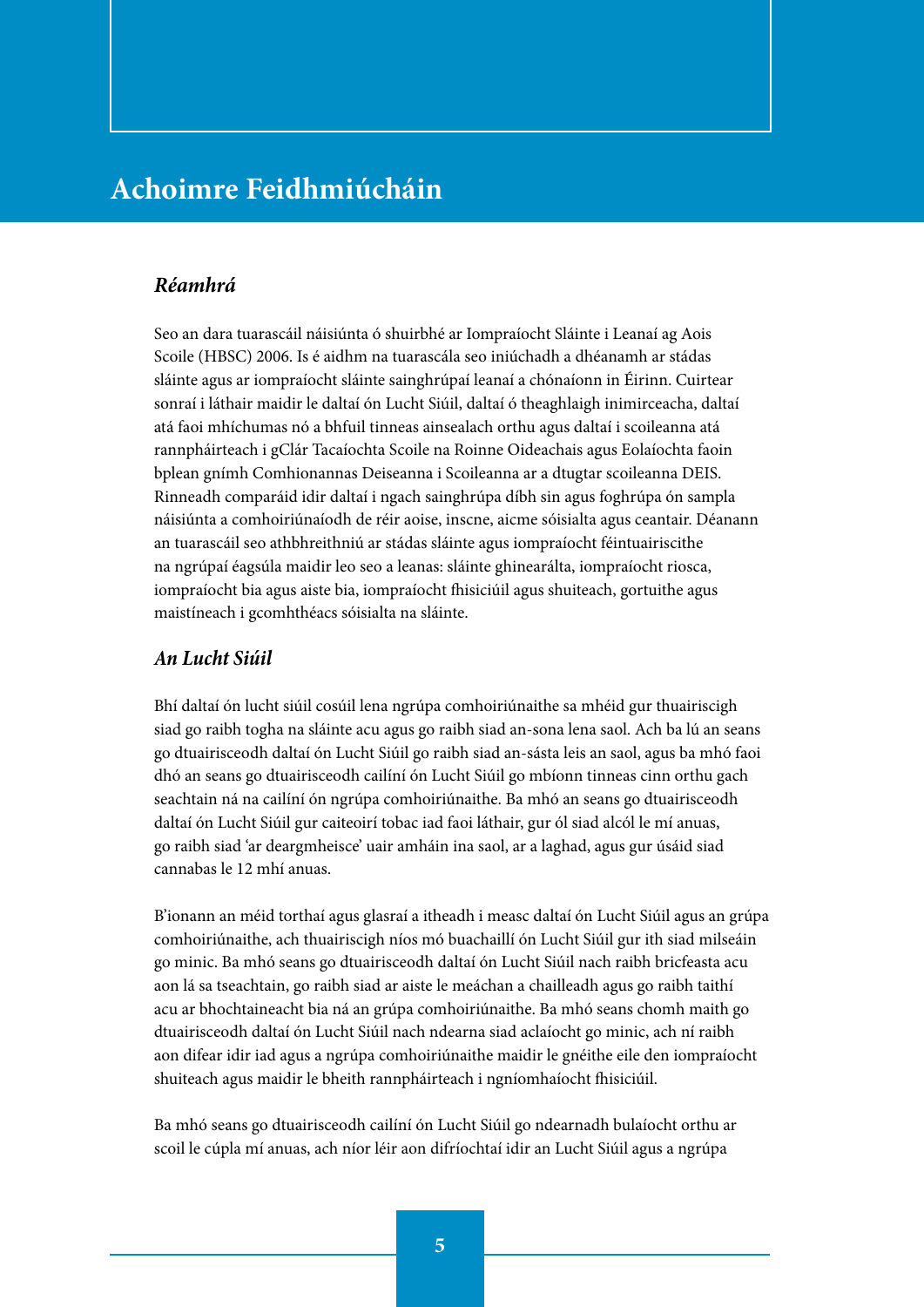# Achoimre Feidhmiúcháin

### *Réamhrá*

Seo an dara tuarascáil náisiúnta ó shuirbhé ar Iompraíocht Sláinte i Leanaí ag Aois Scoile (HBSC) 2006. Is é aidhm na tuarascála seo iniúchadh a dhéanamh ar stádas sláinte agus ar iompraíocht sláinte sainghrúpaí leanaí a chónaíonn in Éirinn. Cuirtear sonraí i láthair maidir le daltaí ón Lucht Siúil, daltaí ó theaghlaigh inimirceacha, daltaí atá faoi mhíchumas nó a bhfuil tinneas ainsealach orthu agus daltaí i scoileanna atá rannpháirteach i gClár Tacaíochta Scoile na Roinne Oideachais agus Eolaíochta faoin bplean gnímh Comhionannas Deiseanna i Scoileanna ar a dtugtar scoileanna DEIS. Rinneadh comparáid idir daltaí i ngach sainghrúpa díbh sin agus foghrúpa ón sampla náisiúnta a comhoiriúnaíodh de réir aoise, inscne, aicme sóisialta agus ceantair. Déanann an tuarascáil seo athbhreithniú ar stádas sláinte agus iompraíocht féintuairiscithe na ngrúpaí éagsúla maidir leo seo a leanas: sláinte ghinearálta, iompraíocht riosca, iompraíocht bia agus aiste bia, iompraíocht fhisiciúil agus shuiteach, gortuithe agus maistíneach i gcomhthéacs sóisialta na sláinte.

### *An Lucht Siúil*

Bhí daltaí ón lucht siúil cosúil lena ngrúpa comhoiriúnaithe sa mhéid gur thuairiscigh siad go raibh togha na sláinte acu agus go raibh siad an-sona lena saol. Ach ba lú an seans go dtuairisceodh daltaí ón Lucht Siúil go raibh siad an-sásta leis an saol, agus ba mhó faoi dhó an seans go dtuairisceodh cailíní ón Lucht Siúil go mbíonn tinneas cinn orthu gach seachtain ná na cailíní ón ngrúpa comhoiriúnaithe. Ba mhó an seans go dtuairisceodh daltaí ón Lucht Siúil gur caiteoirí tobac iad faoi láthair, gur ól siad alcól le mí anuas, go raibh siad 'ar deargmheisce' uair amháin ina saol, ar a laghad, agus gur úsáid siad cannabas le 12 mhí anuas.

B'ionann an méid torthaí agus glasraí a itheadh i measc daltaí ón Lucht Siúil agus an grúpa comhoiriúnaithe, ach thuairiscigh níos mó buachaillí ón Lucht Siúil gur ith siad milseáin go minic. Ba mhó seans go dtuairisceodh daltaí ón Lucht Siúil nach raibh bricfeasta acu aon lá sa tseachtain, go raibh siad ar aiste le meáchan a chailleadh agus go raibh taithí acu ar bhochtaineacht bia ná an grúpa comhoiriúnaithe. Ba mhó seans chomh maith go dtuairisceodh daltaí ón Lucht Siúil nach ndearna siad aclaíocht go minic, ach ní raibh aon difear idir iad agus a ngrúpa comhoiriúnaithe maidir le gnéithe eile den iompraíocht shuiteach agus maidir le bheith rannpháirteach i ngníomhaíocht fhisiciúil.

Ba mhó seans go dtuairisceodh cailíní ón Lucht Siúil go ndearnadh bulaíocht orthu ar scoil le cúpla mí anuas, ach níor léir aon difríochtaí idir an Lucht Siúil agus a ngrúpa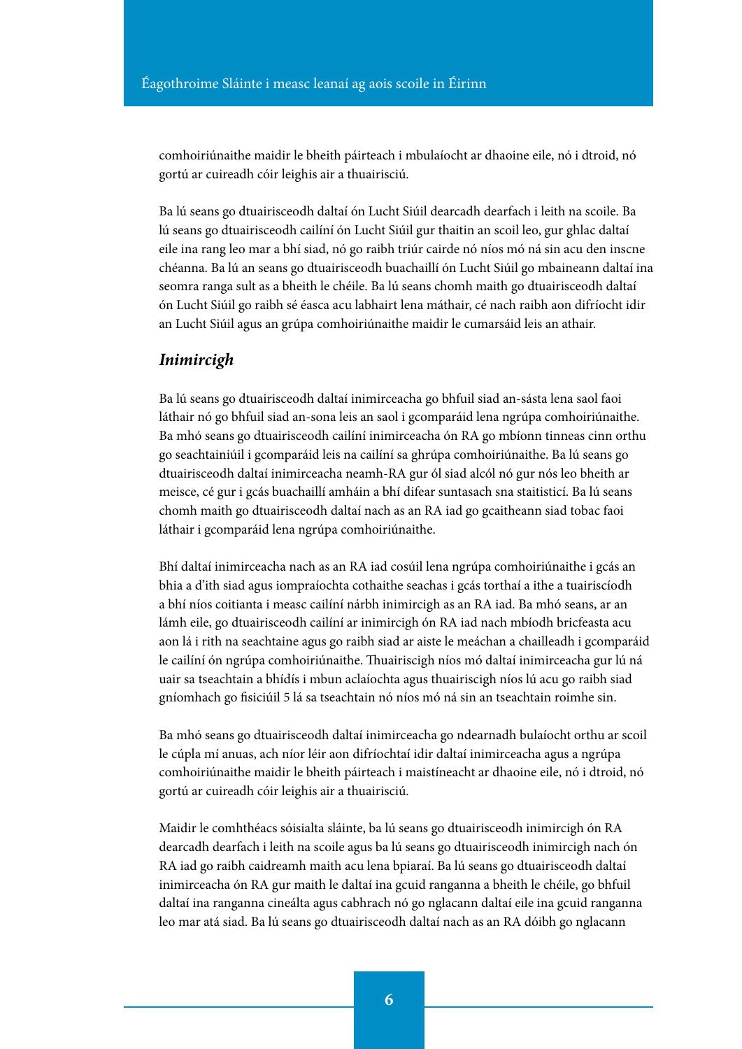comhoiriúnaithe maidir le bheith páirteach i mbulaíocht ar dhaoine eile, nó i dtroid, nó gortú ar cuireadh cóir leighis air a thuairisciú.

Ba lú seans go dtuairisceodh daltaí ón Lucht Siúil dearcadh dearfach i leith na scoile. Ba lú seans go dtuairisceodh cailíní ón Lucht Siúil gur thaitin an scoil leo, gur ghlac daltaí eile ina rang leo mar a bhí siad, nó go raibh triúr cairde nó níos mó ná sin acu den inscne chéanna. Ba lú an seans go dtuairisceodh buachaillí ón Lucht Siúil go mbaineann daltaí ina seomra ranga sult as a bheith le chéile. Ba lú seans chomh maith go dtuairisceodh daltaí ón Lucht Siúil go raibh sé éasca acu labhairt lena máthair, cé nach raibh aon difríocht idir an Lucht Siúil agus an grúpa comhoiriúnaithe maidir le cumarsáid leis an athair.

## *Inimircigh*

Ba lú seans go dtuairisceodh daltaí inimirceacha go bhfuil siad an-sásta lena saol faoi láthair nó go bhfuil siad an-sona leis an saol i gcomparáid lena ngrúpa comhoiriúnaithe. Ba mhó seans go dtuairisceodh cailíní inimirceacha ón RA go mbíonn tinneas cinn orthu go seachtainiúil i gcomparáid leis na cailíní sa ghrúpa comhoiriúnaithe. Ba lú seans go dtuairisceodh daltaí inimirceacha neamh-RA gur ól siad alcól nó gur nós leo bheith ar meisce, cé gur i gcás buachaillí amháin a bhí difear suntasach sna staitisticí. Ba lú seans chomh maith go dtuairisceodh daltaí nach as an RA iad go gcaitheann siad tobac faoi láthair i gcomparáid lena ngrúpa comhoiriúnaithe.

Bhí daltaí inimirceacha nach as an RA iad cosúil lena ngrúpa comhoiriúnaithe i gcás an bhia a d'ith siad agus iompraíochta cothaithe seachas i gcás torthaí a ithe a tuairiscíodh a bhí níos coitianta i measc cailíní nárbh inimircigh as an RA iad. Ba mhó seans, ar an lámh eile, go dtuairisceodh cailíní ar inimircigh ón RA iad nach mbíodh bricfeasta acu aon lá i rith na seachtaine agus go raibh siad ar aiste le meáchan a chailleadh i gcomparáid le cailíní ón ngrúpa comhoiriúnaithe. Thuairiscigh níos mó daltaí inimirceacha gur lú ná uair sa tseachtain a bhídís i mbun aclaíochta agus thuairiscigh níos lú acu go raibh siad gníomhach go fisiciúil 5 lá sa tseachtain nó níos mó ná sin an tseachtain roimhe sin.

Ba mhó seans go dtuairisceodh daltaí inimirceacha go ndearnadh bulaíocht orthu ar scoil le cúpla mí anuas, ach níor léir aon difríochtaí idir daltaí inimirceacha agus a ngrúpa comhoiriúnaithe maidir le bheith páirteach i maistíneacht ar dhaoine eile, nó i dtroid, nó gortú ar cuireadh cóir leighis air a thuairisciú.

Maidir le comhthéacs sóisialta sláinte, ba lú seans go dtuairisceodh inimircigh ón RA dearcadh dearfach i leith na scoile agus ba lú seans go dtuairisceodh inimircigh nach ón RA iad go raibh caidreamh maith acu lena bpiaraí. Ba lú seans go dtuairisceodh daltaí inimirceacha ón RA gur maith le daltaí ina gcuid ranganna a bheith le chéile, go bhfuil daltaí ina ranganna cineálta agus cabhrach nó go nglacann daltaí eile ina gcuid ranganna leo mar atá siad. Ba lú seans go dtuairisceodh daltaí nach as an RA dóibh go nglacann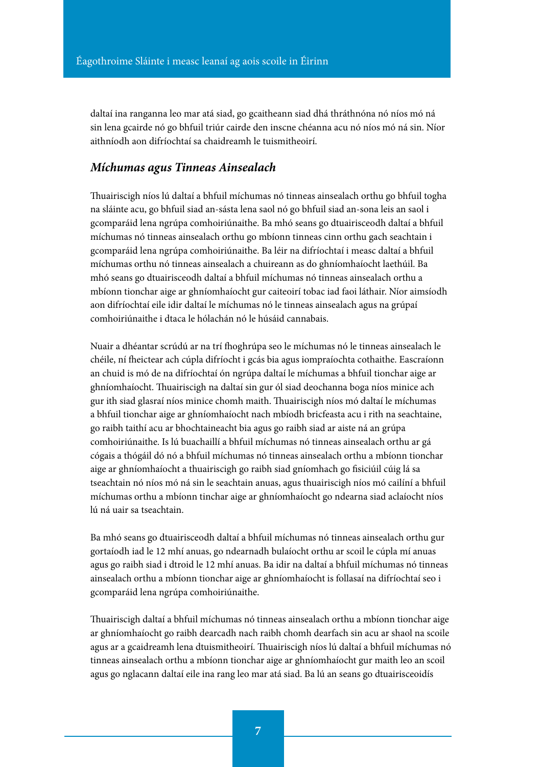daltaí ina ranganna leo mar atá siad, go gcaitheann siad dhá thráthnóna nó níos mó ná sin lena gcairde nó go bhfuil triúr cairde den inscne chéanna acu nó níos mó ná sin. Níor aithníodh aon difríochtaí sa chaidreamh le tuismitheoirí.

### *Míchumas agus Tinneas Ainsealach*

Thuairiscigh níos lú daltaí a bhfuil míchumas nó tinneas ainsealach orthu go bhfuil togha na sláinte acu, go bhfuil siad an-sásta lena saol nó go bhfuil siad an-sona leis an saol i gcomparáid lena ngrúpa comhoiriúnaithe. Ba mhó seans go dtuairisceodh daltaí a bhfuil míchumas nó tinneas ainsealach orthu go mbíonn tinneas cinn orthu gach seachtain i gcomparáid lena ngrúpa comhoiriúnaithe. Ba léir na difríochtaí i measc daltaí a bhfuil míchumas orthu nó tinneas ainsealach a chuireann as do ghníomhaíocht laethúil. Ba mhó seans go dtuairisceodh daltaí a bhfuil míchumas nó tinneas ainsealach orthu a mbíonn tionchar aige ar ghníomhaíocht gur caiteoirí tobac iad faoi láthair. Níor aimsíodh aon difríochtaí eile idir daltaí le míchumas nó le tinneas ainsealach agus na grúpaí comhoiriúnaithe i dtaca le hólachán nó le húsáid cannabais.

Nuair a dhéantar scrúdú ar na trí fhoghrúpa seo le míchumas nó le tinneas ainsealach le chéile, ní fheictear ach cúpla difríocht i gcás bia agus iompraíochta cothaithe. Eascraíonn an chuid is mó de na difríochtaí ón ngrúpa daltaí le míchumas a bhfuil tionchar aige ar ghníomhaíocht. Thuairiscigh na daltaí sin gur ól siad deochanna boga níos minice ach gur ith siad glasraí níos minice chomh maith. Thuairiscigh níos mó daltaí le míchumas a bhfuil tionchar aige ar ghníomhaíocht nach mbíodh bricfeasta acu i rith na seachtaine, go raibh taithí acu ar bhochtaineacht bia agus go raibh siad ar aiste ná an grúpa comhoiriúnaithe. Is lú buachaillí a bhfuil míchumas nó tinneas ainsealach orthu ar gá cógais a thógáil dó nó a bhfuil míchumas nó tinneas ainsealach orthu a mbíonn tionchar aige ar ghníomhaíocht a thuairiscigh go raibh siad gníomhach go fisiciúil cúig lá sa tseachtain nó níos mó ná sin le seachtain anuas, agus thuairiscigh níos mó cailíní a bhfuil míchumas orthu a mbíonn tinchar aige ar ghníomhaíocht go ndearna siad aclaíocht níos lú ná uair sa tseachtain.

Ba mhó seans go dtuairisceodh daltaí a bhfuil míchumas nó tinneas ainsealach orthu gur gortaíodh iad le 12 mhí anuas, go ndearnadh bulaíocht orthu ar scoil le cúpla mí anuas agus go raibh siad i dtroid le 12 mhí anuas. Ba idir na daltaí a bhfuil míchumas nó tinneas ainsealach orthu a mbíonn tionchar aige ar ghníomhaíocht is follasaí na difríochtaí seo i gcomparáid lena ngrúpa comhoiriúnaithe.

Thuairiscigh daltaí a bhfuil míchumas nó tinneas ainsealach orthu a mbíonn tionchar aige ar ghníomhaíocht go raibh dearcadh nach raibh chomh dearfach sin acu ar shaol na scoile agus ar a gcaidreamh lena dtuismitheoirí. Thuairiscigh níos lú daltaí a bhfuil míchumas nó tinneas ainsealach orthu a mbíonn tionchar aige ar ghníomhaíocht gur maith leo an scoil agus go nglacann daltaí eile ina rang leo mar atá siad. Ba lú an seans go dtuairisceoidís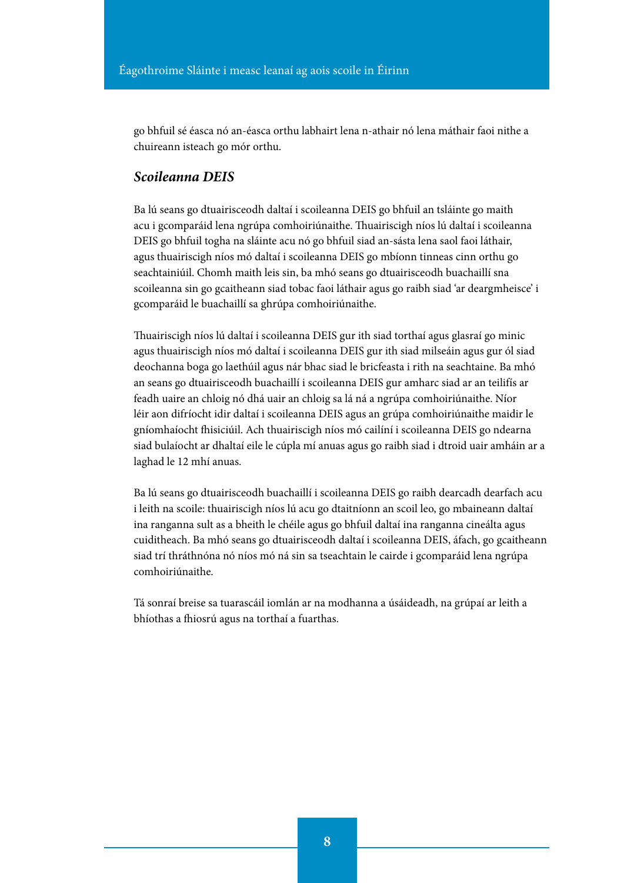go bhfuil sé éasca nó an-éasca orthu labhairt lena n-athair nó lena máthair faoi nithe a chuireann isteach go mór orthu.

### *Scoileanna DEIS*

Ba lú seans go dtuairisceodh daltaí i scoileanna DEIS go bhfuil an tsláinte go maith acu i gcomparáid lena ngrúpa comhoiriúnaithe. Thuairiscigh níos lú daltaí i scoileanna DEIS go bhfuil togha na sláinte acu nó go bhfuil siad an-sásta lena saol faoi láthair, agus thuairiscigh níos mó daltaí i scoileanna DEIS go mbíonn tinneas cinn orthu go seachtainiúil. Chomh maith leis sin, ba mhó seans go dtuairisceodh buachaillí sna scoileanna sin go gcaitheann siad tobac faoi láthair agus go raibh siad 'ar deargmheisce' i gcomparáid le buachaillí sa ghrúpa comhoiriúnaithe.

Thuairiscigh níos lú daltaí i scoileanna DEIS gur ith siad torthaí agus glasraí go minic agus thuairiscigh níos mó daltaí i scoileanna DEIS gur ith siad milseáin agus gur ól siad deochanna boga go laethúil agus nár bhac siad le bricfeasta i rith na seachtaine. Ba mhó an seans go dtuairisceodh buachaillí i scoileanna DEIS gur amharc siad ar an teilifís ar feadh uaire an chloig nó dhá uair an chloig sa lá ná a ngrúpa comhoiriúnaithe. Níor léir aon difríocht idir daltaí i scoileanna DEIS agus an grúpa comhoiriúnaithe maidir le gníomhaíocht fhisiciúil. Ach thuairiscigh níos mó cailíní i scoileanna DEIS go ndearna siad bulaíocht ar dhaltaí eile le cúpla mí anuas agus go raibh siad i dtroid uair amháin ar a laghad le 12 mhí anuas.

Ba lú seans go dtuairisceodh buachaillí i scoileanna DEIS go raibh dearcadh dearfach acu i leith na scoile: thuairiscigh níos lú acu go dtaitníonn an scoil leo, go mbaineann daltaí ina ranganna sult as a bheith le chéile agus go bhfuil daltaí ina ranganna cineálta agus cuiditheach. Ba mhó seans go dtuairisceodh daltaí i scoileanna DEIS, áfach, go gcaitheann siad trí thráthnóna nó níos mó ná sin sa tseachtain le cairde i gcomparáid lena ngrúpa comhoiriúnaithe.

Tá sonraí breise sa tuarascáil iomlán ar na modhanna a úsáideadh, na grúpaí ar leith a bhíothas a fhiosrú agus na torthaí a fuarthas.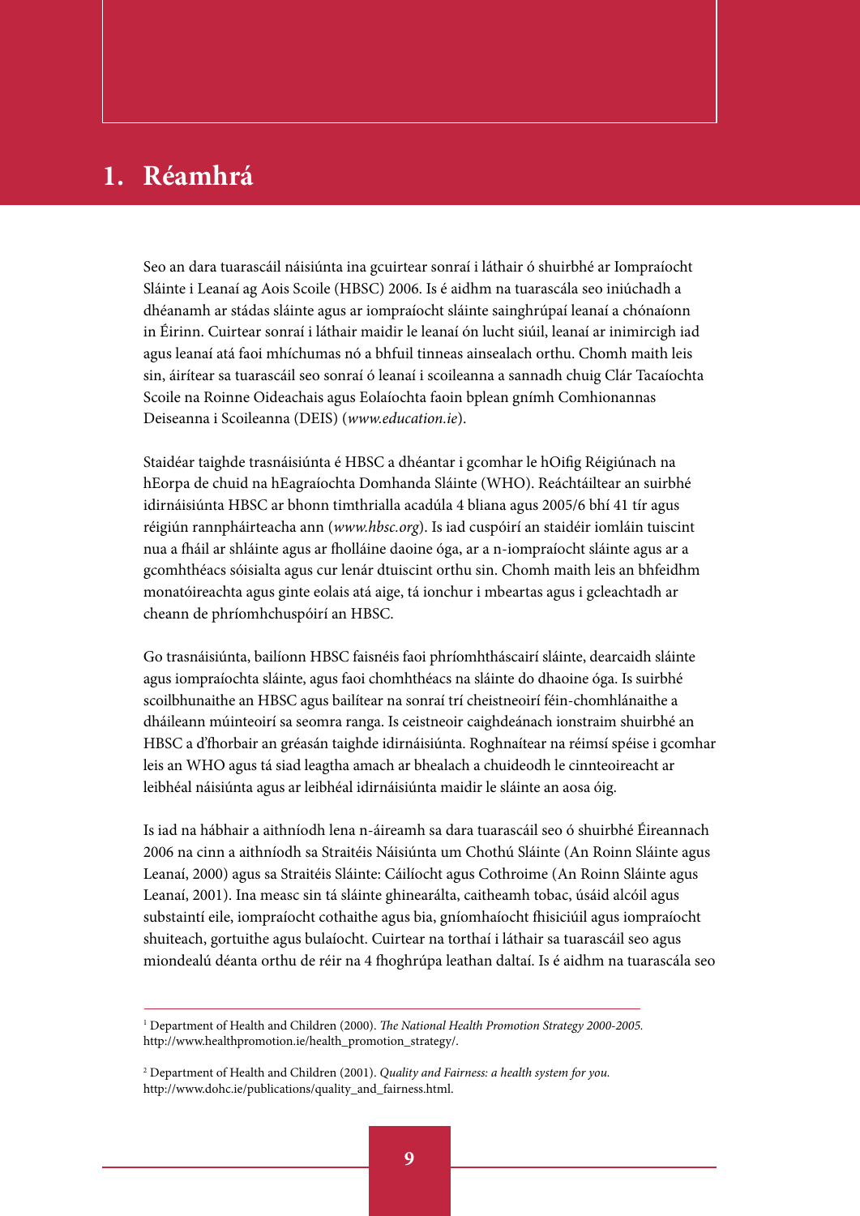# 1. Réamhrá

Seo an dara tuarascáil náisiúnta ina gcuirtear sonraí i láthair ó shuirbhé ar Iompraíocht Sláinte i Leanaí ag Aois Scoile (HBSC) 2006. Is é aidhm na tuarascála seo iniúchadh a dhéanamh ar stádas sláinte agus ar iompraíocht sláinte sainghrúpaí leanaí a chónaíonn in Éirinn. Cuirtear sonraí i láthair maidir le leanaí ón lucht siúil, leanaí ar inimircigh iad agus leanaí atá faoi mhíchumas nó a bhfuil tinneas ainsealach orthu. Chomh maith leis sin, áirítear sa tuarascáil seo sonraí ó leanaí i scoileanna a sannadh chuig Clár Tacaíochta Scoile na Roinne Oideachais agus Eolaíochta faoin bplean gnímh Comhionannas Deiseanna i Scoileanna (DEIS) (*www.education.ie*).

Staidéar taighde trasnáisiúnta é HBSC a dhéantar i gcomhar le hOifig Réigiúnach na hEorpa de chuid na hEagraíochta Domhanda Sláinte (WHO). Reáchtáiltear an suirbhé idirnáisiúnta HBSC ar bhonn timthrialla acadúla 4 bliana agus 2005/6 bhí 41 tír agus réigiún rannpháirteacha ann (*www.hbsc.org*). Is iad cuspóirí an staidéir iomláin tuiscint nua a fháil ar shláinte agus ar fholláine daoine óga, ar a n-iompraíocht sláinte agus ar a gcomhthéacs sóisialta agus cur lenár dtuiscint orthu sin. Chomh maith leis an bhfeidhm monatóireachta agus ginte eolais atá aige, tá ionchur i mbeartas agus i gcleachtadh ar cheann de phríomhchuspóirí an HBSC.

Go trasnáisiúnta, bailíonn HBSC faisnéis faoi phríomhtháscairí sláinte, dearcaidh sláinte agus iompraíochta sláinte, agus faoi chomhthéacs na sláinte do dhaoine óga. Is suirbhé scoilbhunaithe an HBSC agus bailítear na sonraí trí cheistneoirí féin-chomhlánaithe a dháileann múinteoirí sa seomra ranga. Is ceistneoir caighdeánach ionstraim shuirbhé an HBSC a d'fhorbair an gréasán taighde idirnáisiúnta. Roghnaítear na réimsí spéise i gcomhar leis an WHO agus tá siad leagtha amach ar bhealach a chuideodh le cinnteoireacht ar leibhéal náisiúnta agus ar leibhéal idirnáisiúnta maidir le sláinte an aosa óig.

Is iad na hábhair a aithníodh lena n-áireamh sa dara tuarascáil seo ó shuirbhé Éireannach 2006 na cinn a aithníodh sa Straitéis Náisiúnta um Chothú Sláinte (An Roinn Sláinte agus Leanaí, 2000) agus sa Straitéis Sláinte: Cáilíocht agus Cothroime (An Roinn Sláinte agus Leanaí, 2001). Ina measc sin tá sláinte ghinearálta, caitheamh tobac, úsáid alcóil agus substaintí eile, iompraíocht cothaithe agus bia, gníomhaíocht fhisiciúil agus iompraíocht shuiteach, gortuithe agus bulaíocht. Cuirtear na torthaí i láthair sa tuarascáil seo agus miondealú déanta orthu de réir na 4 fhoghrúpa leathan daltaí. Is é aidhm na tuarascála seo

---

[1] Department of Health and Children (2000). *The National Health Promotion Strategy 2000-2005.* http://www.healthpromotion.ie/health_promotion_strategy/.

[2] Department of Health and Children (2001). *Quality and Fairness: a health system for you.* http://www.dohc.ie/publications/quality_and_fairness.html.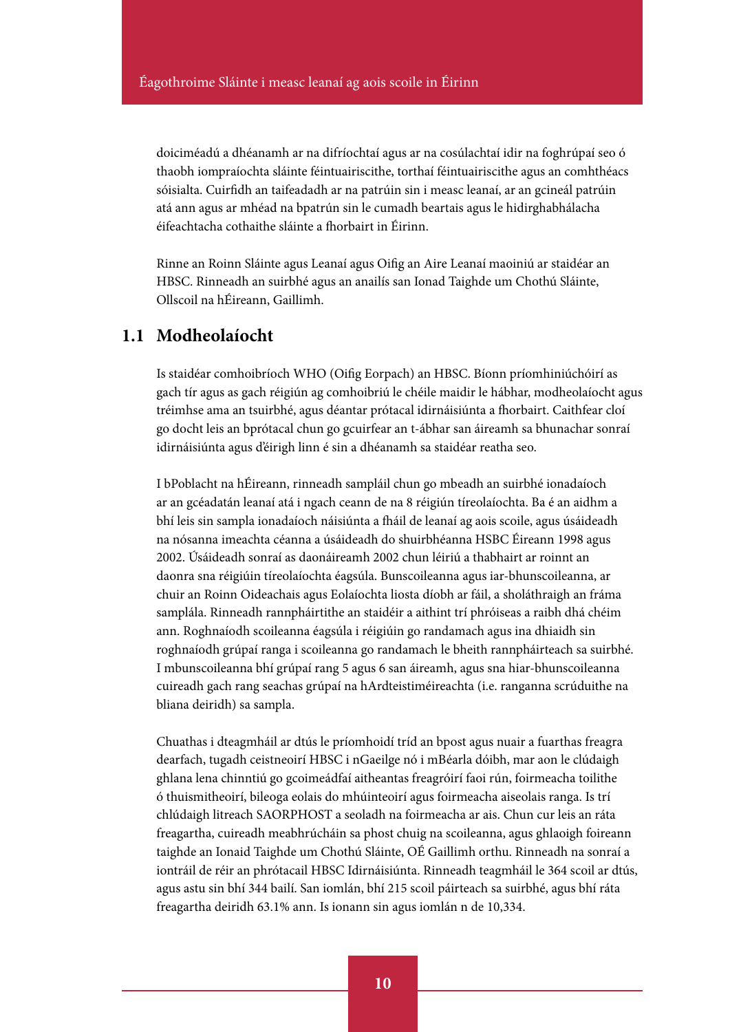doiciméadú a dhéanamh ar na difríochtaí agus ar na cosúlachtaí idir na foghrúpaí seo ó thaobh iompraíochta sláinte féintuairiscithe, torthaí féintuairiscithe agus an comhthéacs sóisialta. Cuirfidh an taifeadadh ar na patrúin sin i measc leanaí, ar an gcineál patrúin atá ann agus ar mhéad na bpatrún sin le cumadh beartais agus le hidirghabhálacha éifeachtacha cothaithe sláinte a fhorbairt in Éirinn.

Rinne an Roinn Sláinte agus Leanaí agus Oifig an Aire Leanaí maoiniú ar staidéar an HBSC. Rinneadh an suirbhé agus an anailís san Ionad Taighde um Chothú Sláinte, Ollscoil na hÉireann, Gaillimh.

## 1.1 Modheolaíocht

Is staidéar comhoibríoch WHO (Oifig Eorpach) an HBSC. Bíonn príomhiniúchóirí as gach tír agus as gach réigiún ag comhoibriú le chéile maidir le hábhar, modheolaíocht agus tréimhse ama an tsuirbhé, agus déantar prótacal idirnáisiúnta a fhorbairt. Caithfear cloí go docht leis an bprótacal chun go gcuirfear an t-ábhar san áireamh sa bhunachar sonraí idirnáisiúnta agus d'éirigh linn é sin a dhéanamh sa staidéar reatha seo.

I bPoblacht na hÉireann, rinneadh sampláil chun go mbeadh an suirbhé ionadaíoch ar an gcéadatán leanaí atá i ngach ceann de na 8 réigiún tíreolaíochta. Ba é an aidhm a bhí leis sin sampla ionadaíoch náisiúnta a fháil de leanaí ag aois scoile, agus úsáideadh na nósanna imeachta céanna a úsáideadh do shuirbhéanna HSBC Éireann 1998 agus 2002. Úsáideadh sonraí as daonáireamh 2002 chun léiriú a thabhairt ar roinnt an daonra sna réigiúin tíreolaíochta éagsúla. Bunscoileanna agus iar-bhunscoileanna, ar chuir an Roinn Oideachais agus Eolaíochta liosta díobh ar fáil, a sholáthraigh an fráma samplála. Rinneadh rannpháirtithe an staidéir a aithint trí phróiseas a raibh dhá chéim ann. Roghnaíodh scoileanna éagsúla i réigiúin go randamach agus ina dhiaidh sin roghnaíodh grúpaí ranga i scoileanna go randamach le bheith rannpháirteach sa suirbhé. I mbunscoileanna bhí grúpaí rang 5 agus 6 san áireamh, agus sna hiar-bhunscoileanna cuireadh gach rang seachas grúpaí na hArdteistiméireachta (i.e. ranganna scrúduithe na bliana deiridh) sa sampla.

Chuathas i dteagmháil ar dtús le príomhoidí tríd an bpost agus nuair a fuarthas freagra dearfach, tugadh ceistneoirí HBSC i nGaeilge nó i mBéarla dóibh, mar aon le clúdaigh ghlana lena chinntiú go gcoimeádfaí aitheantas freagróirí faoi rún, foirmeacha toilithe ó thuismitheoirí, bileoga eolais do mhúinteoirí agus foirmeacha aiseolais ranga. Is trí chlúdaigh litreach SAORPHOST a seoladh na foirmeacha ar ais. Chun cur leis an ráta freagartha, cuireadh meabhrúcháin sa phost chuig na scoileanna, agus ghlaoigh foireann taighde an Ionaid Taighde um Chothú Sláinte, OÉ Gaillimh orthu. Rinneadh na sonraí a iontráil de réir an phrótacail HBSC Idirnáisiúnta. Rinneadh teagmháil le 364 scoil ar dtús, agus astu sin bhí 344 bailí. San iomlán, bhí 215 scoil páirteach sa suirbhé, agus bhí ráta freagartha deiridh 63.1% ann. Is ionann sin agus iomlán n de 10,334.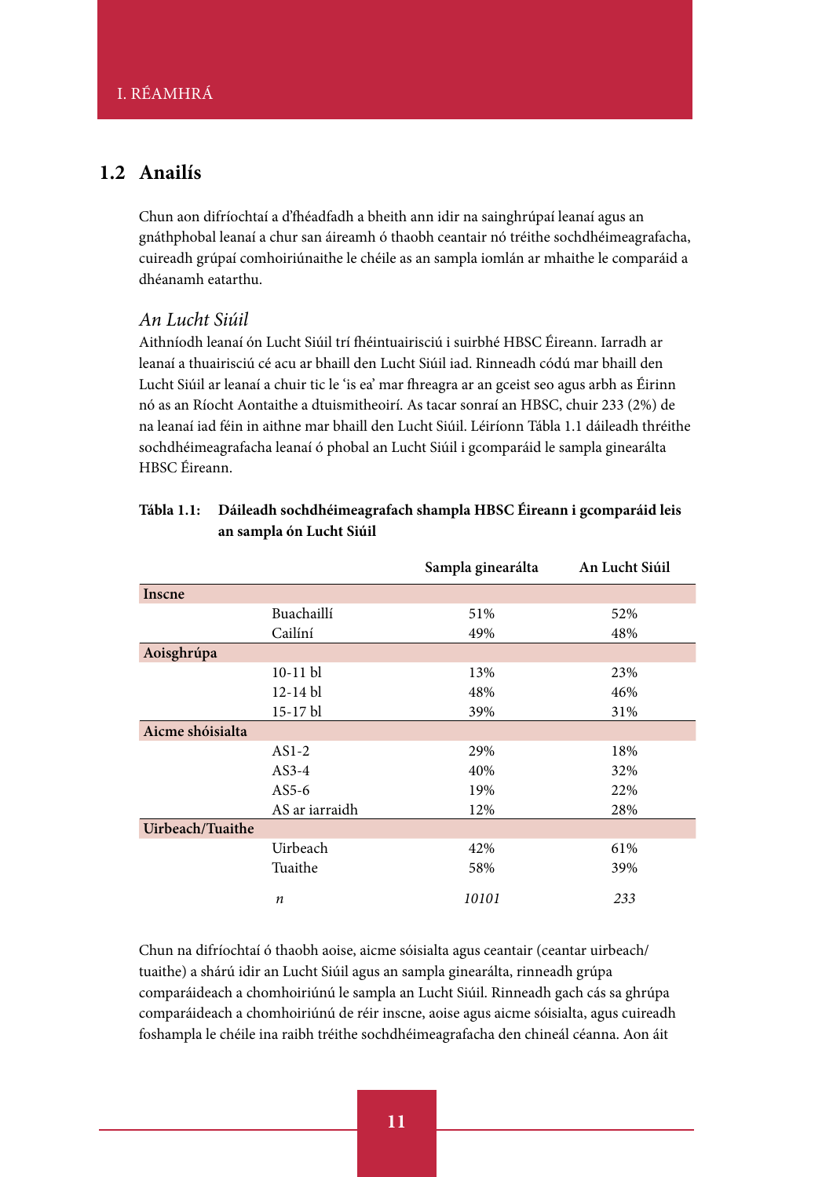## 1.2 Anailís

Chun aon difríochtaí a d'fhéadfadh a bheith ann idir na sainghrúpaí leanaí agus an gnáthphobal leanaí a chur san áireamh ó thaobh ceantair nó tréithe sochdhéimeagrafacha, cuireadh grúpaí comhoiriúnaithe le chéile as an sampla iomlán ar mhaithe le comparáid a dhéanamh eatarthu.

*An Lucht Siúil*

Aithníodh leanaí ón Lucht Siúil trí fhéintuairisciú i suirbhé HBSC Éireann. Iarradh ar leanaí a thuairisciú cé acu ar bhaill den Lucht Siúil iad. Rinneadh códú mar bhaill den Lucht Siúil ar leanaí a chuir tic le 'is ea' mar fhreagra ar an gceist seo agus arbh as Éirinn nó as an Ríocht Aontaithe a dtuismitheoirí. As tacar sonraí an HBSC, chuir 233 (2%) de na leanaí iad féin in aithne mar bhaill den Lucht Siúil. Léiríonn Tábla 1.1 dáileadh thréithe sochdhéimeagrafacha leanaí ó phobal an Lucht Siúil i gcomparáid le sampla ginearálta HBSC Éireann.

**Tábla 1.1: Dáileadh sochdhéimeagrafach shampla HBSC Éireann i gcomparáid leis an sampla ón Lucht Siúil**

| | | Sampla ginearálta | An Lucht Siúil |
|---|---|---|---|
| **Inscne** | | | |
| | Buachaillí | 51% | 52% |
| | Cailíní | 49% | 48% |
| **Aoisghrúpa** | | | |
| | 10-11 bl | 13% | 23% |
| | 12-14 bl | 48% | 46% |
| | 15-17 bl | 39% | 31% |
| **Aicme shóisialta** | | | |
| | AS1-2 | 29% | 18% |
| | AS3-4 | 40% | 32% |
| | AS5-6 | 19% | 22% |
| | AS ar iarraidh | 12% | 28% |
| **Uirbeach/Tuaithe** | | | |
| | Uirbeach | 42% | 61% |
| | Tuaithe | 58% | 39% |
| | *n* | *10101* | *233* |

Chun na difríochtaí ó thaobh aoise, aicme sóisialta agus ceantair (ceantar uirbeach/tuaithe) a shárú idir an Lucht Siúil agus an sampla ginearálta, rinneadh grúpa comparáideach a chomhoiriúnú le sampla an Lucht Siúil. Rinneadh gach cás sa ghrúpa comparáideach a chomhoiriúnú de réir inscne, aoise agus aicme sóisialta, agus cuireadh foshampla le chéile ina raibh tréithe sochdhéimeagrafacha den chineál céanna. Aon áit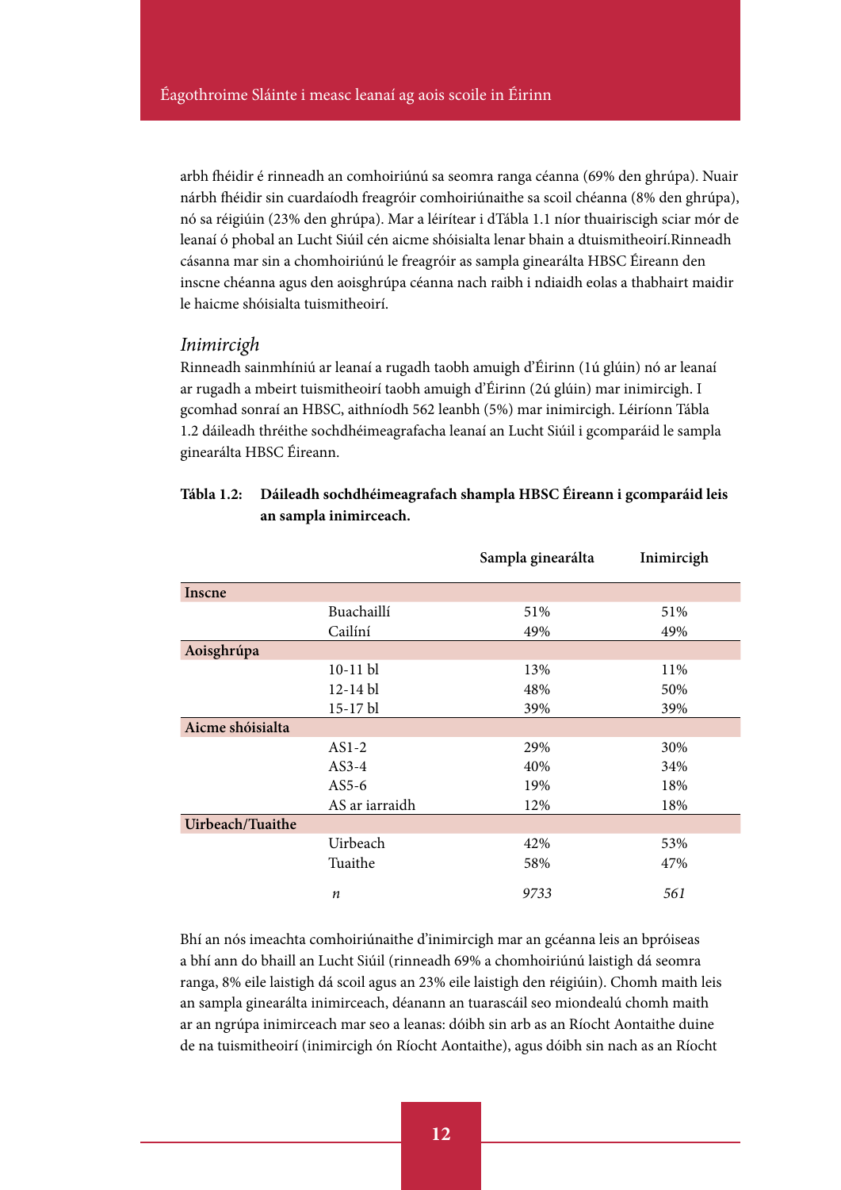arbh fhéidir é rinneadh an comhoiriúnú sa seomra ranga céanna (69% den ghrúpa). Nuair nárbh fhéidir sin cuardaíodh freagróir comhoiriúnaithe sa scoil chéanna (8% den ghrúpa), nó sa réigiúin (23% den ghrúpa). Mar a léirítear i dTábla 1.1 níor thuairiscigh sciar mór de leanaí ó phobal an Lucht Siúil cén aicme shóisialta lenar bhain a dtuismitheoirí.Rinneadh cásanna mar sin a chomhoiriúnú le freagróir as sampla ginearálta HBSC Éireann den inscne chéanna agus den aoisghrúpa céanna nach raibh i ndiaidh eolas a thabhairt maidir le haicme shóisialta tuismitheoirí.

### *Inimircigh*

Rinneadh sainmhíniú ar leanaí a rugadh taobh amuigh d'Éirinn (1ú glúin) nó ar leanaí ar rugadh a mbeirt tuismitheoirí taobh amuigh d'Éirinn (2ú glúin) mar inimircigh. I gcomhad sonraí an HBSC, aithníodh 562 leanbh (5%) mar inimircigh. Léiríonn Tábla 1.2 dáileadh thréithe sochdhéimeagrafacha leanaí an Lucht Siúil i gcomparáid le sampla ginearálta HBSC Éireann.

**Tábla 1.2: Dáileadh sochdhéimeagrafach shampla HBSC Éireann i gcomparáid leis an sampla inimirceach.**

| | | Sampla ginearálta | Inimircigh |
|---|---|---|---|
| **Inscne** | | | |
| | Buachaillí | 51% | 51% |
| | Cailíní | 49% | 49% |
| **Aoisghrúpa** | | | |
| | 10-11 bl | 13% | 11% |
| | 12-14 bl | 48% | 50% |
| | 15-17 bl | 39% | 39% |
| **Aicme shóisialta** | | | |
| | AS1-2 | 29% | 30% |
| | AS3-4 | 40% | 34% |
| | AS5-6 | 19% | 18% |
| | AS ar iarraidh | 12% | 18% |
| **Uirbeach/Tuaithe** | | | |
| | Uirbeach | 42% | 53% |
| | Tuaithe | 58% | 47% |
| | *n* | *9733* | *561* |

Bhí an nós imeachta comhoiriúnaithe d'inimircigh mar an gcéanna leis an bpróiseas a bhí ann do bhaill an Lucht Siúil (rinneadh 69% a chomhoiriúnú laistigh dá seomra ranga, 8% eile laistigh dá scoil agus an 23% eile laistigh den réigiúin). Chomh maith leis an sampla ginearálta inimirceach, déanann an tuarascáil seo miondealú chomh maith ar an ngrúpa inimirceach mar seo a leanas: dóibh sin arb as an Ríocht Aontaithe duine de na tuismitheoirí (inimircigh ón Ríocht Aontaithe), agus dóibh sin nach as an Ríocht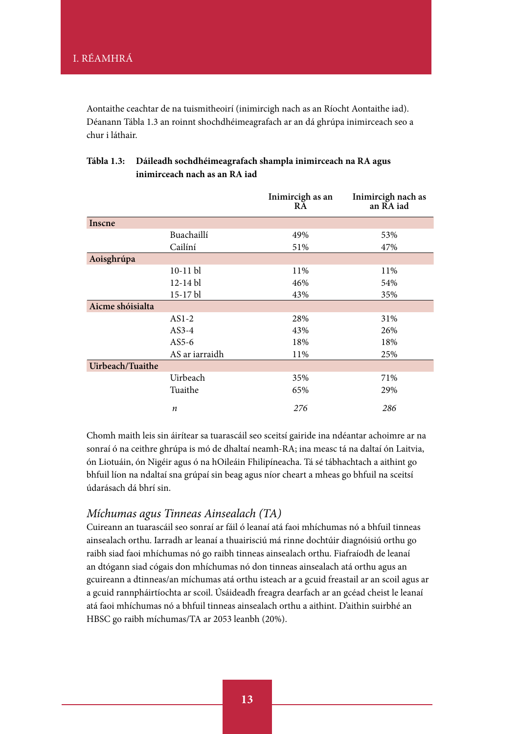Aontaithe ceachtar de na tuismitheoirí (inimircigh nach as an Ríocht Aontaithe iad). Déanann Tábla 1.3 an roinnt shochdhéimeagrafach ar an dá ghrúpa inimirceach seo a chur i láthair.

**Tábla 1.3: Dáileadh sochdhéimeagrafach shampla inimirceach na RA agus inimirceach nach as an RA iad**

| | | Inimircigh as an RA | Inimircigh nach as an RA iad |
|---|---|---|---|
| **Inscne** | | | |
| | Buachaillí | 49% | 53% |
| | Cailíní | 51% | 47% |
| **Aoisghrúpa** | | | |
| | 10-11 bl | 11% | 11% |
| | 12-14 bl | 46% | 54% |
| | 15-17 bl | 43% | 35% |
| **Aicme shóisialta** | | | |
| | AS1-2 | 28% | 31% |
| | AS3-4 | 43% | 26% |
| | AS5-6 | 18% | 18% |
| | AS ar iarraidh | 11% | 25% |
| **Uirbeach/Tuaithe** | | | |
| | Uirbeach | 35% | 71% |
| | Tuaithe | 65% | 29% |
| | *n* | *276* | *286* |

Chomh maith leis sin áirítear sa tuarascáil seo sceitsí gairide ina ndéantar achoimre ar na sonraí ó na ceithre ghrúpa is mó de dhaltaí neamh-RA; ina measc tá na daltaí ón Laitvia, ón Liotuáin, ón Nigéir agus ó na hOileáin Fhilipíneacha. Tá sé tábhachtach a aithint go bhfuil líon na ndaltaí sna grúpaí sin beag agus níor cheart a mheas go bhfuil na sceitsí údarásach dá bhrí sin.

### *Míchumas agus Tinneas Ainsealach (TA)*

Cuireann an tuarascáil seo sonraí ar fáil ó leanaí atá faoi mhíchumas nó a bhfuil tinneas ainsealach orthu. Iarradh ar leanaí a thuairisciú má rinne dochtúir diagnóisiú orthu go raibh siad faoi mhíchumas nó go raibh tinneas ainsealach orthu. Fiafraíodh de leanaí an dtógann siad cógais don mhíchumas nó don tinneas ainsealach atá orthu agus an gcuireann a dtinneas/an míchumas atá orthu isteach ar a gcuid freastail ar an scoil agus ar a gcuid rannpháirtíochta ar scoil. Úsáideadh freagra dearfach ar an gcéad cheist le leanaí atá faoi mhíchumas nó a bhfuil tinneas ainsealach orthu a aithint. D'aithin suirbhé an HBSC go raibh míchumas/TA ar 2053 leanbh (20%).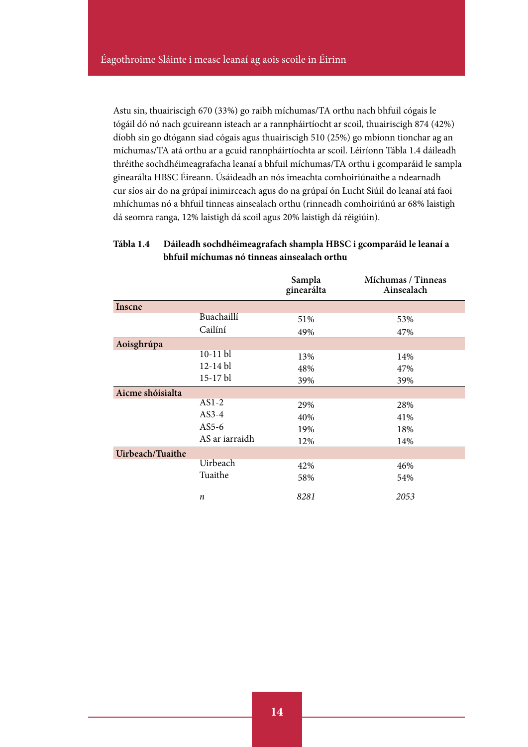Astu sin, thuairiscigh 670 (33%) go raibh míchumas/TA orthu nach bhfuil cógais le tógáil dó nó nach gcuireann isteach ar a rannpháirtíocht ar scoil, thuairiscigh 874 (42%) díobh sin go dtógann siad cógais agus thuairiscigh 510 (25%) go mbíonn tionchar ag an míchumas/TA atá orthu ar a gcuid rannpháirtíochta ar scoil. Léiríonn Tábla 1.4 dáileadh tréithe sochdhéimeagrafacha leanaí a bhfuil míchumas/TA orthu i gcomparáid le sampla ginearálta HBSC Éireann. Úsáideadh an nós imeachta comhoiriúnaithe a ndearnadh cur síos air do na grúpaí inimirceach agus do na grúpaí ón Lucht Siúil do leanaí atá faoi mhíchumas nó a bhfuil tinneas ainsealach orthu (rinneadh comhoiriúnú ar 68% laistigh dá seomra ranga, 12% laistigh dá scoil agus 20% laistigh dá réigiúin).

**Tábla 1.4 Dáileadh sochdhéimeagrafach shampla HBSC i gcomparáid le leanaí a bhfuil míchumas nó tinneas ainsealach orthu**

| | | Sampla ginearálta | Míchumas / Tinneas Ainsealach |
|---|---|---|---|
| **Inscne** | | | |
| | Buachaillí | 51% | 53% |
| | Cailíní | 49% | 47% |
| **Aoisghrúpa** | | | |
| | 10-11 bl | 13% | 14% |
| | 12-14 bl | 48% | 47% |
| | 15-17 bl | 39% | 39% |
| **Aicme shóisialta** | | | |
| | AS1-2 | 29% | 28% |
| | AS3-4 | 40% | 41% |
| | AS5-6 | 19% | 18% |
| | AS ar iarraidh | 12% | 14% |
| **Uirbeach/Tuaithe** | | | |
| | Uirbeach | 42% | 46% |
| | Tuaithe | 58% | 54% |
| | *n* | *8281* | *2053* |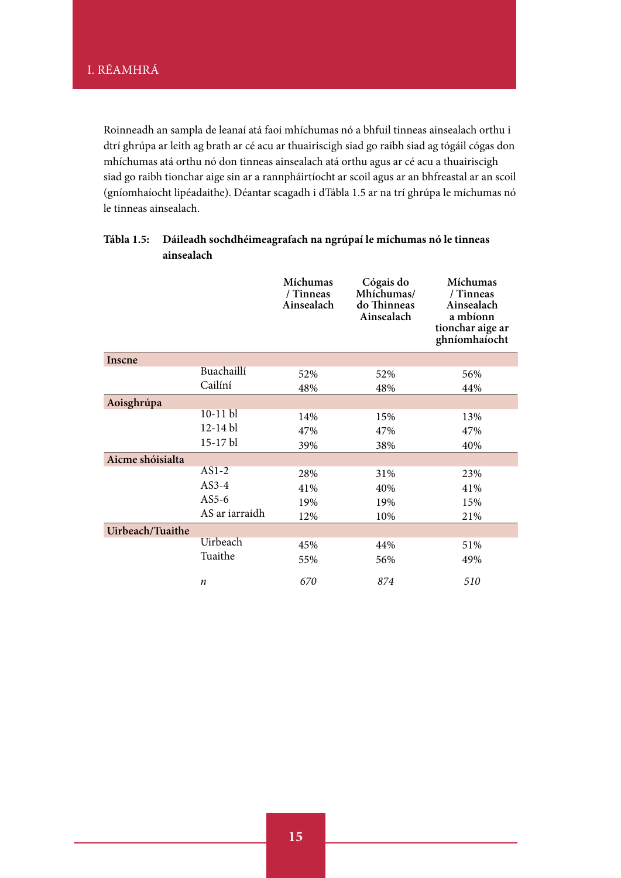Roinneadh an sampla de leanaí atá faoi mhíchumas nó a bhfuil tinneas ainsealach orthu i dtrí ghrúpa ar leith ag brath ar cé acu ar thuairiscigh siad go raibh siad ag tógáil cógas don mhíchumas atá orthu nó don tinneas ainsealach atá orthu agus ar cé acu a thuairiscigh siad go raibh tionchar aige sin ar a rannpháirtíocht ar scoil agus ar an bhfreastal ar an scoil (gníomhaíocht lipéadaithe). Déantar scagadh i dTábla 1.5 ar na trí ghrúpa le míchumas nó le tinneas ainsealach.

**Tábla 1.5: Dáileadh sochdhéimeagrafach na ngrúpaí le míchumas nó le tinneas ainsealach**

| | | Míchumas / Tinneas Ainsealach | Cógais do Mhíchumas/ do Thinneas Ainsealach | Míchumas / Tinneas Ainsealach a mbíonn tionchar aige ar ghníomhaíocht |
|---|---|---|---|---|
| **Inscne** | | | | |
| | Buachaillí | 52% | 52% | 56% |
| | Cailíní | 48% | 48% | 44% |
| **Aoisghrúpa** | | | | |
| | 10-11 bl | 14% | 15% | 13% |
| | 12-14 bl | 47% | 47% | 47% |
| | 15-17 bl | 39% | 38% | 40% |
| **Aicme shóisialta** | | | | |
| | AS1-2 | 28% | 31% | 23% |
| | AS3-4 | 41% | 40% | 41% |
| | AS5-6 | 19% | 19% | 15% |
| | AS ar iarraidh | 12% | 10% | 21% |
| **Uirbeach/Tuaithe** | | | | |
| | Uirbeach | 45% | 44% | 51% |
| | Tuaithe | 55% | 56% | 49% |
| | *n* | *670* | *874* | *510* |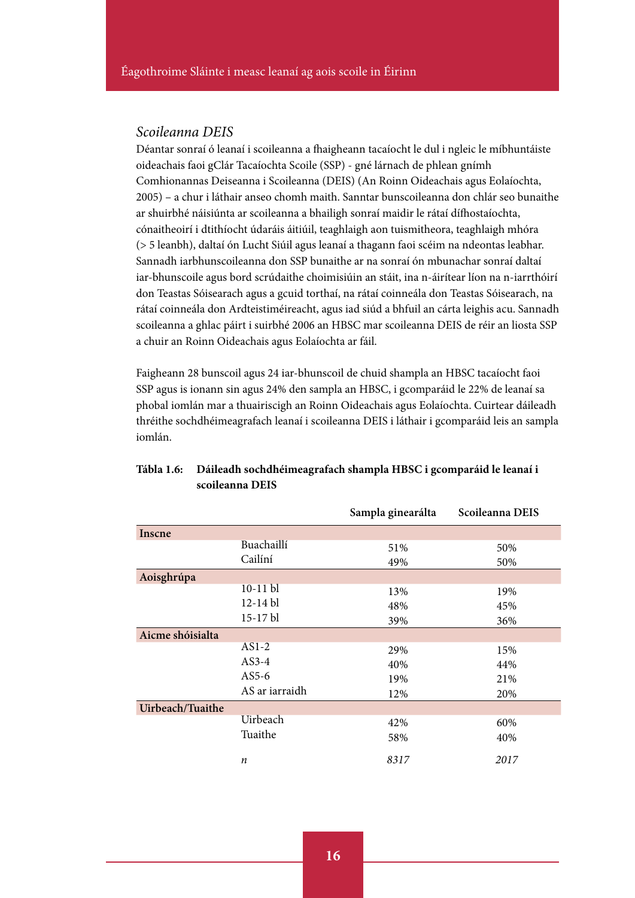### *Scoileanna DEIS*

Déantar sonraí ó leanaí i scoileanna a fhaigheann tacaíocht le dul i ngleic le míbhuntáiste oideachais faoi gClár Tacaíochta Scoile (SSP) - gné lárnach de phlean gnímh Comhionannas Deiseanna i Scoileanna (DEIS) (An Roinn Oideachais agus Eolaíochta, 2005) – a chur i láthair anseo chomh maith. Sanntar bunscoileanna don chlár seo bunaithe ar shuirbhé náisiúnta ar scoileanna a bhailigh sonraí maidir le rátaí dífhostaíochta, cónaitheoirí i dtithíocht údaráis áitiúil, teaghlaigh aon tuismitheora, teaghlaigh mhóra (> 5 leanbh), daltaí ón Lucht Siúil agus leanaí a thagann faoi scéim na ndeontas leabhar. Sannadh iarbhunscoileanna don SSP bunaithe ar na sonraí ón mbunachar sonraí daltaí iar-bhunscoile agus bord scrúdaithe choimisiúin an stáit, ina n-áirítear líon na n-iarrthóirí don Teastas Sóisearach agus a gcuid torthaí, na rátaí coinneála don Teastas Sóisearach, na rátaí coinneála don Ardteistiméireacht, agus iad siúd a bhfuil an cárta leighis acu. Sannadh scoileanna a ghlac páirt i suirbhé 2006 an HBSC mar scoileanna DEIS de réir an liosta SSP a chuir an Roinn Oideachais agus Eolaíochta ar fáil.

Faigheann 28 bunscoil agus 24 iar-bhunscoil de chuid shampla an HBSC tacaíocht faoi SSP agus is ionann sin agus 24% den sampla an HBSC, i gcomparáid le 22% de leanaí sa phobal iomlán mar a thuairiscigh an Roinn Oideachais agus Eolaíochta. Cuirtear dáileadh thréithe sochdhéimeagrafach leanaí i scoileanna DEIS i láthair i gcomparáid leis an sampla iomlán.

**Tábla 1.6: Dáileadh sochdhéimeagrafach shampla HBSC i gcomparáid le leanaí i scoileanna DEIS**

| | | Sampla ginearálta | Scoileanna DEIS |
|---|---|---|---|
| **Inscne** | | | |
| | Buachaillí | 51% | 50% |
| | Cailíní | 49% | 50% |
| **Aoisghrúpa** | | | |
| | 10-11 bl | 13% | 19% |
| | 12-14 bl | 48% | 45% |
| | 15-17 bl | 39% | 36% |
| **Aicme shóisialta** | | | |
| | AS1-2 | 29% | 15% |
| | AS3-4 | 40% | 44% |
| | AS5-6 | 19% | 21% |
| | AS ar iarraidh | 12% | 20% |
| **Uirbeach/Tuaithe** | | | |
| | Uirbeach | 42% | 60% |
| | Tuaithe | 58% | 40% |
| | *n* | *8317* | *2017* |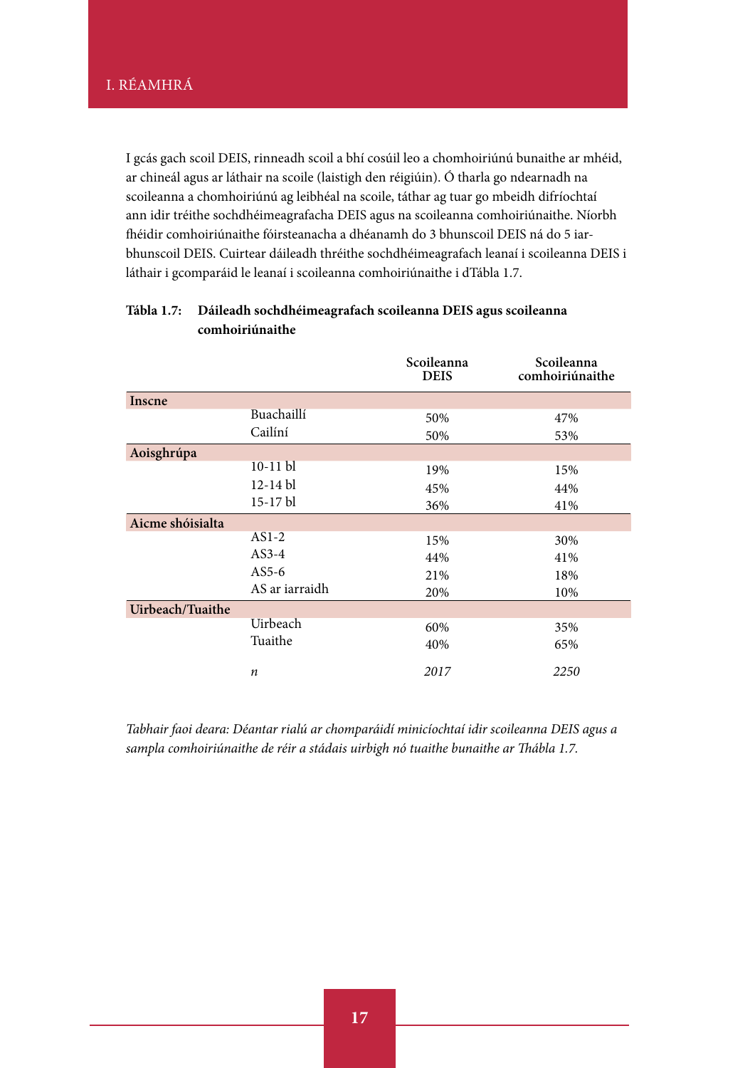I gcás gach scoil DEIS, rinneadh scoil a bhí cosúil leo a chomhoiriúnú bunaithe ar mhéid, ar chineál agus ar láthair na scoile (laistigh den réigiúin). Ó tharla go ndearnadh na scoileanna a chomhoiriúnú ag leibhéal na scoile, táthar ag tuar go mbeidh difríochtaí ann idir tréithe sochdhéimeagrafacha DEIS agus na scoileanna comhoiriúnaithe. Níorbh fhéidir comhoiriúnaithe fóirsteanacha a dhéanamh do 3 bhunscoil DEIS ná do 5 iar-bhunscoil DEIS. Cuirtear dáileadh thréithe sochdhéimeagrafach leanaí i scoileanna DEIS i láthair i gcomparáid le leanaí i scoileanna comhoiriúnaithe i dTábla 1.7.

**Tábla 1.7: Dáileadh sochdhéimeagrafach scoileanna DEIS agus scoileanna comhoiriúnaithe**

| | | Scoileanna DEIS | Scoileanna comhoiriúnaithe |
|---|---|---|---|
| **Inscne** | | | |
| | Buachaillí | 50% | 47% |
| | Cailíní | 50% | 53% |
| **Aoisghrúpa** | | | |
| | 10-11 bl | 19% | 15% |
| | 12-14 bl | 45% | 44% |
| | 15-17 bl | 36% | 41% |
| **Aicme shóisialta** | | | |
| | AS1-2 | 15% | 30% |
| | AS3-4 | 44% | 41% |
| | AS5-6 | 21% | 18% |
| | AS ar iarraidh | 20% | 10% |
| **Uirbeach/Tuaithe** | | | |
| | Uirbeach | 60% | 35% |
| | Tuaithe | 40% | 65% |
| | *n* | *2017* | *2250* |

*Tabhair faoi deara: Déantar rialú ar chomparáidí minicíochtaí idir scoileanna DEIS agus a sampla comhoiriúnaithe de réir a stádais uirbigh nó tuaithe bunaithe ar Thábla 1.7.*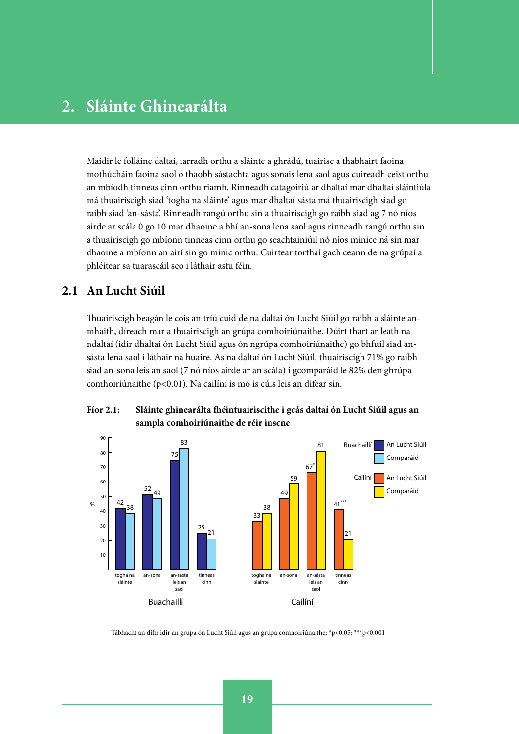# 2. Sláinte Ghinearálta

Maidir le folláine daltaí, iarradh orthu a sláinte a ghrádú, tuairisc a thabhairt faoina mothúcháin faoina saol ó thaobh sástachta agus sonais lena saol agus cuireadh ceist orthu an mbíodh tinneas cinn orthu riamh. Rinneadh catagóiriú ar dhaltaí mar dhaltaí sláintiúla má thuairiscigh siad 'togha na sláinte' agus mar dhaltaí sásta má thuairiscigh siad go raibh siad 'an-sásta'. Rinneadh rangú orthu sin a thuairiscigh go raibh siad ag 7 nó níos airde ar scála 0 go 10 mar dhaoine a bhí an-sona lena saol agus rinneadh rangú orthu sin a thuairiscigh go mbíonn tinneas cinn orthu go seachtainiúil nó níos minice ná sin mar dhaoine a mbíonn an airí sin go minic orthu. Cuirtear torthaí gach ceann de na grúpaí a phléitear sa tuarascáil seo i láthair astu féin.

## 2.1 An Lucht Siúil

Thuairiscigh beagán le cois an tríú cuid de na daltaí ón Lucht Siúil go raibh a sláinte an-mhaith, díreach mar a thuairiscigh an grúpa comhoiriúnaithe. Dúirt thart ar leath na ndaltaí (idir dhaltaí ón Lucht Siúil agus ón ngrúpa comhoiriúnaithe) go bhfuil siad an-sásta lena saol i láthair na huaire. As na daltaí ón Lucht Siúil, thuairiscigh 71% go raibh siad an-sona leis an saol (7 nó níos airde ar an scála) i gcomparáid le 82% den ghrúpa comhoiriúnaithe ($p<0.01$). Na cailíní is mó is cúis leis an difear sin.

**Fíor 2.1: Sláinte ghinearálta fhéintuairiscithe i gcás daltaí ón Lucht Siúil agus an sampla comhoiriúnaithe de réir inscne**

| % | Buachaillí – An Lucht Siúil | Buachaillí – Comparáid | Cailíní – An Lucht Siúil | Cailíní – Comparáid |
|---|---|---|---|---|
| togha na sláinte | 42 | 38 | 33 | 38 |
| an-sona | 52 | 49 | 49 | 59 |
| an-sásta leis an saol | 75 | 83 | 67* | 81 |
| tinneas cinn | 25 | 21 | 41*** | 21 |

Tábhacht an difir idir an grúpa ón Lucht Siúil agus an grúpa comhoiriúnaithe: $^{*}p<0.05$; $^{***}p<0.001$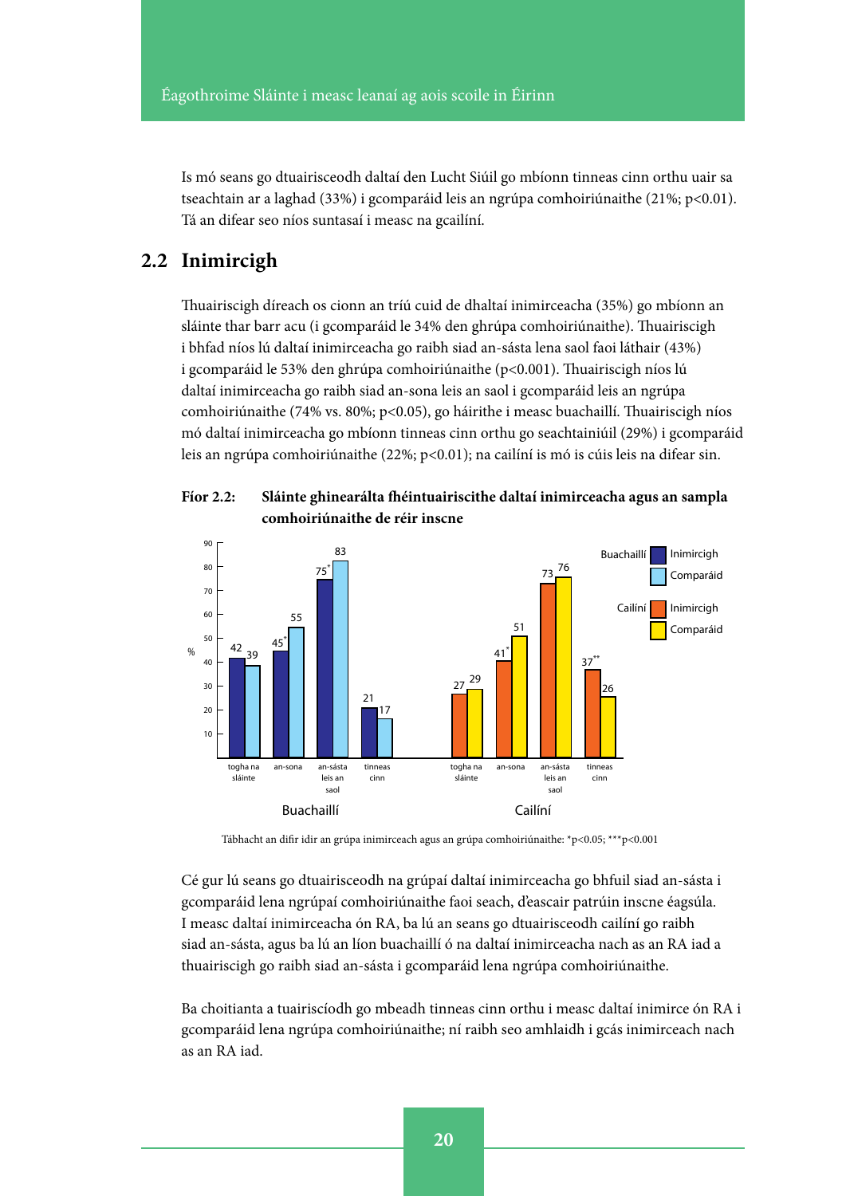Is mó seans go dtuairisceodh daltaí den Lucht Siúil go mbíonn tinneas cinn orthu uair sa tseachtain ar a laghad (33%) i gcomparáid leis an ngrúpa comhoiriúnaithe (21%; $p<0.01$). Tá an difear seo níos suntasaí i measc na gcailíní.

## 2.2 Inimircigh

Thuairiscigh díreach os cionn an tríú cuid de dhaltaí inimirceacha (35%) go mbíonn an sláinte thar barr acu (i gcomparáid le 34% den ghrúpa comhoiriúnaithe). Thuairiscigh i bhfad níos lú daltaí inimirceacha go raibh siad an-sásta lena saol faoi láthair (43%) i gcomparáid le 53% den ghrúpa comhoiriúnaithe ($p<0.001$). Thuairiscigh níos lú daltaí inimirceacha go raibh siad an-sona leis an saol i gcomparáid leis an ngrúpa comhoiriúnaithe (74% vs. 80%; $p<0.05$), go háirithe i measc buachaillí. Thuairiscigh níos mó daltaí inimirceacha go mbíonn tinneas cinn orthu go seachtainiúil (29%) i gcomparáid leis an ngrúpa comhoiriúnaithe (22%; $p<0.01$); na cailíní is mó is cúis leis na difear sin.

**Fíor 2.2: Sláinte ghinearálta fhéintuairiscithe daltaí inimirceacha agus an sampla comhoiriúnaithe de réir inscne**

| % | Buachaillí – Inimircigh | Buachaillí – Comparáid | Cailíní – Inimircigh | Cailíní – Comparáid |
|---|---|---|---|---|
| togha na sláinte | 42 | 39 | 27 | 29 |
| an-sona | 45* | 55 | 41* | 51 |
| an-sásta leis an saol | 75* | 83 | 73 | 76 |
| tinneas cinn | 21 | 17 | 37** | 26 |

Tábhacht an difir idir an grúpa inimirceach agus an grúpa comhoiriúnaithe: *$p<0.05$; ***$p<0.001$

Cé gur lú seans go dtuairisceodh na grúpaí daltaí inimirceacha go bhfuil siad an-sásta i gcomparáid lena ngrúpaí comhoiriúnaithe faoi seach, d'eascair patrúin inscne éagsúla. I measc daltaí inimirceacha ón RA, ba lú an seans go dtuairisceodh cailíní go raibh siad an-sásta, agus ba lú an líon buachaillí ó na daltaí inimirceacha nach as an RA iad a thuairiscigh go raibh siad an-sásta i gcomparáid lena ngrúpa comhoiriúnaithe.

Ba choitianta a tuairiscíodh go mbeadh tinneas cinn orthu i measc daltaí inimirce ón RA i gcomparáid lena ngrúpa comhoiriúnaithe; ní raibh seo amhlaidh i gcás inimirceach nach as an RA iad.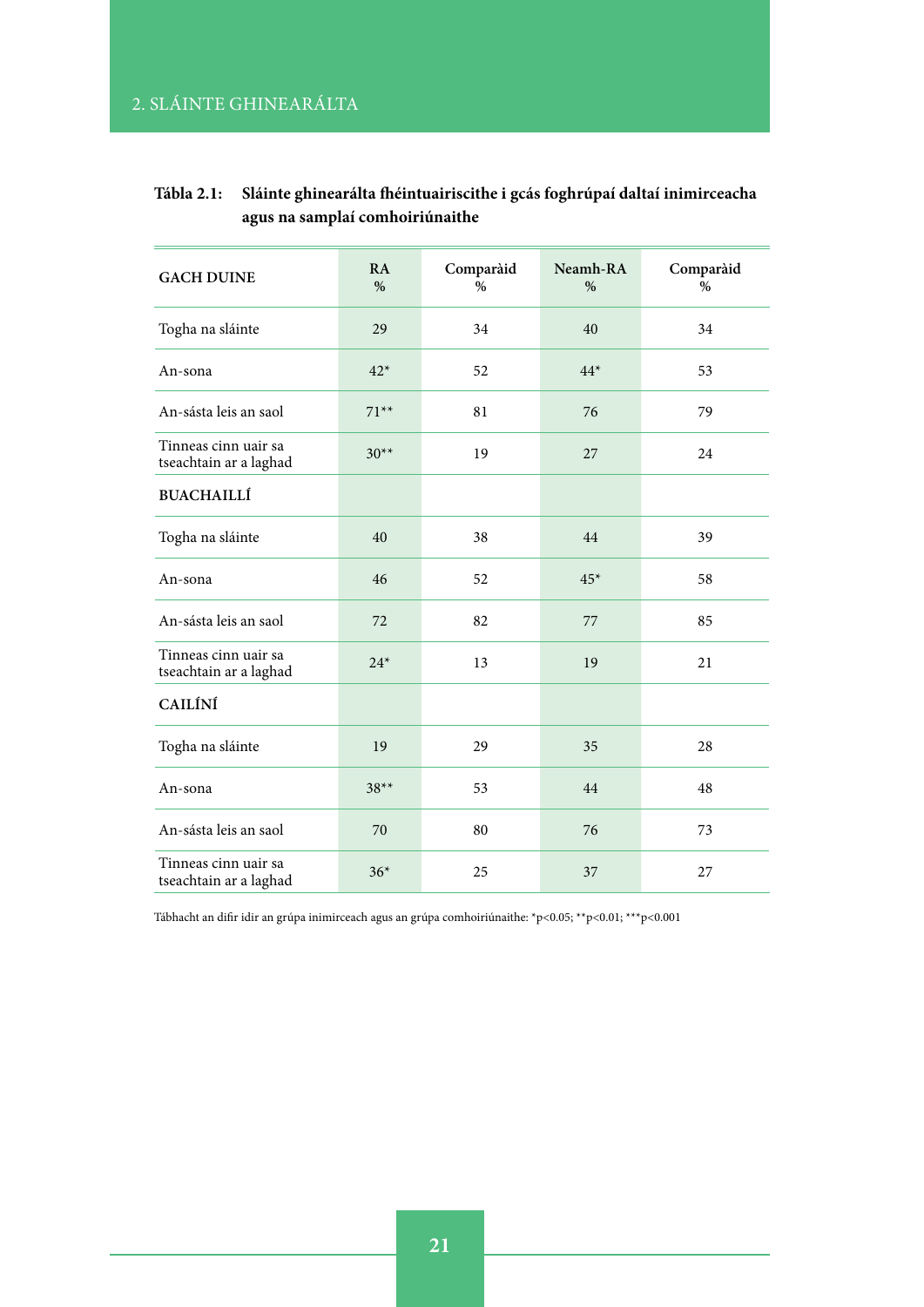**Tábla 2.1: Sláinte ghinearálta fhéintuairiscithe i gcás foghrúpaí daltaí inimirceacha agus na samplaí comhoiriúnaithe**

| GACH DUINE | RA % | Comparàid % | Neamh-RA % | Comparàid % |
|---|---|---|---|---|
| Togha na sláinte | 29 | 34 | 40 | 34 |
| An-sona | 42* | 52 | 44* | 53 |
| An-sásta leis an saol | 71** | 81 | 76 | 79 |
| Tinneas cinn uair sa tseachtain ar a laghad | 30** | 19 | 27 | 24 |
| **BUACHAILLÍ** | | | | |
| Togha na sláinte | 40 | 38 | 44 | 39 |
| An-sona | 46 | 52 | 45* | 58 |
| An-sásta leis an saol | 72 | 82 | 77 | 85 |
| Tinneas cinn uair sa tseachtain ar a laghad | 24* | 13 | 19 | 21 |
| **CAILÍNÍ** | | | | |
| Togha na sláinte | 19 | 29 | 35 | 28 |
| An-sona | 38** | 53 | 44 | 48 |
| An-sásta leis an saol | 70 | 80 | 76 | 73 |
| Tinneas cinn uair sa tseachtain ar a laghad | 36* | 25 | 37 | 27 |

Tábhacht an difir idir an grúpa inimirceach agus an grúpa comhoiriúnaithe: *$p<0.05$; **$p<0.01$; ***$p<0.001$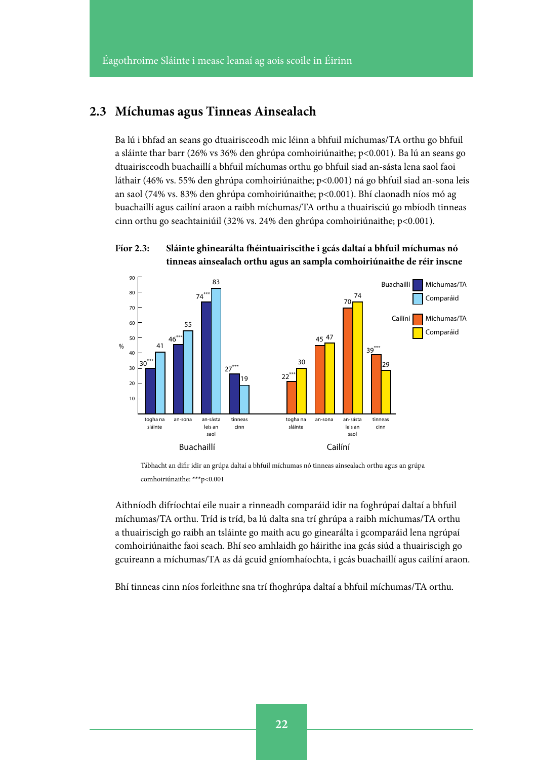## 2.3 Míchumas agus Tinneas Ainsealach

Ba lú i bhfad an seans go dtuairisceodh mic léinn a bhfuil míchumas/TA orthu go bhfuil a sláinte thar barr (26% vs 36% den ghrúpa comhoiriúnaithe; $p<0.001$). Ba lú an seans go dtuairisceodh buachaillí a bhfuil míchumas orthu go bhfuil siad an-sásta lena saol faoi láthair (46% vs. 55% den ghrúpa comhoiriúnaithe; $p<0.001$) ná go bhfuil siad an-sona leis an saol (74% vs. 83% den ghrúpa comhoiriúnaithe; $p<0.001$). Bhí claonadh níos mó ag buachaillí agus cailíní araon a raibh míchumas/TA orthu a thuairisciú go mbíodh tinneas cinn orthu go seachtainiúil (32% vs. 24% den ghrúpa comhoiriúnaithe; $p<0.001$).

**Fíor 2.3: Sláinte ghinearálta fhéintuairiscithe i gcás daltaí a bhfuil míchumas nó tinneas ainsealach orthu agus an sampla comhoiriúnaithe de réir inscne**

| | Buachaillí Míchumas/TA (%) | Buachaillí Comparáid (%) | Cailíní Míchumas/TA (%) | Cailíní Comparáid (%) |
|---|---|---|---|---|
| togha na sláinte | 30*** | 41 | 22*** | 30 |
| an-sona | 46*** | 55 | 45 | 47 |
| an-sásta leis an saol | 74*** | 83 | 70 | 74 |
| tinneas cinn | 27*** | 19 | 39*** | 29 |

Tábhacht an difir idir an grúpa daltaí a bhfuil míchumas nó tinneas ainsealach orthu agus an grúpa comhoiriúnaithe: ***$p<0.001$

Aithníodh difríochtaí eile nuair a rinneadh comparáid idir na foghrúpaí daltaí a bhfuil míchumas/TA orthu. Tríd is tríd, ba lú dalta sna trí ghrúpa a raibh míchumas/TA orthu a thuairiscigh go raibh an tsláinte go maith acu go ginearálta i gcomparáid lena ngrúpaí comhoiriúnaithe faoi seach. Bhí seo amhlaidh go háirithe ina gcás siúd a thuairiscigh go gcuireann a míchumas/TA as dá gcuid gníomhaíochta, i gcás buachaillí agus cailíní araon.

Bhí tinneas cinn níos forleithne sna trí fhoghrúpa daltaí a bhfuil míchumas/TA orthu.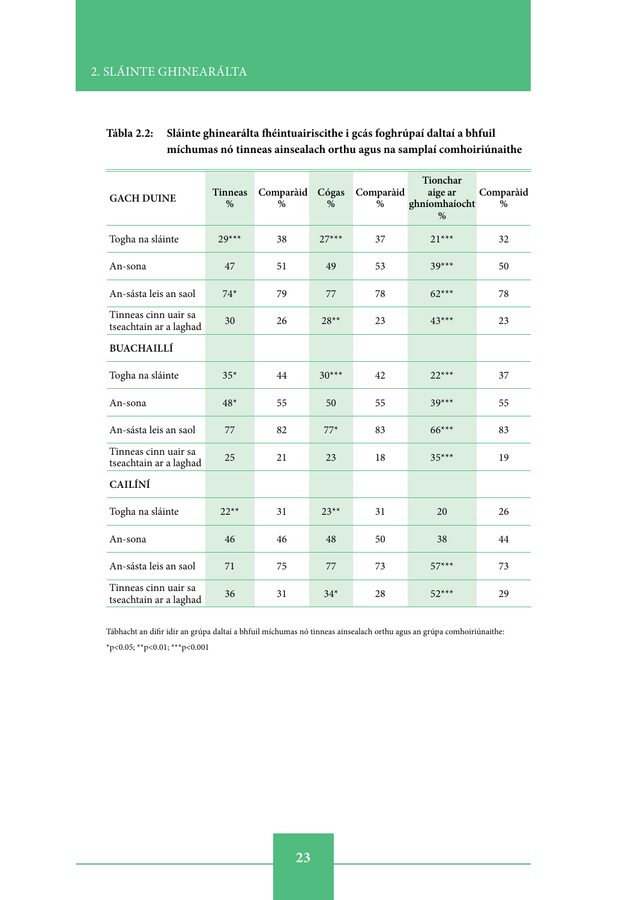**Tábla 2.2: Sláinte ghinearálta fhéintuairiscithe i gcás foghrúpaí daltaí a bhfuil míchumas nó tinneas ainsealach orthu agus na samplaí comhoiriúnaithe**

| GACH DUINE | Tinneas % | Comparàid % | Cógas % | Comparàid % | Tionchar aige ar ghníomhaíocht % | Comparàid % |
|---|---|---|---|---|---|---|
| Togha na sláinte | 29*** | 38 | 27*** | 37 | 21*** | 32 |
| An-sona | 47 | 51 | 49 | 53 | 39*** | 50 |
| An-sásta leis an saol | 74* | 79 | 77 | 78 | 62*** | 78 |
| Tinneas cinn uair sa tseachtain ar a laghad | 30 | 26 | 28** | 23 | 43*** | 23 |
| **BUACHAILLÍ** | | | | | | |
| Togha na sláinte | 35* | 44 | 30*** | 42 | 22*** | 37 |
| An-sona | 48* | 55 | 50 | 55 | 39*** | 55 |
| An-sásta leis an saol | 77 | 82 | 77* | 83 | 66*** | 83 |
| Tinneas cinn uair sa tseachtain ar a laghad | 25 | 21 | 23 | 18 | 35*** | 19 |
| **CAILÍNÍ** | | | | | | |
| Togha na sláinte | 22** | 31 | 23** | 31 | 20 | 26 |
| An-sona | 46 | 46 | 48 | 50 | 38 | 44 |
| An-sásta leis an saol | 71 | 75 | 77 | 73 | 57*** | 73 |
| Tinneas cinn uair sa tseachtain ar a laghad | 36 | 31 | 34* | 28 | 52*** | 29 |

Tábhacht an difir idir an grúpa daltaí a bhfuil míchumas nó tinneas ainsealach orthu agus an grúpa comhoiriúnaithe:

*$p<0.05$; **$p<0.01$; ***$p<0.001$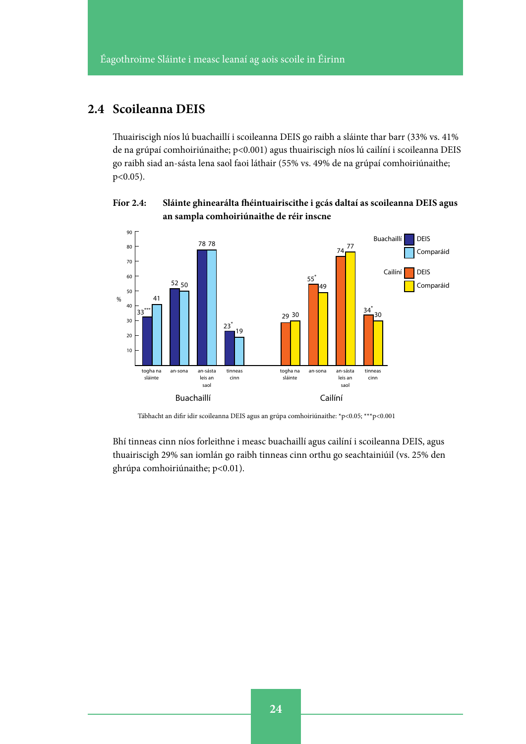## 2.4 Scoileanna DEIS

Thuairiscigh níos lú buachaillí i scoileanna DEIS go raibh a sláinte thar barr (33% vs. 41% de na grúpaí comhoiriúnaithe; $p<0.001$) agus thuairiscigh níos lú cailíní i scoileanna DEIS go raibh siad an-sásta lena saol faoi láthair (55% vs. 49% de na grúpaí comhoiriúnaithe; $p<0.05$).

**Fíor 2.4: Sláinte ghinearálta fhéintuairiscithe i gcás daltaí as scoileanna DEIS agus an sampla comhoiriúnaithe de réir inscne**

| % | Buachaillí DEIS | Buachaillí Comparáid | Cailíní DEIS | Cailíní Comparáid |
|---|---|---|---|---|
| togha na sláinte | 33*** | 41 | 29 | 30 |
| an-sona | 52 | 50 | 55* | 49 |
| an-sásta leis an saol | 78 | 78 | 74 | 77 |
| tinneas cinn | 23* | 19 | 34* | 30 |

Tábhacht an difir idir scoileanna DEIS agus an grúpa comhoiriúnaithe: *$p<0.05$; ***$p<0.001$

Bhí tinneas cinn níos forleithne i measc buachaillí agus cailíní i scoileanna DEIS, agus thuairiscigh 29% san iomlán go raibh tinneas cinn orthu go seachtainiúil (vs. 25% den ghrúpa comhoiriúnaithe; $p<0.01$).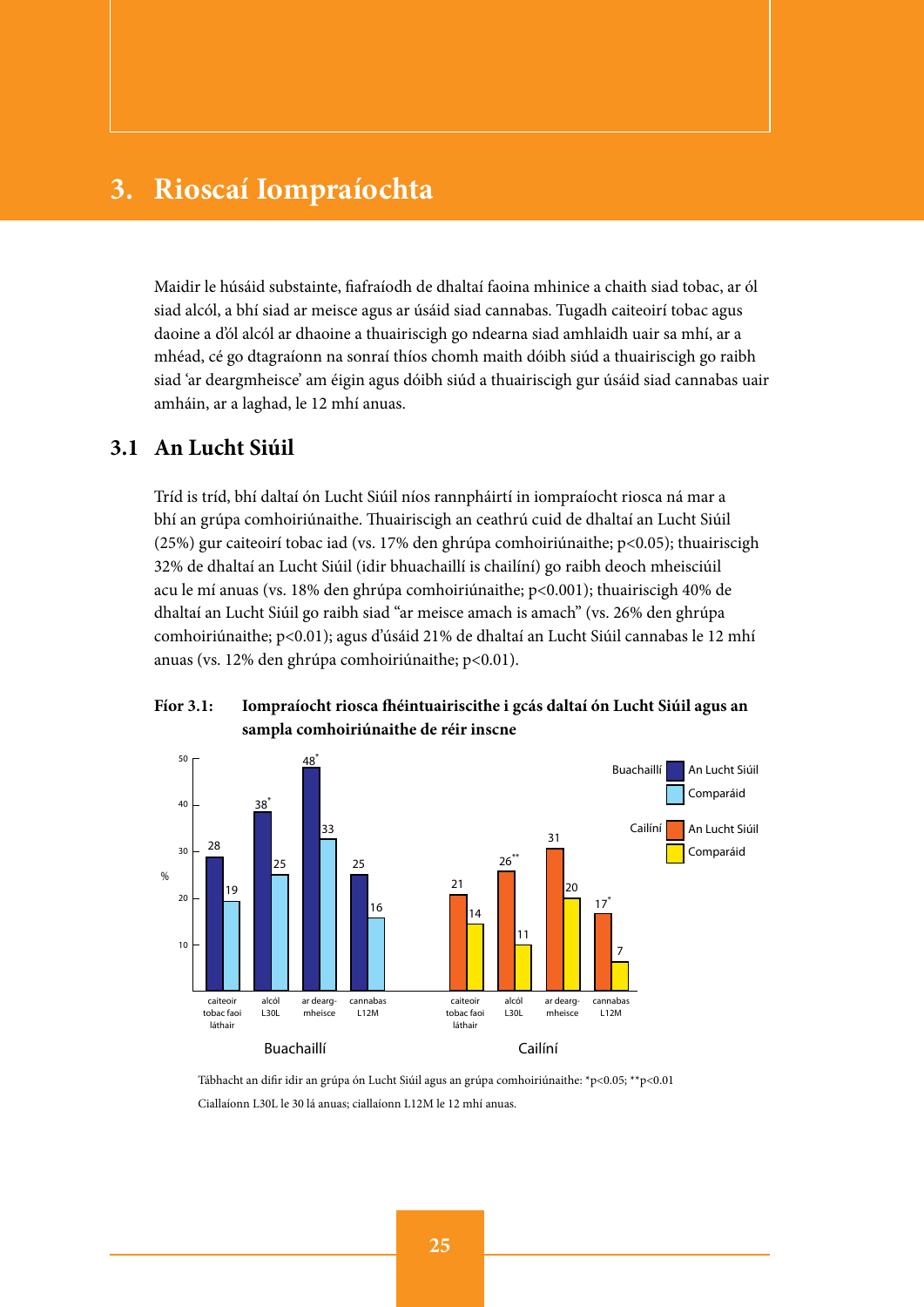# 3. Rioscaí Iompraíochta

Maidir le húsáid substainte, fiafraíodh de dhaltaí faoina mhinice a chaith siad tobac, ar ól siad alcól, a bhí siad ar meisce agus ar úsáid siad cannabas. Tugadh caiteoirí tobac agus daoine a d'ól alcól ar dhaoine a thuairiscigh go ndearna siad amhlaidh uair sa mhí, ar a mhéad, cé go dtagraíonn na sonraí thíos chomh maith dóibh siúd a thuairiscigh go raibh siad 'ar deargmheisce' am éigin agus dóibh siúd a thuairiscigh gur úsáid siad cannabas uair amháin, ar a laghad, le 12 mhí anuas.

## 3.1 An Lucht Siúil

Tríd is tríd, bhí daltaí ón Lucht Siúil níos rannpháirtí in iompraíocht riosca ná mar a bhí an grúpa comhoiriúnaithe. Thuairiscigh an ceathrú cuid de dhaltaí an Lucht Siúil (25%) gur caiteoirí tobac iad (vs. 17% den ghrúpa comhoiriúnaithe; $p<0.05$); thuairiscigh 32% de dhaltaí an Lucht Siúil (idir bhuachaillí is chailíní) go raibh deoch mheisciúil acu le mí anuas (vs. 18% den ghrúpa comhoiriúnaithe; $p<0.001$); thuairiscigh 40% de dhaltaí an Lucht Siúil go raibh siad "ar meisce amach is amach" (vs. 26% den ghrúpa comhoiriúnaithe; $p<0.01$); agus d'úsáid 21% de dhaltaí an Lucht Siúil cannabas le 12 mhí anuas (vs. 12% den ghrúpa comhoiriúnaithe; $p<0.01$).

**Fíor 3.1: Iompraíocht riosca fhéintuairiscithe i gcás daltaí ón Lucht Siúil agus an sampla comhoiriúnaithe de réir inscne**

| % | Buachaillí – An Lucht Siúil | Buachaillí – Comparáid | Cailíní – An Lucht Siúil | Cailíní – Comparáid |
|---|---|---|---|---|
| caiteoir tobac faoi láthair | 28 | 19 | 21 | 14 |
| alcól L30L | 38* | 25 | 26** | 11 |
| ar dearg-mheisce | 48* | 33 | 31 | 20 |
| cannabas L12M | 25 | 16 | 17* | 7 |

Tábhacht an difir idir an grúpa ón Lucht Siúil agus an grúpa comhoiriúnaithe: *$p<0.05$; **$p<0.01$

Ciallaíonn L30L le 30 lá anuas; ciallaíonn L12M le 12 mhí anuas.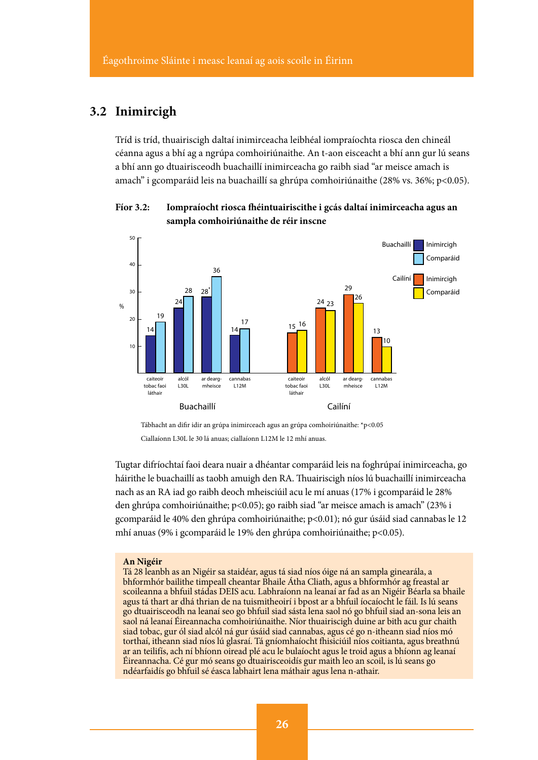## 3.2 Inimircigh

Tríd is tríd, thuairiscigh daltaí inimirceacha leibhéal iompraíochta riosca den chineál céanna agus a bhí ag a ngrúpa comhoiriúnaithe. An t-aon eisceacht a bhí ann gur lú seans a bhí ann go dtuairisceodh buachaillí inimirceacha go raibh siad "ar meisce amach is amach" i gcomparáid leis na buachaillí sa ghrúpa comhoiriúnaithe (28% vs. 36%; $p<0.05$).

**Fíor 3.2: Iompraíocht riosca fhéintuairiscithe i gcás daltaí inimirceacha agus an sampla comhoiriúnaithe de réir inscne**

| % | Buachaillí: Inimircigh | Buachaillí: Comparáid | Cailíní: Inimircigh | Cailíní: Comparáid |
|---|---|---|---|---|
| caiteoir tobac faoi láthair | 14 | 19 | 15 | 16 |
| alcól L30L | 24 | 28 | 24 | 23 |
| ar dearg-mheisce | 28* | 36 | 29 | 26 |
| cannabas L12M | 14 | 17 | 13 | 10 |

Tábhacht an difir idir an grúpa inimirceach agus an grúpa comhoiriúnaithe: *$p<0.05$

Ciallaíonn L30L le 30 lá anuas; ciallaíonn L12M le 12 mhí anuas.

Tugtar difríochtaí faoi deara nuair a dhéantar comparáid leis na foghrúpaí inimirceacha, go háirithe le buachaillí as taobh amuigh den RA. Thuairiscigh níos lú buachaillí inimirceacha nach as an RA iad go raibh deoch mheisciúil acu le mí anuas (17% i gcomparáid le 28% den ghrúpa comhoiriúnaithe; $p<0.05$); go raibh siad "ar meisce amach is amach" (23% i gcomparáid le 40% den ghrúpa comhoiriúnaithe; $p<0.01$); nó gur úsáid siad cannabas le 12 mhí anuas (9% i gcomparáid le 19% den ghrúpa comhoiriúnaithe; $p<0.05$).

**An Nigéir**

Tá 28 leanbh as an Nigéir sa staidéar, agus tá siad níos óige ná an sampla ginearála, a bhformhór bailithe timpeall cheantar Bhaile Átha Cliath, agus a bhformhór ag freastal ar scoileanna a bhfuil stádas DEIS acu. Labhraíonn na leanaí ar fad as an Nigéir Béarla sa bhaile agus tá thart ar dhá thrian de na tuismitheoirí i bpost ar a bhfuil íocaíocht le fáil. Is lú seans go dtuairisceodh na leanaí seo go bhfuil siad sásta lena saol nó go bhfuil siad an-sona leis an saol ná leanaí Éireannacha comhoiriúnaithe. Níor thuairiscigh duine ar bith acu gur chaith siad tobac, gur ól siad alcól ná gur úsáid siad cannabas, agus cé go n-itheann siad níos mó torthaí, itheann siad níos lú glasraí. Tá gníomhaíocht fhisiciúil níos coitianta, agus breathnú ar an teilifís, ach ní bhíonn oiread plé acu le bulaíocht agus le troid agus a bhíonn ag leanaí Éireannacha. Cé gur mó seans go dtuairisceoidís gur maith leo an scoil, is lú seans go ndéarfaidís go bhfuil sé éasca labhairt lena máthair agus lena n-athair.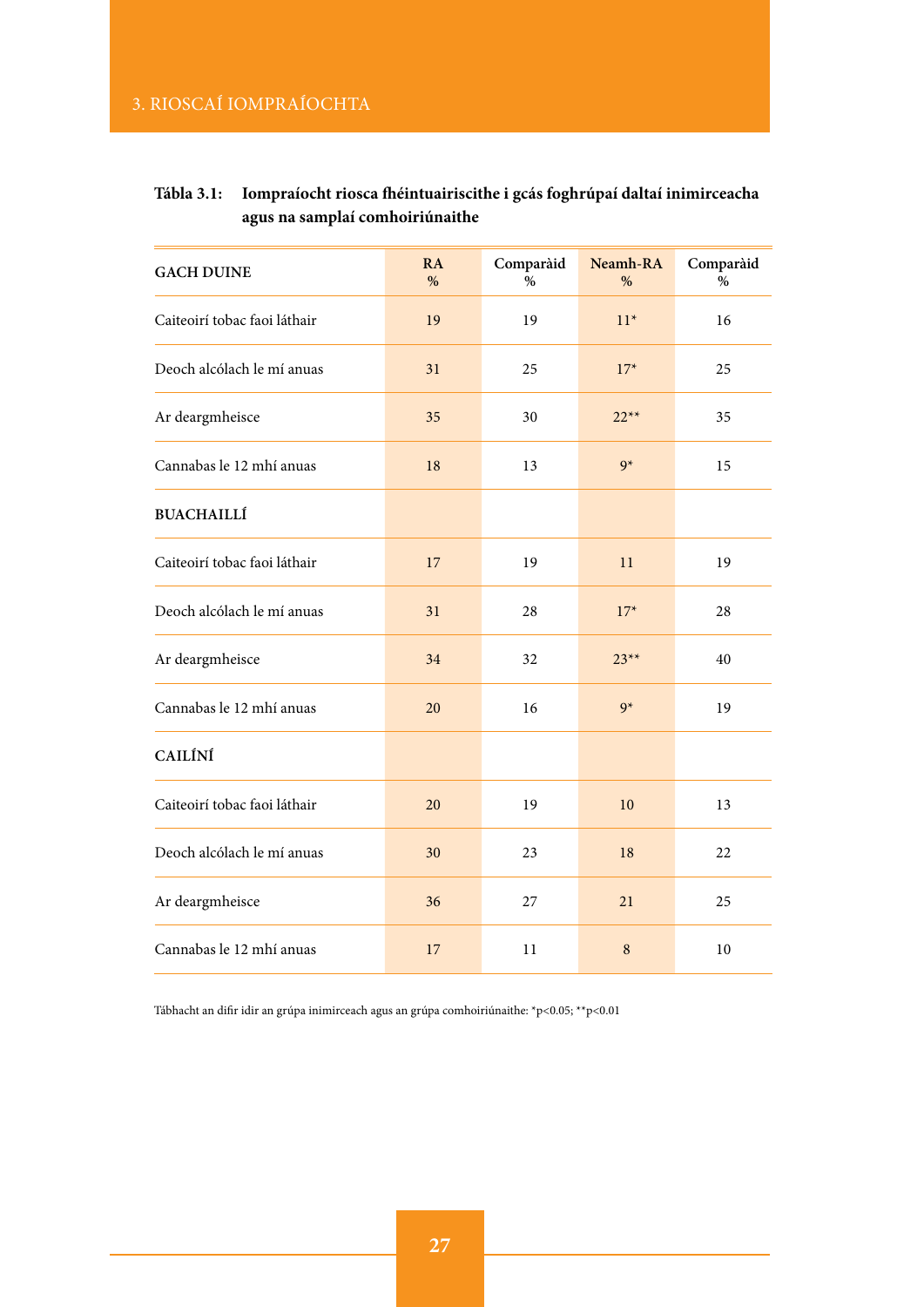**Tábla 3.1: Iompraíocht riosca fhéintuairiscithe i gcás foghrúpaí daltaí inimirceacha agus na samplaí comhoiriúnaithe**

| GACH DUINE | RA % | Comparàid % | Neamh-RA % | Comparàid % |
|---|---|---|---|---|
| Caiteoirí tobac faoi láthair | 19 | 19 | 11* | 16 |
| Deoch alcólach le mí anuas | 31 | 25 | 17* | 25 |
| Ar deargmheisce | 35 | 30 | 22** | 35 |
| Cannabas le 12 mhí anuas | 18 | 13 | 9* | 15 |
| **BUACHAILLÍ** | | | | |
| Caiteoirí tobac faoi láthair | 17 | 19 | 11 | 19 |
| Deoch alcólach le mí anuas | 31 | 28 | 17* | 28 |
| Ar deargmheisce | 34 | 32 | 23** | 40 |
| Cannabas le 12 mhí anuas | 20 | 16 | 9* | 19 |
| **CAILÍNÍ** | | | | |
| Caiteoirí tobac faoi láthair | 20 | 19 | 10 | 13 |
| Deoch alcólach le mí anuas | 30 | 23 | 18 | 22 |
| Ar deargmheisce | 36 | 27 | 21 | 25 |
| Cannabas le 12 mhí anuas | 17 | 11 | 8 | 10 |

Tábhacht an difir idir an grúpa inimirceach agus an grúpa comhoiriúnaithe: *$p<0.05$; **$p<0.01$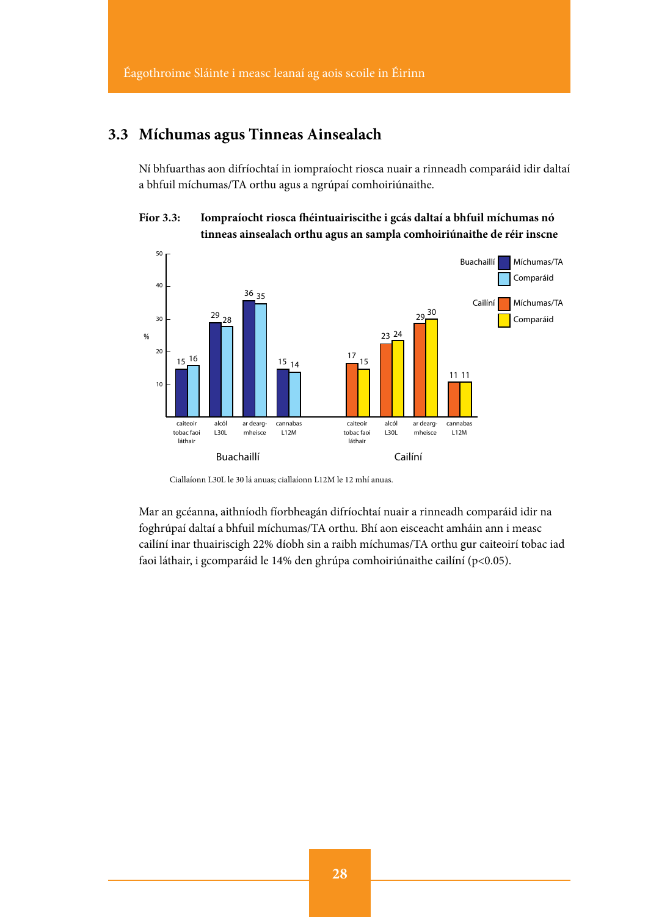## 3.3 Míchumas agus Tinneas Ainsealach

Ní bhfuarthas aon difríochtaí in iompraíocht riosca nuair a rinneadh comparáid idir daltaí a bhfuil míchumas/TA orthu agus a ngrúpaí comhoiriúnaithe.

**Fíor 3.3: Iompraíocht riosca fhéintuairiscithe i gcás daltaí a bhfuil míchumas nó tinneas ainsealach orthu agus an sampla comhoiriúnaithe de réir inscne**

| | Buachaillí Míchumas/TA | Buachaillí Comparáid | Cailíní Míchumas/TA | Cailíní Comparáid |
|---|---|---|---|---|
| caiteoir tobac faoi láthair | 15 | 16 | 17 | 15 |
| alcól L30L | 29 | 28 | 23 | 24 |
| ar dearg-mheisce | 36 | 35 | 29 | 30 |
| cannabas L12M | 15 | 14 | 11 | 11 |

Ciallaíonn L30L le 30 lá anuas; ciallaíonn L12M le 12 mhí anuas.

Mar an gcéanna, aithníodh fíorbheagán difríochtaí nuair a rinneadh comparáid idir na foghrúpaí daltaí a bhfuil míchumas/TA orthu. Bhí aon eisceacht amháin ann i measc cailíní inar thuairiscigh 22% díobh sin a raibh míchumas/TA orthu gur caiteoirí tobac iad faoi láthair, i gcomparáid le 14% den ghrúpa comhoiriúnaithe cailíní ($p<0.05$).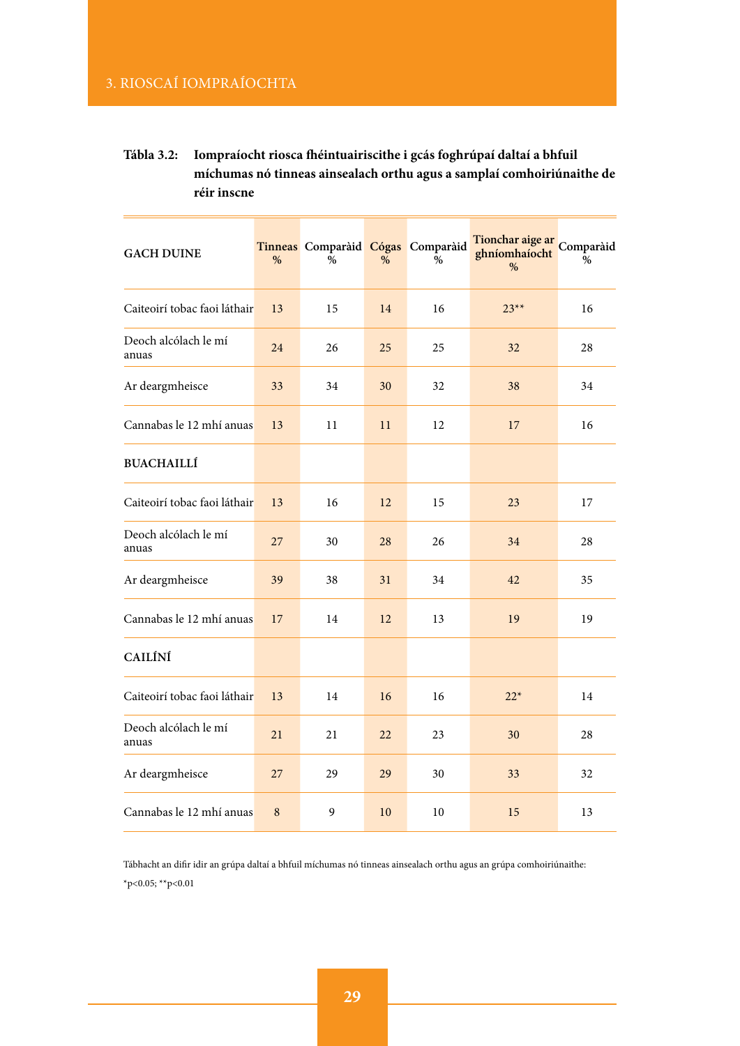**Tábla 3.2: Iompraíocht riosca fhéintuairiscithe i gcás foghrúpaí daltaí a bhfuil míchumas nó tinneas ainsealach orthu agus a samplaí comhoiriúnaithe de réir inscne**

| GACH DUINE | Tinneas % | Comparàid % | Cógas % | Comparàid % | Tionchar aige ar ghníomhaíocht % | Comparàid % |
|---|---|---|---|---|---|---|
| Caiteoirí tobac faoi láthair | 13 | 15 | 14 | 16 | 23** | 16 |
| Deoch alcólach le mí anuas | 24 | 26 | 25 | 25 | 32 | 28 |
| Ar deargmheisce | 33 | 34 | 30 | 32 | 38 | 34 |
| Cannabas le 12 mhí anuas | 13 | 11 | 11 | 12 | 17 | 16 |
| **BUACHAILLÍ** | | | | | | |
| Caiteoirí tobac faoi láthair | 13 | 16 | 12 | 15 | 23 | 17 |
| Deoch alcólach le mí anuas | 27 | 30 | 28 | 26 | 34 | 28 |
| Ar deargmheisce | 39 | 38 | 31 | 34 | 42 | 35 |
| Cannabas le 12 mhí anuas | 17 | 14 | 12 | 13 | 19 | 19 |
| **CAILÍNÍ** | | | | | | |
| Caiteoirí tobac faoi láthair | 13 | 14 | 16 | 16 | 22* | 14 |
| Deoch alcólach le mí anuas | 21 | 21 | 22 | 23 | 30 | 28 |
| Ar deargmheisce | 27 | 29 | 29 | 30 | 33 | 32 |
| Cannabas le 12 mhí anuas | 8 | 9 | 10 | 10 | 15 | 13 |

Tábhacht an difir idir an grúpa daltaí a bhfuil míchumas nó tinneas ainsealach orthu agus an grúpa comhoiriúnaithe:

*$p<0.05$; **$p<0.01$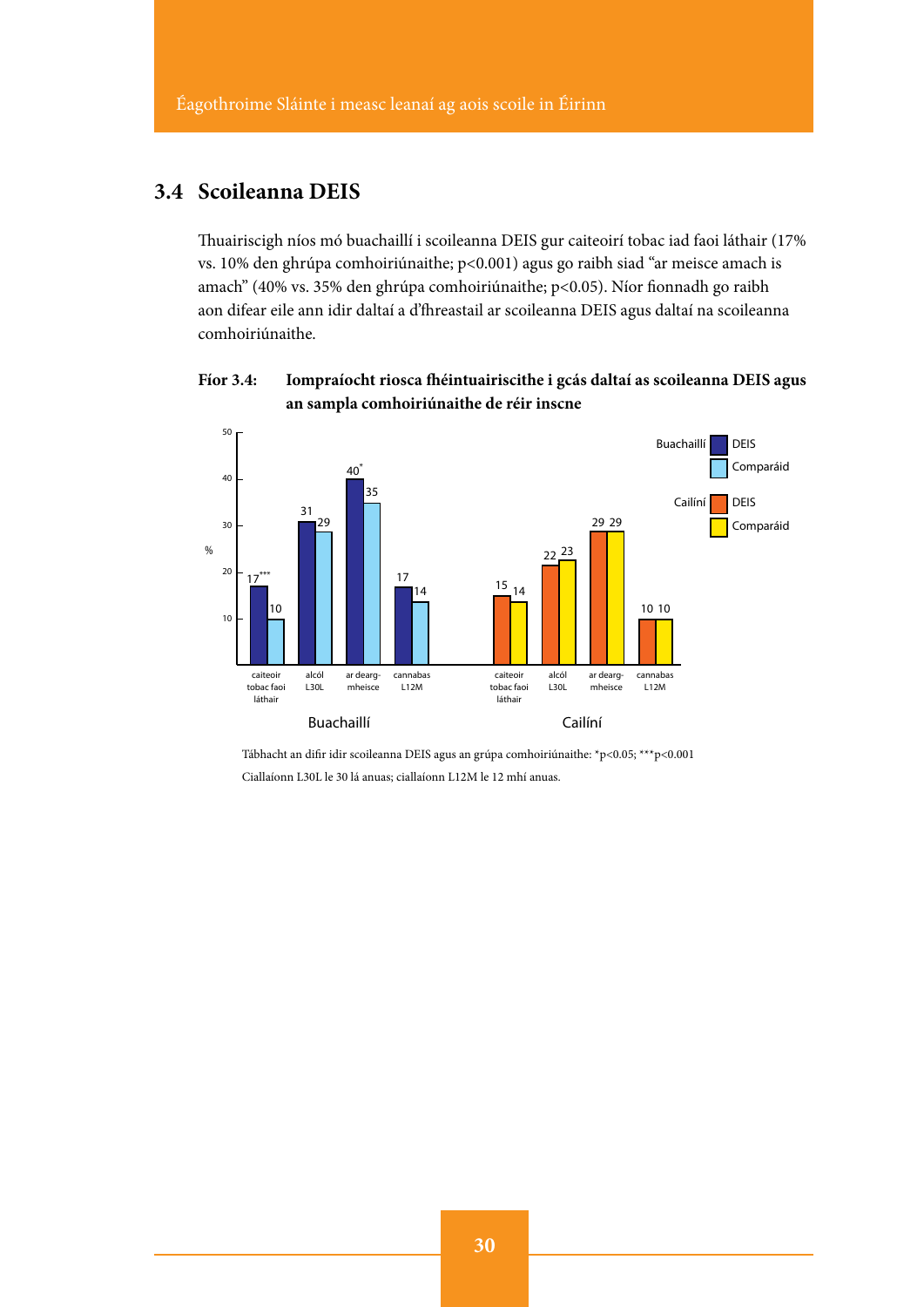## 3.4 Scoileanna DEIS

Thuairiscigh níos mó buachaillí i scoileanna DEIS gur caiteoirí tobac iad faoi láthair (17% vs. 10% den ghrúpa comhoiriúnaithe; p<0.001) agus go raibh siad "ar meisce amach is amach" (40% vs. 35% den ghrúpa comhoiriúnaithe; p<0.05). Níor fionnadh go raibh aon difear eile ann idir daltaí a d'fhreastail ar scoileanna DEIS agus daltaí na scoileanna comhoiriúnaithe.

**Fíor 3.4: Iompraíocht riosca fhéintuairiscithe i gcás daltaí as scoileanna DEIS agus an sampla comhoiriúnaithe de réir inscne**

| % | Buachaillí DEIS | Buachaillí Comparáid | Cailíní DEIS | Cailíní Comparáid |
|---|---|---|---|---|
| caiteoir tobac faoi láthair | 17*** | 10 | 15 | 14 |
| alcól L30L | 31 | 29 | 22 | 23 |
| ar dearg-mheisce | 40* | 35 | 29 | 29 |
| cannabas L12M | 17 | 14 | 10 | 10 |

Tábhacht an difir idir scoileanna DEIS agus an grúpa comhoiriúnaithe: *p<0.05; ***p<0.001

Ciallaíonn L30L le 30 lá anuas; ciallaíonn L12M le 12 mhí anuas.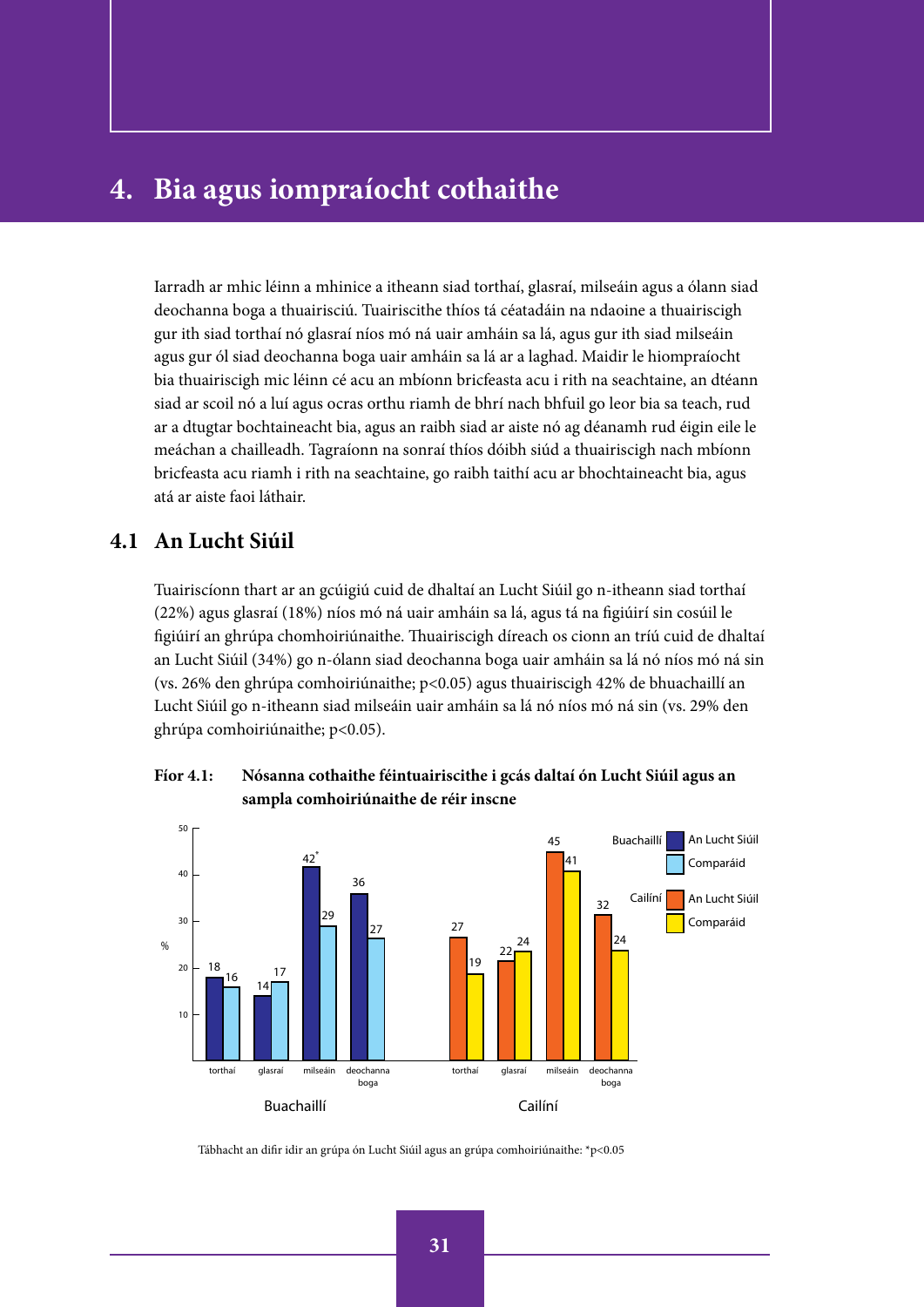# 4. Bia agus iompraíocht cothaithe

Iarradh ar mhic léinn a mhinice a itheann siad torthaí, glasraí, milseáin agus a ólann siad deochanna boga a thuairisciú. Tuairiscithe thíos tá céatadáin na ndaoine a thuairiscigh gur ith siad torthaí nó glasraí níos mó ná uair amháin sa lá, agus gur ith siad milseáin agus gur ól siad deochanna boga uair amháin sa lá ar a laghad. Maidir le hiompraíocht bia thuairiscigh mic léinn cé acu an mbíonn bricfeasta acu i rith na seachtaine, an dtéann siad ar scoil nó a luí agus ocras orthu riamh de bhrí nach bhfuil go leor bia sa teach, rud ar a dtugtar bochtaineacht bia, agus an raibh siad ar aiste nó ag déanamh rud éigin eile le meáchan a chailleadh. Tagraíonn na sonraí thíos dóibh siúd a thuairiscigh nach mbíonn bricfeasta acu riamh i rith na seachtaine, go raibh taithí acu ar bhochtaineacht bia, agus atá ar aiste faoi láthair.

## 4.1 An Lucht Siúil

Tuairiscíonn thart ar an gcúigiú cuid de dhaltaí an Lucht Siúil go n-itheann siad torthaí (22%) agus glasraí (18%) níos mó ná uair amháin sa lá, agus tá na figiúirí sin cosúil le figiúirí an ghrúpa chomhoiriúnaithe. Thuairiscigh díreach os cionn an tríú cuid de dhaltaí an Lucht Siúil (34%) go n-ólann siad deochanna boga uair amháin sa lá nó níos mó ná sin (vs. 26% den ghrúpa comhoiriúnaithe; $p<0.05$) agus thuairiscigh 42% de bhuachaillí an Lucht Siúil go n-itheann siad milseáin uair amháin sa lá nó níos mó ná sin (vs. 29% den ghrúpa comhoiriúnaithe; $p<0.05$).

**Fíor 4.1: Nósanna cothaithe féintuairiscithe i gcás daltaí ón Lucht Siúil agus an sampla comhoiriúnaithe de réir inscne**

| | Buachaillí – An Lucht Siúil (%) | Buachaillí – Comparáid (%) | Cailíní – An Lucht Siúil (%) | Cailíní – Comparáid (%) |
|---|---|---|---|---|
| torthaí | 18 | 16 | 27 | 19 |
| glasraí | 14 | 17 | 22 | 24 |
| milseáin | 42* | 29 | 45 | 41 |
| deochanna boga | 36 | 27 | 32 | 24 |

Tábhacht an difir idir an grúpa ón Lucht Siúil agus an grúpa comhoiriúnaithe: *$p<0.05$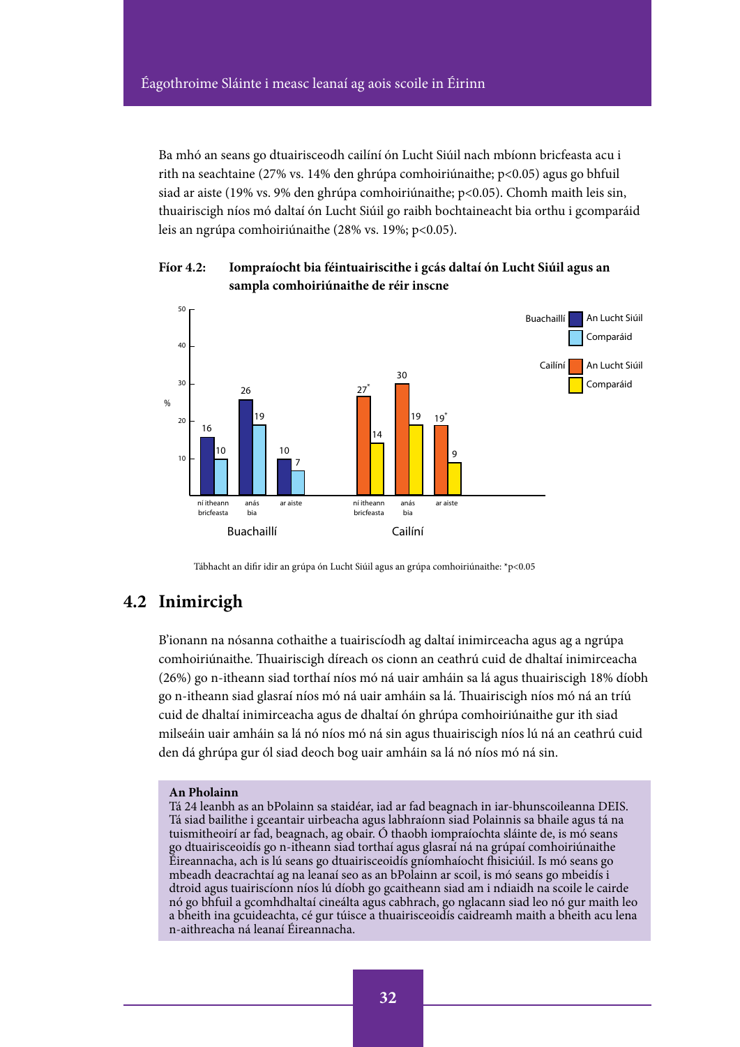Ba mhó an seans go dtuairisceodh cailíní ón Lucht Siúil nach mbíonn bricfeasta acu i rith na seachtaine (27% vs. 14% den ghrúpa comhoiriúnaithe; $p<0.05$) agus go bhfuil siad ar aiste (19% vs. 9% den ghrúpa comhoiriúnaithe; $p<0.05$). Chomh maith leis sin, thuairiscigh níos mó daltaí ón Lucht Siúil go raibh bochtaineacht bia orthu i gcomparáid leis an ngrúpa comhoiriúnaithe (28% vs. 19%; $p<0.05$).

**Fíor 4.2: Iompraíocht bia féintuairiscithe i gcás daltaí ón Lucht Siúil agus an sampla comhoiriúnaithe de réir inscne**

| % | Buachaillí – An Lucht Siúil | Buachaillí – Comparáid | Cailíní – An Lucht Siúil | Cailíní – Comparáid |
|---|---|---|---|---|
| ní itheann bricfeasta | 16 | 10 | 27* | 14 |
| anás bia | 26 | 19 | 30 | 19 |
| ar aiste | 10 | 7 | 19* | 9 |

Tábhacht an difir idir an grúpa ón Lucht Siúil agus an grúpa comhoiriúnaithe: *$p<0.05$

## 4.2 Inimircigh

B'ionann na nósanna cothaithe a tuairiscíodh ag daltaí inimirceacha agus ag a ngrúpa comhoiriúnaithe. Thuairiscigh díreach os cionn an ceathrú cuid de dhaltaí inimirceacha (26%) go n-itheann siad torthaí níos mó ná uair amháin sa lá agus thuairiscigh 18% díobh go n-itheann siad glasraí níos mó ná uair amháin sa lá. Thuairiscigh níos mó ná an tríú cuid de dhaltaí inimirceacha agus de dhaltaí ón ghrúpa comhoiriúnaithe gur ith siad milseáin uair amháin sa lá nó níos mó ná sin agus thuairiscigh níos lú ná an ceathrú cuid den dá ghrúpa gur ól siad deoch bog uair amháin sa lá nó níos mó ná sin.

> **An Pholainn**
> Tá 24 leanbh as an bPolainn sa staidéar, iad ar fad beagnach in iar-bhunscoileanna DEIS. Tá siad bailithe i gceantair uirbeacha agus labhraíonn siad Polainnis sa bhaile agus tá na tuismitheoirí ar fad, beagnach, ag obair. Ó thaobh iompraíochta sláinte de, is mó seans go dtuairisceoidís go n-itheann siad torthaí agus glasraí ná na grúpaí comhoiriúnaithe Éireannacha, ach is lú seans go dtuairisceoidís gníomhaíocht fhisiciúil. Is mó seans go mbeadh deacrachtaí ag na leanaí seo as an bPolainn ar scoil, is mó seans go mbeidís i dtroid agus tuairiscíonn níos lú díobh go gcaitheann siad am i ndiaidh na scoile le cairde nó go bhfuil a gcomhdhaltaí cineálta agus cabhrach, go nglacann siad leo nó gur maith leo a bheith ina gcuideachta, cé gur túisce a thuairisceoidís caidreamh maith a bheith acu lena n-aithreacha ná leanaí Éireannacha.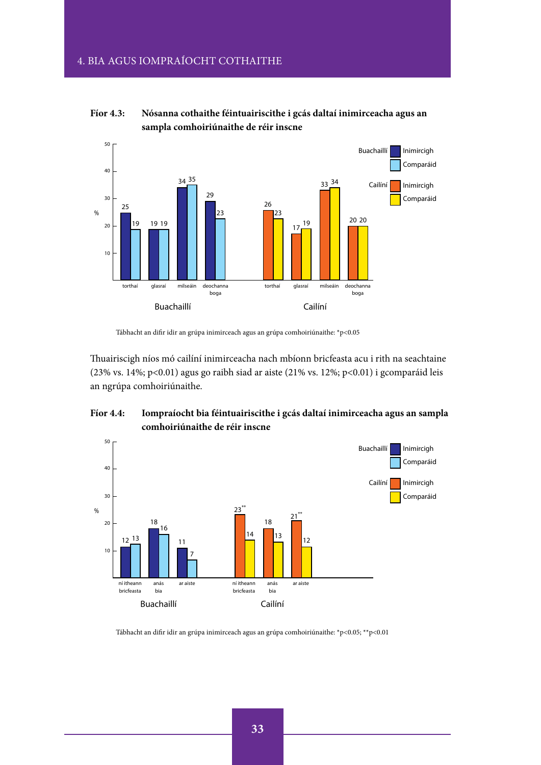**Fíor 4.3: Nósanna cothaithe féintuairiscithe i gcás daltaí inimirceacha agus an sampla comhoiriúnaithe de réir inscne**

| | Buachaillí – Inimircigh (%) | Buachaillí – Comparáid (%) | Cailíní – Inimircigh (%) | Cailíní – Comparáid (%) |
|---|---|---|---|---|
| torthaí | 25 | 19 | 26 | 23 |
| glasraí | 19 | 19 | 17 | 19 |
| milseáin | 34 | 35 | 33 | 34 |
| deochanna boga | 29 | 23 | 20 | 20 |

Tábhacht an difir idir an grúpa inimirceach agus an grúpa comhoiriúnaithe: $^{*}p<0.05$

Thuairiscigh níos mó cailíní inimirceacha nach mbíonn bricfeasta acu i rith na seachtaine (23% vs. 14%; $p<0.01$) agus go raibh siad ar aiste (21% vs. 12%; $p<0.01$) i gcomparáid leis an ngrúpa comhoiriúnaithe.

**Fíor 4.4: Iompraíocht bia féintuairiscithe i gcás daltaí inimirceacha agus an sampla comhoiriúnaithe de réir inscne**

| | Buachaillí – Inimircigh (%) | Buachaillí – Comparáid (%) | Cailíní – Inimircigh (%) | Cailíní – Comparáid (%) |
|---|---|---|---|---|
| ní itheann bricfeasta | 12 | 13 | 23** | 14 |
| anás bia | 18 | 16 | 18 | 13 |
| ar aiste | 11 | 7 | 21** | 12 |

Tábhacht an difir idir an grúpa inimirceach agus an grúpa comhoiriúnaithe: $^{*}p<0.05$; $^{**}p<0.01$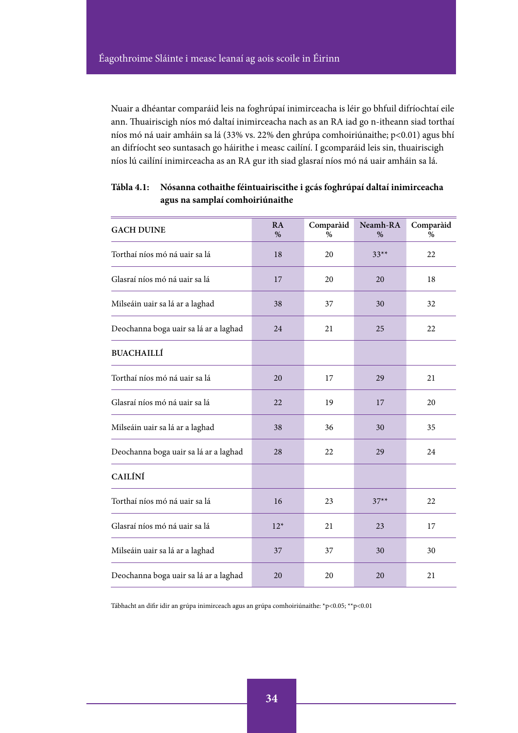Nuair a dhéantar comparáid leis na foghrúpaí inimirceacha is léir go bhfuil difríochtaí eile ann. Thuairiscigh níos mó daltaí inimirceacha nach as an RA iad go n-itheann siad torthaí níos mó ná uair amháin sa lá (33% vs. 22% den ghrúpa comhoiriúnaithe; $p<0.01$) agus bhí an difríocht seo suntasach go háirithe i measc cailíní. I gcomparáid leis sin, thuairiscigh níos lú cailíní inimirceacha as an RA gur ith siad glasraí níos mó ná uair amháin sa lá.

**Tábla 4.1: Nósanna cothaithe féintuairiscithe i gcás foghrúpaí daltaí inimirceacha agus na samplaí comhoiriúnaithe**

| GACH DUINE | RA % | Comparàid % | Neamh-RA % | Comparàid % |
|---|---|---|---|---|
| Torthaí níos mó ná uair sa lá | 18 | 20 | 33** | 22 |
| Glasraí níos mó ná uair sa lá | 17 | 20 | 20 | 18 |
| Milseáin uair sa lá ar a laghad | 38 | 37 | 30 | 32 |
| Deochanna boga uair sa lá ar a laghad | 24 | 21 | 25 | 22 |
| **BUACHAILLÍ** | | | | |
| Torthaí níos mó ná uair sa lá | 20 | 17 | 29 | 21 |
| Glasraí níos mó ná uair sa lá | 22 | 19 | 17 | 20 |
| Milseáin uair sa lá ar a laghad | 38 | 36 | 30 | 35 |
| Deochanna boga uair sa lá ar a laghad | 28 | 22 | 29 | 24 |
| **CAILÍNÍ** | | | | |
| Torthaí níos mó ná uair sa lá | 16 | 23 | 37** | 22 |
| Glasraí níos mó ná uair sa lá | 12* | 21 | 23 | 17 |
| Milseáin uair sa lá ar a laghad | 37 | 37 | 30 | 30 |
| Deochanna boga uair sa lá ar a laghad | 20 | 20 | 20 | 21 |

Tábhacht an difir idir an grúpa inimirceach agus an grúpa comhoiriúnaithe: *$p<0.05$; **$p<0.01$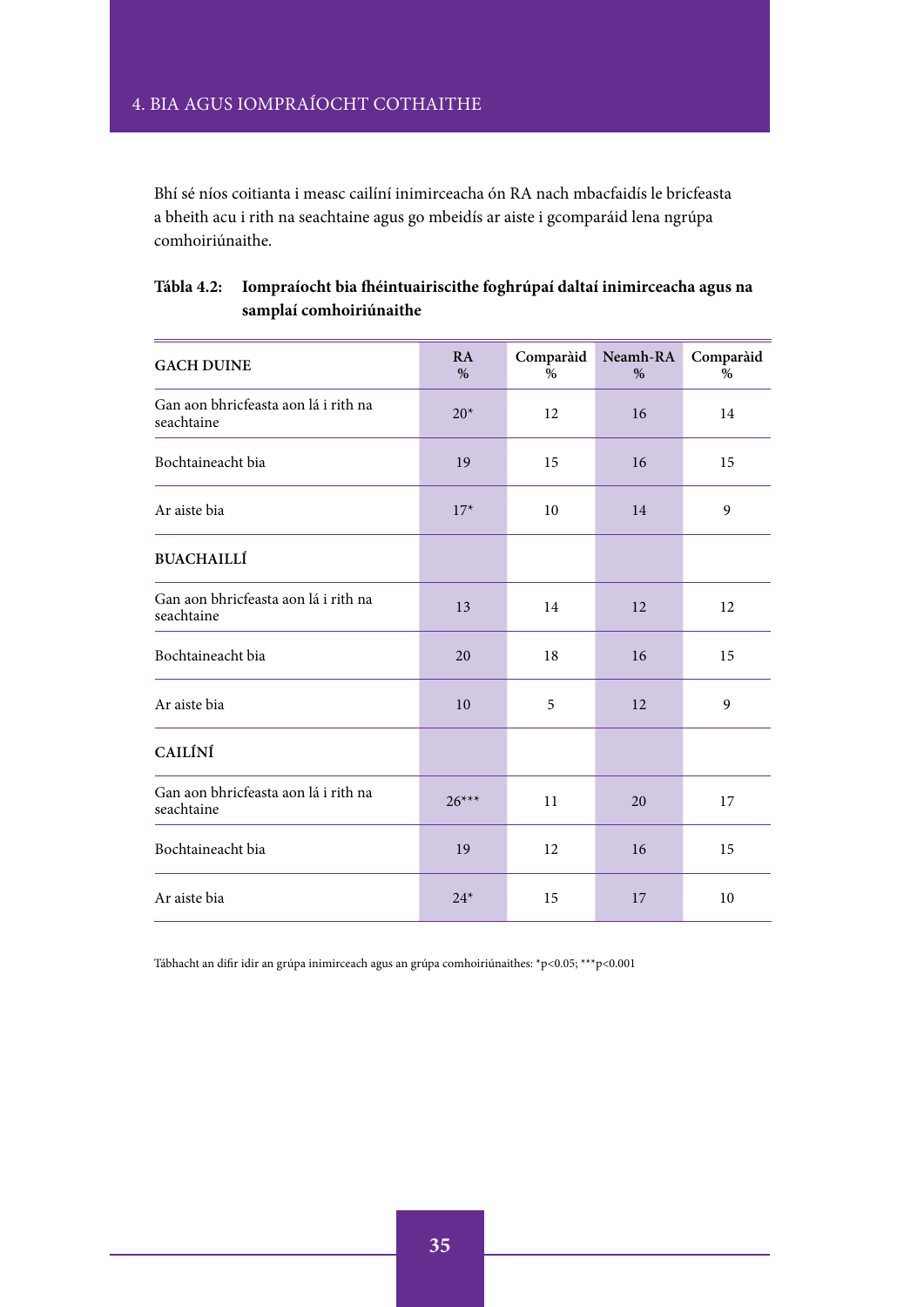Bhí sé níos coitianta i measc cailíní inimirceacha ón RA nach mbacfaidís le bricfeasta a bheith acu i rith na seachtaine agus go mbeidís ar aiste i gcomparáid lena ngrúpa comhoiriúnaithe.

**Tábla 4.2: Iompraíocht bia fhéintuairiscithe foghrúpaí daltaí inimirceacha agus na samplaí comhoiriúnaithe**

| GACH DUINE | RA % | Comparàid % | Neamh-RA % | Comparàid % |
|---|---|---|---|---|
| Gan aon bhricfeasta aon lá i rith na seachtaine | 20* | 12 | 16 | 14 |
| Bochtaineacht bia | 19 | 15 | 16 | 15 |
| Ar aiste bia | 17* | 10 | 14 | 9 |
| **BUACHAILLÍ** | | | | |
| Gan aon bhricfeasta aon lá i rith na seachtaine | 13 | 14 | 12 | 12 |
| Bochtaineacht bia | 20 | 18 | 16 | 15 |
| Ar aiste bia | 10 | 5 | 12 | 9 |
| **CAILÍNÍ** | | | | |
| Gan aon bhricfeasta aon lá i rith na seachtaine | 26*** | 11 | 20 | 17 |
| Bochtaineacht bia | 19 | 12 | 16 | 15 |
| Ar aiste bia | 24* | 15 | 17 | 10 |

Tábhacht an difir idir an grúpa inimirceach agus an grúpa comhoiriúnaithes: *$p<0.05$; ***$p<0.001$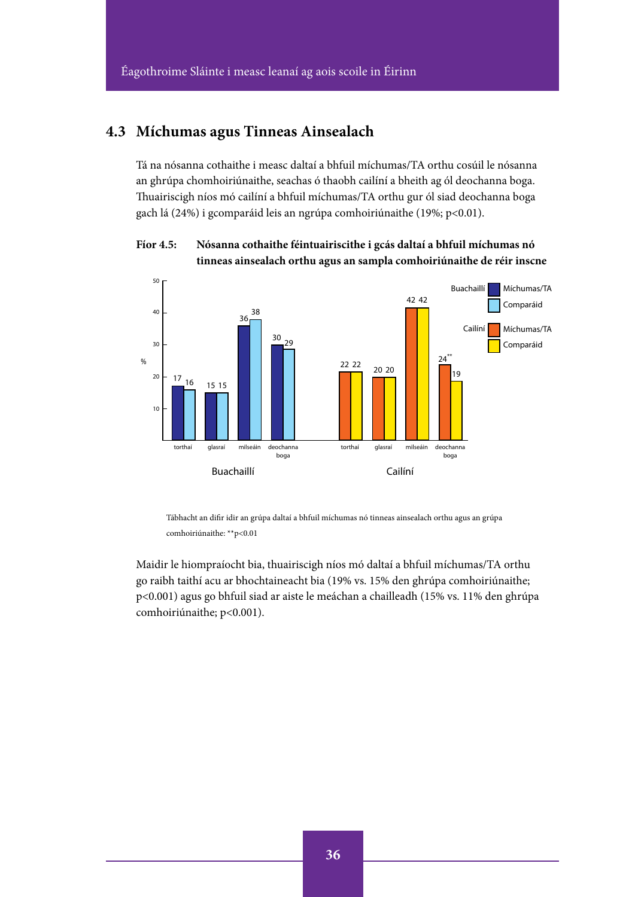## 4.3 Míchumas agus Tinneas Ainsealach

Tá na nósanna cothaithe i measc daltaí a bhfuil míchumas/TA orthu cosúil le nósanna an ghrúpa chomhoiriúnaithe, seachas ó thaobh cailíní a bheith ag ól deochanna boga. Thuairiscigh níos mó cailíní a bhfuil míchumas/TA orthu gur ól siad deochanna boga gach lá (24%) i gcomparáid leis an ngrúpa comhoiriúnaithe (19%; $p<0.01$).

**Fíor 4.5: Nósanna cothaithe féintuairiscithe i gcás daltaí a bhfuil míchumas nó tinneas ainsealach orthu agus an sampla comhoiriúnaithe de réir inscne**

| % | Buachaillí – Míchumas/TA | Buachaillí – Comparáid | Cailíní – Míchumas/TA | Cailíní – Comparáid |
|---|---|---|---|---|
| torthaí | 17 | 16 | 22 | 22 |
| glasraí | 15 | 15 | 20 | 20 |
| milseáin | 36 | 38 | 42 | 42 |
| deochanna boga | 30 | 29 | 24** | 19 |

Tábhacht an difir idir an grúpa daltaí a bhfuil míchumas nó tinneas ainsealach orthu agus an grúpa comhoiriúnaithe: **$p<0.01$

Maidir le hiompraíocht bia, thuairiscigh níos mó daltaí a bhfuil míchumas/TA orthu go raibh taithí acu ar bhochtaineacht bia (19% vs. 15% den ghrúpa comhoiriúnaithe; $p<0.001$) agus go bhfuil siad ar aiste le meáchan a chailleadh (15% vs. 11% den ghrúpa comhoiriúnaithe; $p<0.001$).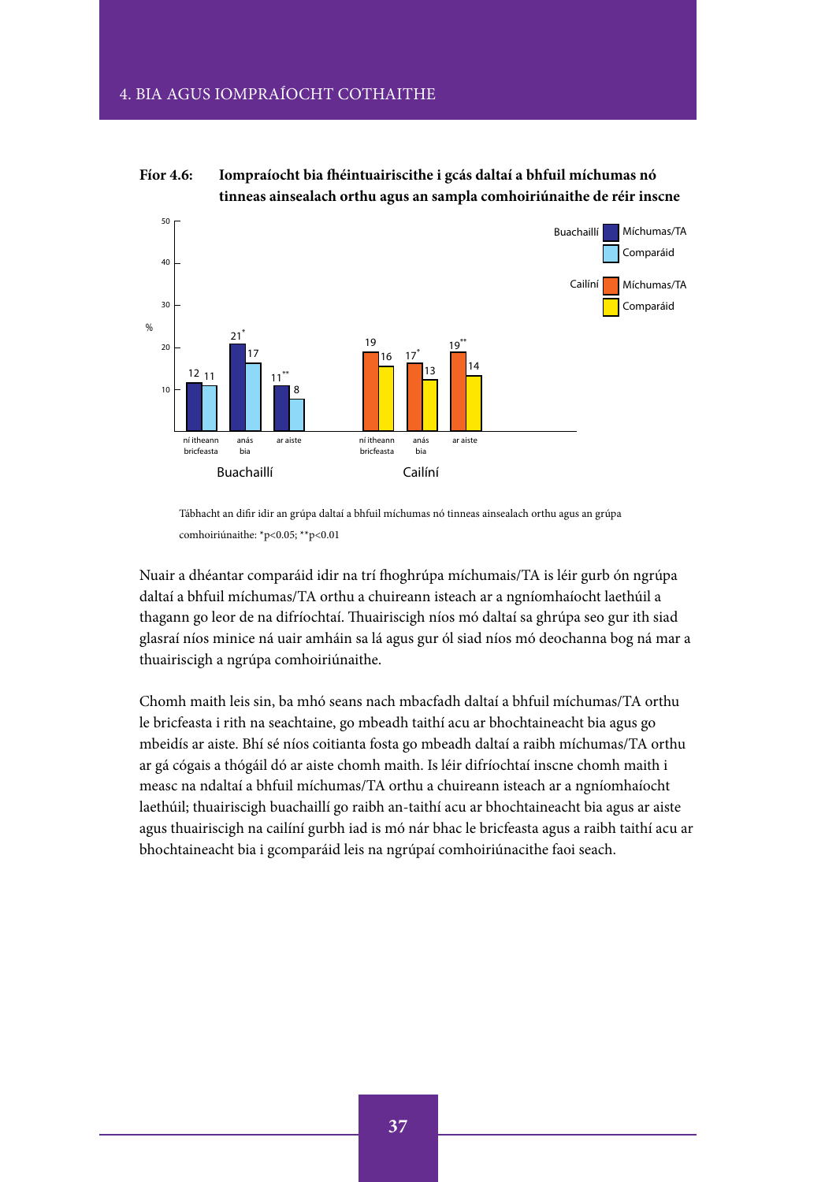**Fíor 4.6: Iompraíocht bia fhéintuairiscithe i gcás daltaí a bhfuil míchumas nó tinneas ainsealach orthu agus an sampla comhoiriúnaithe de réir inscne**

| % | ní itheann bricfeasta | anás bia | ar aiste |
|---|---|---|---|
| Buachaillí – Míchumas/TA | 12 | 21* | 11** |
| Buachaillí – Comparáid | 11 | 17 | 8 |
| Cailíní – Míchumas/TA | 19 | 17* | 19** |
| Cailíní – Comparáid | 16 | 13 | 14 |

Tábhacht an difir idir an grúpa daltaí a bhfuil míchumas nó tinneas ainsealach orthu agus an grúpa comhoiriúnaithe: *$p<0.05$; **$p<0.01$

Nuair a dhéantar comparáid idir na trí fhoghrúpa míchumais/TA is léir gurb ón ngrúpa daltaí a bhfuil míchumas/TA orthu a chuireann isteach ar a ngníomhaíocht laethúil a thagann go leor de na difríochtaí. Thuairiscigh níos mó daltaí sa ghrúpa seo gur ith siad glasraí níos minice ná uair amháin sa lá agus gur ól siad níos mó deochanna bog ná mar a thuairiscigh a ngrúpa comhoiriúnaithe.

Chomh maith leis sin, ba mhó seans nach mbacfadh daltaí a bhfuil míchumas/TA orthu le bricfeasta i rith na seachtaine, go mbeadh taithí acu ar bhochtaineacht bia agus go mbeidís ar aiste. Bhí sé níos coitianta fosta go mbeadh daltaí a raibh míchumas/TA orthu ar gá cógais a thógáil dó ar aiste chomh maith. Is léir difríochtaí inscne chomh maith i measc na ndaltaí a bhfuil míchumas/TA orthu a chuireann isteach ar a ngníomhaíocht laethúil; thuairiscigh buachaillí go raibh an-taithí acu ar bhochtaineacht bia agus ar aiste agus thuairiscigh na cailíní gurbh iad is mó nár bhac le bricfeasta agus a raibh taithí acu ar bhochtaineacht bia i gcomparáid leis na ngrúpaí comhoiriúnacithe faoi seach.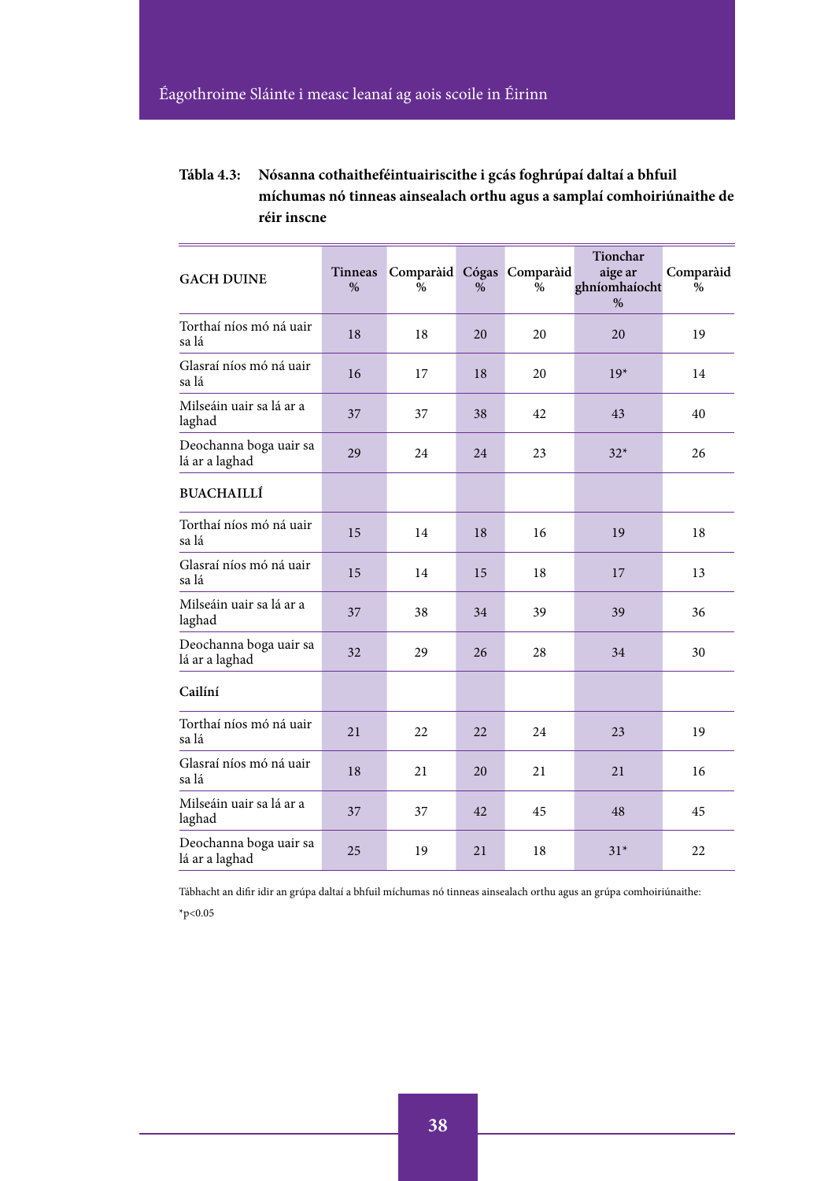**Tábla 4.3: Nósanna cothaitheféintuairiscithe i gcás foghrúpaí daltaí a bhfuil míchumas nó tinneas ainsealach orthu agus a samplaí comhoiriúnaithe de réir inscne**

| GACH DUINE | Tinneas % | Comparàid % | Cógas % | Comparàid % | Tionchar aige ar ghníomhaíocht % | Comparàid % |
|---|---|---|---|---|---|---|
| Torthaí níos mó ná uair sa lá | 18 | 18 | 20 | 20 | 20 | 19 |
| Glasraí níos mó ná uair sa lá | 16 | 17 | 18 | 20 | 19* | 14 |
| Milseáin uair sa lá ar a laghad | 37 | 37 | 38 | 42 | 43 | 40 |
| Deochanna boga uair sa lá ar a laghad | 29 | 24 | 24 | 23 | 32* | 26 |
| **BUACHAILLÍ** | | | | | | |
| Torthaí níos mó ná uair sa lá | 15 | 14 | 18 | 16 | 19 | 18 |
| Glasraí níos mó ná uair sa lá | 15 | 14 | 15 | 18 | 17 | 13 |
| Milseáin uair sa lá ar a laghad | 37 | 38 | 34 | 39 | 39 | 36 |
| Deochanna boga uair sa lá ar a laghad | 32 | 29 | 26 | 28 | 34 | 30 |
| **Cailíní** | | | | | | |
| Torthaí níos mó ná uair sa lá | 21 | 22 | 22 | 24 | 23 | 19 |
| Glasraí níos mó ná uair sa lá | 18 | 21 | 20 | 21 | 21 | 16 |
| Milseáin uair sa lá ar a laghad | 37 | 37 | 42 | 45 | 48 | 45 |
| Deochanna boga uair sa lá ar a laghad | 25 | 19 | 21 | 18 | 31* | 22 |

Tábhacht an difir idir an grúpa daltaí a bhfuil míchumas nó tinneas ainsealach orthu agus an grúpa comhoiriúnaithe:

*$p<0.05$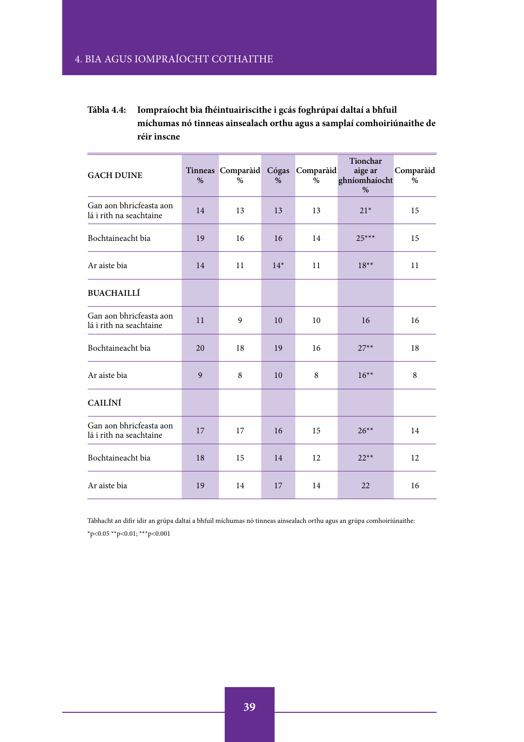**Tábla 4.4:** **Iompraíocht bia fhéintuairiscithe i gcás foghrúpaí daltaí a bhfuil míchumas nó tinneas ainsealach orthu agus a samplaí comhoiriúnaithe de réir inscne**

| GACH DUINE | Tinneas % | Comparàid % | Cógas % | Comparàid % | Tionchar aige ar ghníomhaíocht % | Comparàid % |
|---|---|---|---|---|---|---|
| Gan aon bhricfeasta aon lá i rith na seachtaine | 14 | 13 | 13 | 13 | 21* | 15 |
| Bochtaineacht bia | 19 | 16 | 16 | 14 | 25*** | 15 |
| Ar aiste bia | 14 | 11 | 14* | 11 | 18** | 11 |
| **BUACHAILLÍ** | | | | | | |
| Gan aon bhricfeasta aon lá i rith na seachtaine | 11 | 9 | 10 | 10 | 16 | 16 |
| Bochtaineacht bia | 20 | 18 | 19 | 16 | 27** | 18 |
| Ar aiste bia | 9 | 8 | 10 | 8 | 16** | 8 |
| **CAILÍNÍ** | | | | | | |
| Gan aon bhricfeasta aon lá i rith na seachtaine | 17 | 17 | 16 | 15 | 26** | 14 |
| Bochtaineacht bia | 18 | 15 | 14 | 12 | 22** | 12 |
| Ar aiste bia | 19 | 14 | 17 | 14 | 22 | 16 |

Tábhacht an difir idir an grúpa daltaí a bhfuil míchumas nó tinneas ainsealach orthu agus an grúpa comhoiriúnaithe:

*$p<0.05$ **$p<0.01$; ***$p<0.001$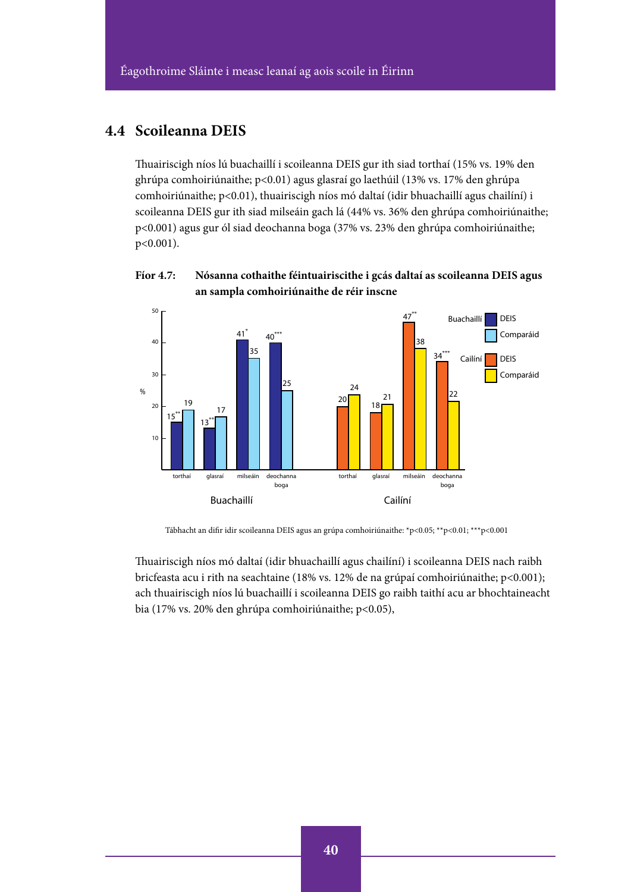## 4.4 Scoileanna DEIS

Thuairiscigh níos lú buachaillí i scoileanna DEIS gur ith siad torthaí (15% vs. 19% den ghrúpa comhoiriúnaithe; $p<0.01$) agus glasraí go laethúil (13% vs. 17% den ghrúpa comhoiriúnaithe; $p<0.01$), thuairiscigh níos mó daltaí (idir bhuachaillí agus chailíní) i scoileanna DEIS gur ith siad milseáin gach lá (44% vs. 36% den ghrúpa comhoiriúnaithe; $p<0.001$) agus gur ól siad deochanna boga (37% vs. 23% den ghrúpa comhoiriúnaithe; $p<0.001$).

**Fíor 4.7: Nósanna cothaithe féintuairiscithe i gcás daltaí as scoileanna DEIS agus an sampla comhoiriúnaithe de réir inscne**

| % | Buachaillí DEIS | Buachaillí Comparáid | Cailíní DEIS | Cailíní Comparáid |
|---|---|---|---|---|
| torthaí | 15** | 19 | 20 | 24 |
| glasraí | 13** | 17 | 18 | 21 |
| milseáin | 41* | 35 | 47** | 38 |
| deochanna boga | 40*** | 25 | 34*** | 22 |

Tábhacht an difir idir scoileanna DEIS agus an grúpa comhoiriúnaithe: *$p<0.05$; **$p<0.01$; ***$p<0.001$

Thuairiscigh níos mó daltaí (idir bhuachaillí agus chailíní) i scoileanna DEIS nach raibh bricfeasta acu i rith na seachtaine (18% vs. 12% de na grúpaí comhoiriúnaithe; $p<0.001$); ach thuairiscigh níos lú buachaillí i scoileanna DEIS go raibh taithí acu ar bhochtaineacht bia (17% vs. 20% den ghrúpa comhoiriúnaithe; $p<0.05$),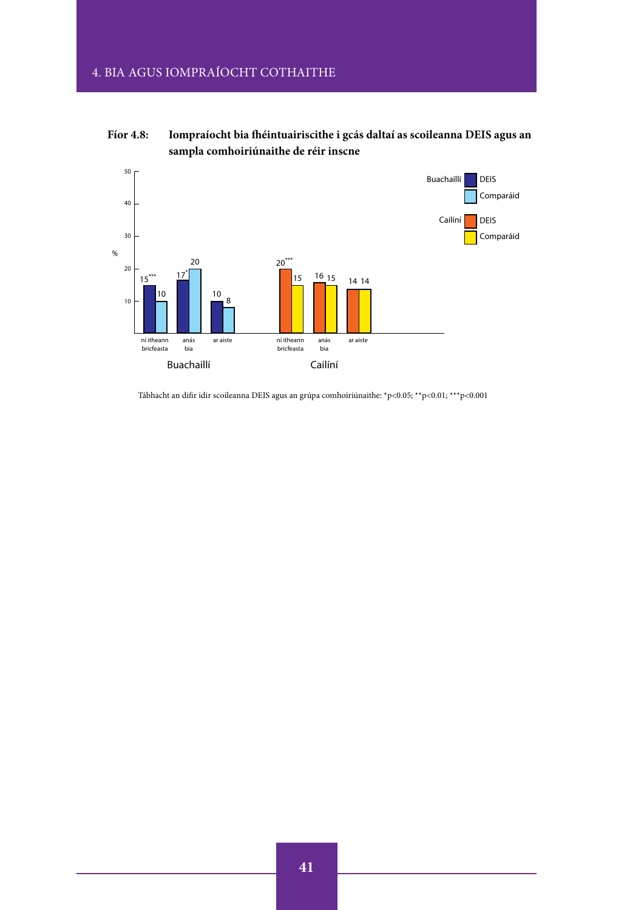**Fíor 4.8: Iompraíocht bia fhéintuairiscithe i gcás daltaí as scoileanna DEIS agus an sampla comhoiriúnaithe de réir inscne**

| | Buachaillí DEIS | Buachaillí Comparáid | Cailíní DEIS | Cailíní Comparáid |
|---|---|---|---|---|
| ní itheann bricfeasta | 15*** | 10 | 20*** | 15 |
| anás bia | 17* | 20 | 16 | 15 |
| ar aiste | 10 | 8 | 14 | 14 |

Tábhacht an difir idir scoileanna DEIS agus an grúpa comhoiriúnaithe: *p<0.05; **p<0.01; ***p<0.001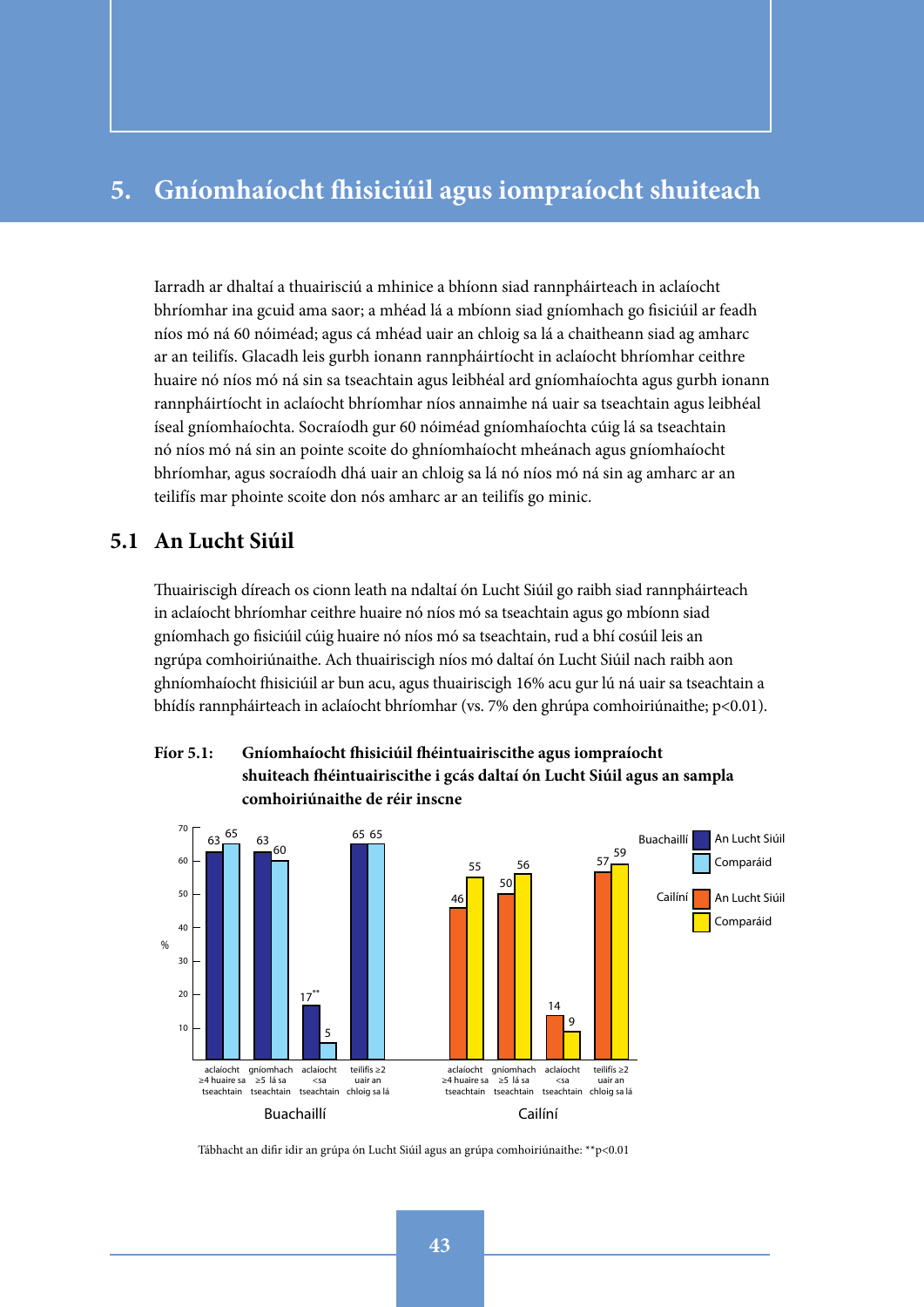# 5. Gníomhaíocht fhisiciúil agus iompraíocht shuiteach

Iarradh ar dhaltaí a thuairisciú a mhinice a bhíonn siad rannpháirteach in aclaíocht bhríomhar ina gcuid ama saor; a mhéad lá a mbíonn siad gníomhach go fisiciúil ar feadh níos mó ná 60 nóiméad; agus cá mhéad uair an chloig sa lá a chaitheann siad ag amharc ar an teilifís. Glacadh leis gurbh ionann rannpháirtíocht in aclaíocht bhríomhar ceithre huaire nó níos mó ná sin sa tseachtain agus leibhéal ard gníomhaíochta agus gurbh ionann rannpháirtíocht in aclaíocht bhríomhar níos annaimhe ná uair sa tseachtain agus leibhéal íseal gníomhaíochta. Socraíodh gur 60 nóiméad gníomhaíochta cúig lá sa tseachtain nó níos mó ná sin an pointe scoite do ghníomhaíocht mheánach agus gníomhaíocht bhríomhar, agus socraíodh dhá uair an chloig sa lá nó níos mó ná sin ag amharc ar an teilifís mar phointe scoite don nós amharc ar an teilifís go minic.

## 5.1 An Lucht Siúil

Thuairiscigh díreach os cionn leath na ndaltaí ón Lucht Siúil go raibh siad rannpháirteach in aclaíocht bhríomhar ceithre huaire nó níos mó sa tseachtain agus go mbíonn siad gníomhach go fisiciúil cúig huaire nó níos mó sa tseachtain, rud a bhí cosúil leis an ngrúpa comhoiriúnaithe. Ach thuairiscigh níos mó daltaí ón Lucht Siúil nach raibh aon ghníomhaíocht fhisiciúil ar bun acu, agus thuairiscigh 16% acu gur lú ná uair sa tseachtain a bhídís rannpháirteach in aclaíocht bhríomhar (vs. 7% den ghrúpa comhoiriúnaithe; $p<0.01$).

**Fíor 5.1: Gníomhaíocht fhisiciúil fhéintuairiscithe agus iompraíocht shuiteach fhéintuairiscithe i gcás daltaí ón Lucht Siúil agus an sampla comhoiriúnaithe de réir inscne**

| % | aclaíocht ≥4 huaire sa tseachtain | gníomhach ≥5 lá sa tseachtain | aclaíocht <sa tseachtain | teilifís ≥2 uair an chloig sa lá |
|---|---|---|---|---|
| Buachaillí – An Lucht Siúil | 63 | 63 | 17** | 65 |
| Buachaillí – Comparáid | 65 | 60 | 5 | 65 |
| Cailíní – An Lucht Siúil | 46 | 50 | 14 | 57 |
| Cailíní – Comparáid | 55 | 56 | 9 | 59 |

Tábhacht an difir idir an grúpa ón Lucht Siúil agus an grúpa comhoiriúnaithe: **$p<0.01$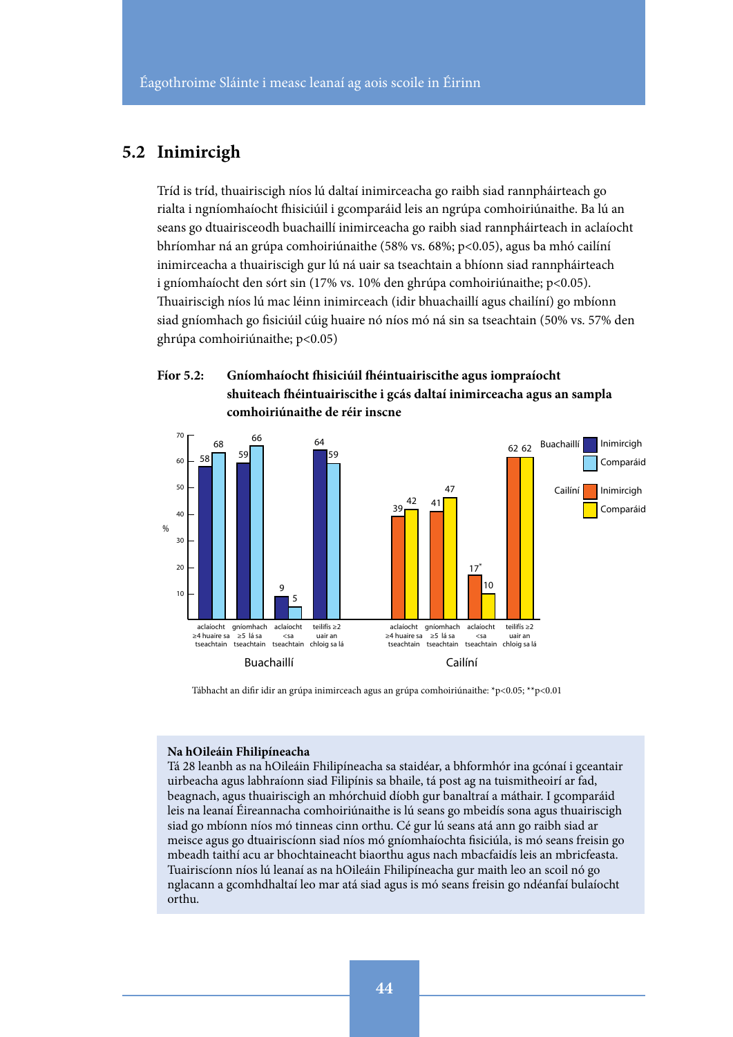## 5.2 Inimircigh

Tríd is tríd, thuairiscigh níos lú daltaí inimirceacha go raibh siad rannpháirteach go rialta i ngníomhaíocht fhisiciúil i gcomparáid leis an ngrúpa comhoiriúnaithe. Ba lú an seans go dtuairisceodh buachaillí inimirceacha go raibh siad rannpháirteach in aclaíocht bhríomhar ná an grúpa comhoiriúnaithe (58% vs. 68%; $p<0.05$), agus ba mhó cailíní inimirceacha a thuairiscigh gur lú ná uair sa tseachtain a bhíonn siad rannpháirteach i gníomhaíocht den sórt sin (17% vs. 10% den ghrúpa comhoiriúnaithe; $p<0.05$). Thuairiscigh níos lú mac léinn inimirceach (idir bhuachaillí agus chailíní) go mbíonn siad gníomhach go fisiciúil cúig huaire nó níos mó ná sin sa tseachtain (50% vs. 57% den ghrúpa comhoiriúnaithe; $p<0.05$)

**Fíor 5.2: Gníomhaíocht fhisiciúil fhéintuairiscithe agus iompraíocht shuiteach fhéintuairiscithe i gcás daltaí inimirceacha agus an sampla comhoiriúnaithe de réir inscne**

| % | Buachaillí – Inimircigh | Buachaillí – Comparáid | Cailíní – Inimircigh | Cailíní – Comparáid |
|---|---|---|---|---|
| aclaíocht ≥4 huaire sa tseachtain | 58 | 68 | 39 | 42 |
| gníomhach ≥5 lá sa tseachtain | 59 | 66 | 41 | 47 |
| aclaíocht <sa tseachtain | 9 | 5 | 17* | 10 |
| teilifís ≥2 uair an chloig sa lá | 64 | 59 | 62 | 62 |

Tábhacht an difir idir an grúpa inimirceach agus an grúpa comhoiriúnaithe: *$p<0.05$; **$p<0.01$

**Na hOileáin Fhilipíneacha**

Tá 28 leanbh as na hOileáin Fhilipíneacha sa staidéar, a bhformhór ina gcónaí i gceantair uirbeacha agus labhraíonn siad Filipínis sa bhaile, tá post ag na tuismitheoirí ar fad, beagnach, agus thuairiscigh an mhórchuid díobh gur banaltraí a máthair. I gcomparáid leis na leanaí Éireannacha comhoiriúnaithe is lú seans go mbeidís sona agus thuairiscigh siad go mbíonn níos mó tinneas cinn orthu. Cé gur lú seans atá ann go raibh siad ar meisce agus go dtuairiscíonn siad níos mó gníomhaíochta fisiciúla, is mó seans freisin go mbeadh taithí acu ar bhochtaineacht biaorthu agus nach mbacfaidís leis an mbricfeasta. Tuairiscíonn níos lú leanaí as na hOileáin Fhilipíneacha gur maith leo an scoil nó go nglacann a gcomhdhaltaí leo mar atá siad agus is mó seans freisin go ndéanfaí bulaíocht orthu.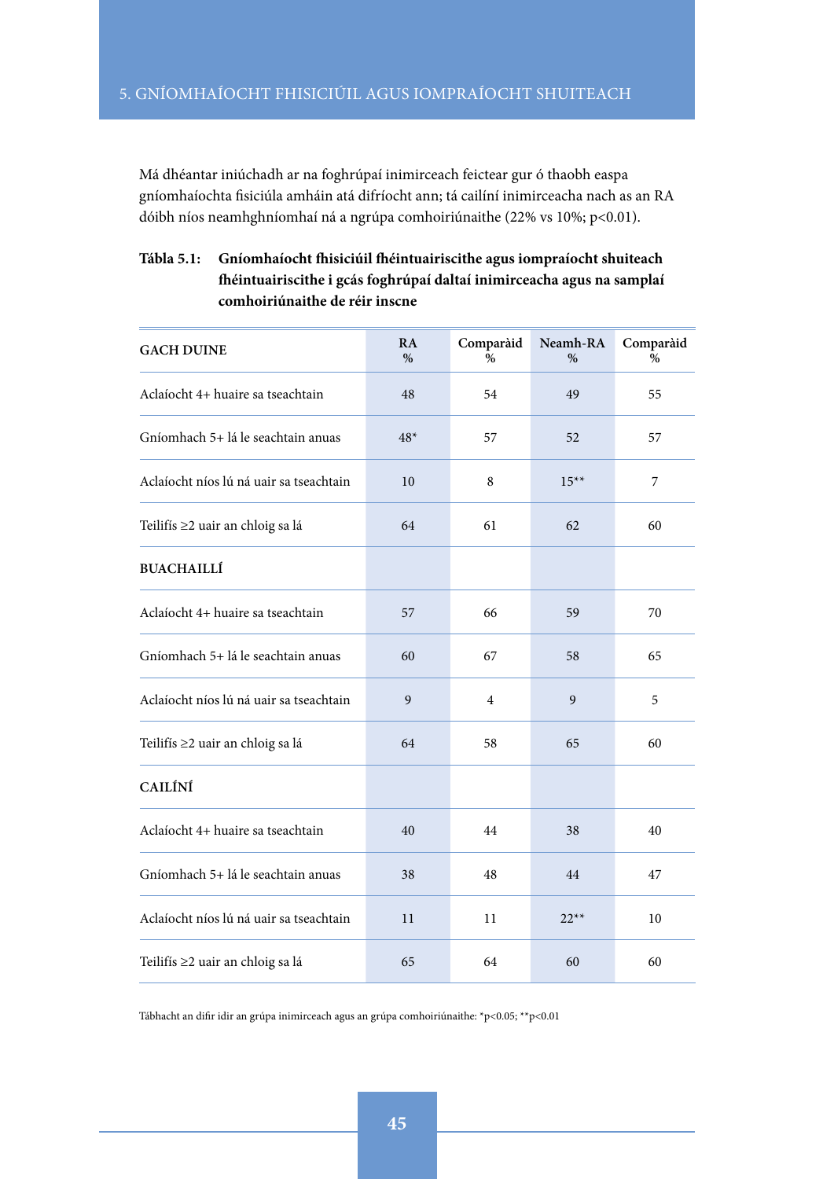Má dhéantar iniúchadh ar na foghrúpaí inimirceach feictear gur ó thaobh easpa gníomhaíochta fisiciúla amháin atá difríocht ann; tá cailíní inimirceacha nach as an RA dóibh níos neamhghníomhaí ná a ngrúpa comhoiriúnaithe (22% vs 10%; $p<0.01$).

**Tábla 5.1: Gníomhaíocht fhisiciúil fhéintuairiscithe agus iompraíocht shuiteach fhéintuairiscithe i gcás foghrúpaí daltaí inimirceacha agus na samplaí comhoiriúnaithe de réir inscne**

| GACH DUINE | RA % | Comparàid % | Neamh-RA % | Comparàid % |
|---|---|---|---|---|
| Aclaíocht 4+ huaire sa tseachtain | 48 | 54 | 49 | 55 |
| Gníomhach 5+ lá le seachtain anuas | 48* | 57 | 52 | 57 |
| Aclaíocht níos lú ná uair sa tseachtain | 10 | 8 | 15** | 7 |
| Teilifís ≥2 uair an chloig sa lá | 64 | 61 | 62 | 60 |
| **BUACHAILLÍ** | | | | |
| Aclaíocht 4+ huaire sa tseachtain | 57 | 66 | 59 | 70 |
| Gníomhach 5+ lá le seachtain anuas | 60 | 67 | 58 | 65 |
| Aclaíocht níos lú ná uair sa tseachtain | 9 | 4 | 9 | 5 |
| Teilifís ≥2 uair an chloig sa lá | 64 | 58 | 65 | 60 |
| **CAILÍNÍ** | | | | |
| Aclaíocht 4+ huaire sa tseachtain | 40 | 44 | 38 | 40 |
| Gníomhach 5+ lá le seachtain anuas | 38 | 48 | 44 | 47 |
| Aclaíocht níos lú ná uair sa tseachtain | 11 | 11 | 22** | 10 |
| Teilifís ≥2 uair an chloig sa lá | 65 | 64 | 60 | 60 |

Tábhacht an difir idir an grúpa inimirceach agus an grúpa comhoiriúnaithe: *$p<0.05$; **$p<0.01$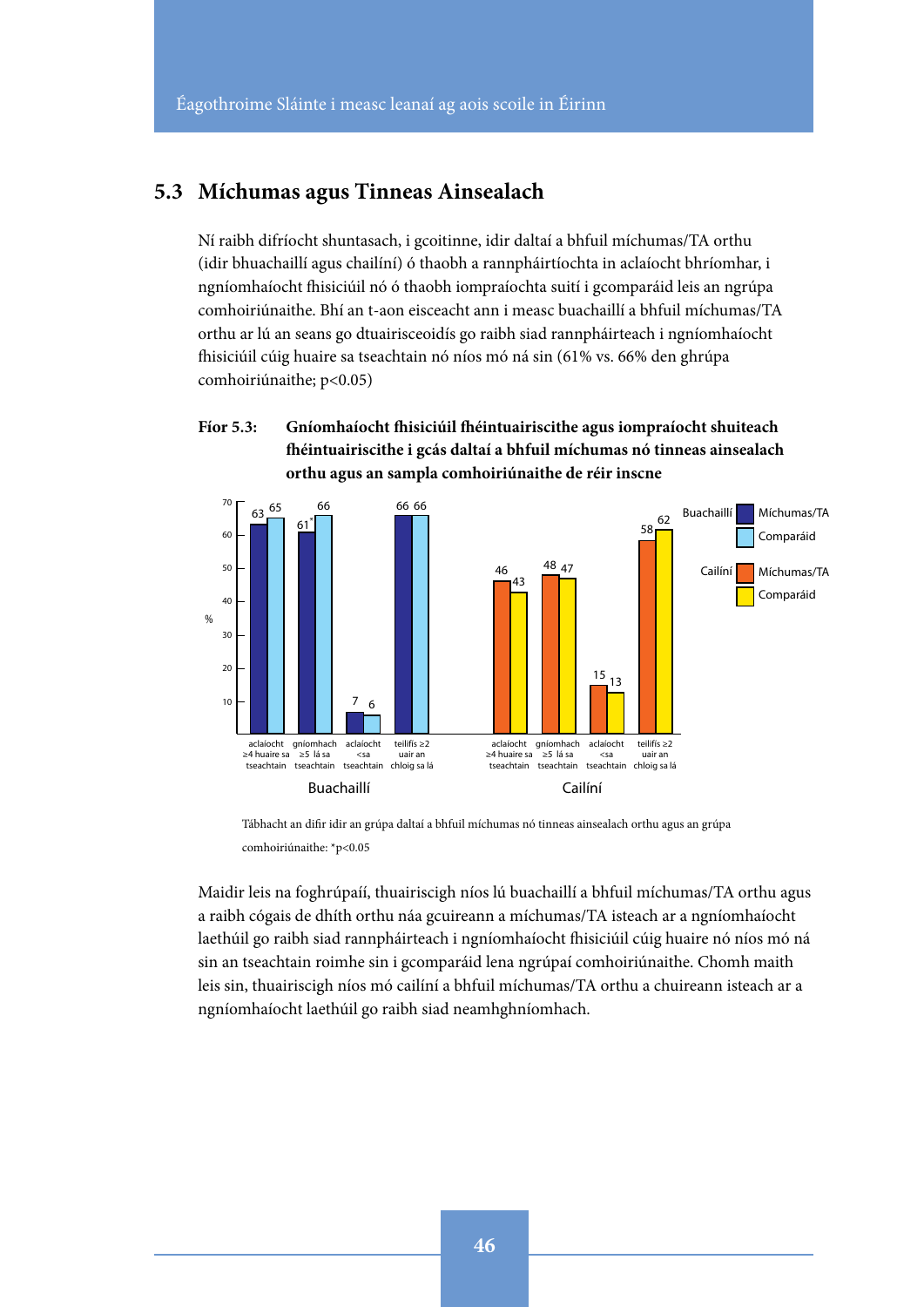## 5.3 Míchumas agus Tinneas Ainsealach

Ní raibh difríocht shuntasach, i gcoitinne, idir daltaí a bhfuil míchumas/TA orthu (idir bhuachaillí agus chailíní) ó thaobh a rannpháirtíochta in aclaíocht bhríomhar, i ngníomhaíocht fhisiciúil nó ó thaobh iompraíochta suití i gcomparáid leis an ngrúpa comhoiriúnaithe. Bhí an t-aon eisceacht ann i measc buachaillí a bhfuil míchumas/TA orthu ar lú an seans go dtuairisceoidís go raibh siad rannpháirteach i ngníomhaíocht fhisiciúil cúig huaire sa tseachtain nó níos mó ná sin (61% vs. 66% den ghrúpa comhoiriúnaithe; $p<0.05$)

**Fíor 5.3: Gníomhaíocht fhisiciúil fhéintuairiscithe agus iompraíocht shuiteach fhéintuairiscithe i gcás daltaí a bhfuil míchumas nó tinneas ainsealach orthu agus an sampla comhoiriúnaithe de réir inscne**

| % | Buachaillí: Míchumas/TA | Buachaillí: Comparáid | Cailíní: Míchumas/TA | Cailíní: Comparáid |
|---|---|---|---|---|
| aclaíocht ≥4 huaire sa tseachtain | 63 | 65 | 46 | 43 |
| gníomhach ≥5 lá sa tseachtain | 61* | 66 | 48 | 47 |
| aclaíocht <sa tseachtain | 7 | 6 | 15 | 13 |
| teilifís ≥2 uair an chloig sa lá | 66 | 66 | 58 | 62 |

Tábhacht an difir idir an grúpa daltaí a bhfuil míchumas nó tinneas ainsealach orthu agus an grúpa comhoiriúnaithe: *$p<0.05$

Maidir leis na foghrúpaí, thuairiscigh níos lú buachaillí a bhfuil míchumas/TA orthu agus a raibh cógais de dhíth orthu náa gcuireann a míchumas/TA isteach ar a ngníomhaíocht laethúil go raibh siad rannpháirteach i ngníomhaíocht fhisiciúil cúig huaire nó níos mó ná sin an tseachtain roimhe sin i gcomparáid lena ngrúpaí comhoiriúnaithe. Chomh maith leis sin, thuairiscigh níos mó cailíní a bhfuil míchumas/TA orthu a chuireann isteach ar a ngníomhaíocht laethúil go raibh siad neamhghníomhach.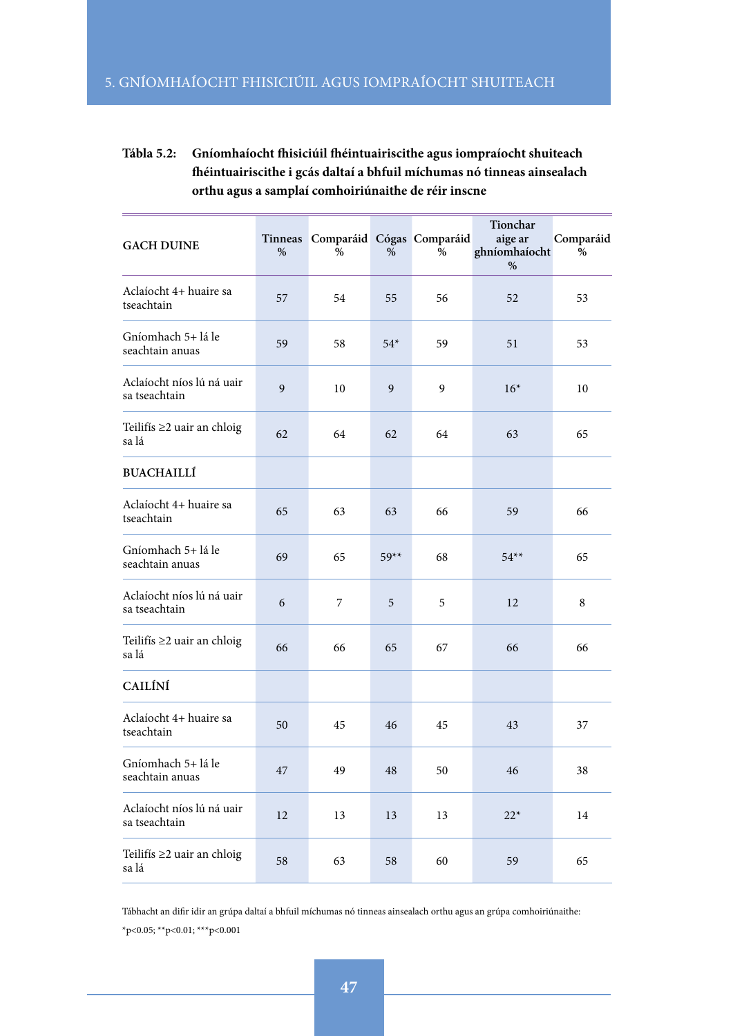**Tábla 5.2: Gníomhaíocht fhisiciúil fhéintuairiscithe agus iompraíocht shuiteach fhéintuairiscithe i gcás daltaí a bhfuil míchumas nó tinneas ainsealach orthu agus a samplaí comhoiriúnaithe de réir inscne**

| GACH DUINE | Tinneas % | Comparáid % | Cógas % | Comparáid % | Tionchar aige ar ghníomhaíocht % | Comparáid % |
|---|---|---|---|---|---|---|
| Aclaíocht 4+ huaire sa tseachtain | 57 | 54 | 55 | 56 | 52 | 53 |
| Gníomhach 5+ lá le seachtain anuas | 59 | 58 | 54* | 59 | 51 | 53 |
| Aclaíocht níos lú ná uair sa tseachtain | 9 | 10 | 9 | 9 | 16* | 10 |
| Teilifís ≥2 uair an chloig sa lá | 62 | 64 | 62 | 64 | 63 | 65 |
| **BUACHAILLÍ** | | | | | | |
| Aclaíocht 4+ huaire sa tseachtain | 65 | 63 | 63 | 66 | 59 | 66 |
| Gníomhach 5+ lá le seachtain anuas | 69 | 65 | 59** | 68 | 54** | 65 |
| Aclaíocht níos lú ná uair sa tseachtain | 6 | 7 | 5 | 5 | 12 | 8 |
| Teilifís ≥2 uair an chloig sa lá | 66 | 66 | 65 | 67 | 66 | 66 |
| **CAILÍNÍ** | | | | | | |
| Aclaíocht 4+ huaire sa tseachtain | 50 | 45 | 46 | 45 | 43 | 37 |
| Gníomhach 5+ lá le seachtain anuas | 47 | 49 | 48 | 50 | 46 | 38 |
| Aclaíocht níos lú ná uair sa tseachtain | 12 | 13 | 13 | 13 | 22* | 14 |
| Teilifís ≥2 uair an chloig sa lá | 58 | 63 | 58 | 60 | 59 | 65 |

Tábhacht an difir idir an grúpa daltaí a bhfuil míchumas nó tinneas ainsealach orthu agus an grúpa comhoiriúnaithe:

*$p<0.05$; **$p<0.01$; ***$p<0.001$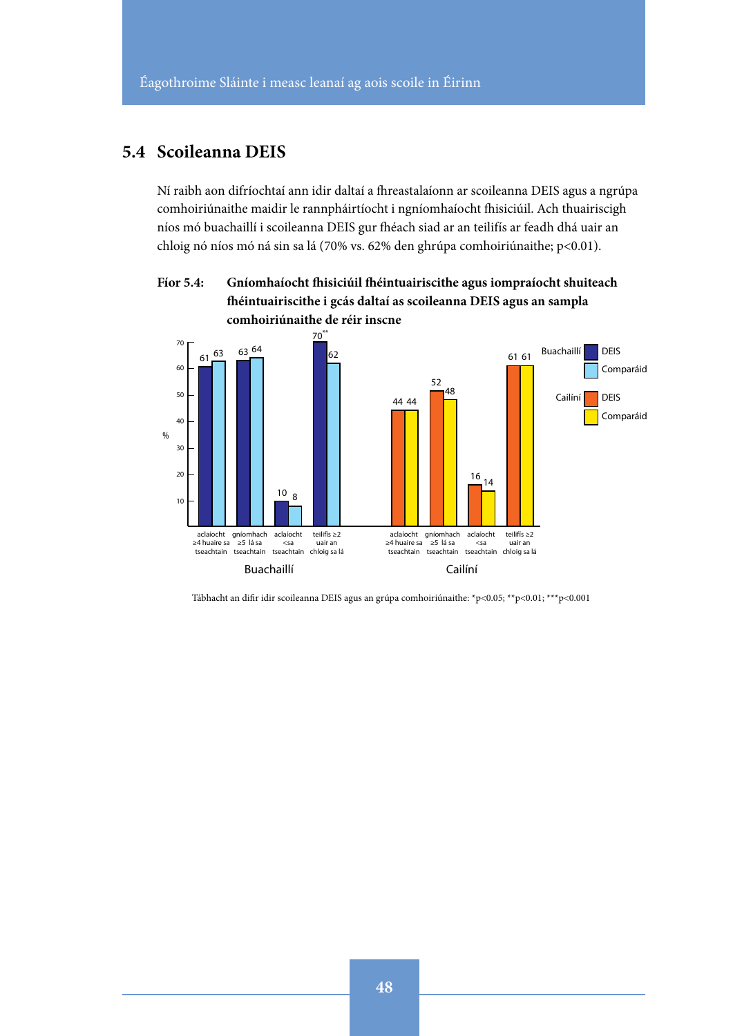## 5.4 Scoileanna DEIS

Ní raibh aon difríochtaí ann idir daltaí a fhreastalaíonn ar scoileanna DEIS agus a ngrúpa comhoiriúnaithe maidir le rannpháirtíocht i ngníomhaíocht fhisiciúil. Ach thuairiscigh níos mó buachaillí i scoileanna DEIS gur fhéach siad ar an teilifís ar feadh dhá uair an chloig nó níos mó ná sin sa lá (70% vs. 62% den ghrúpa comhoiriúnaithe; $p<0.01$).

**Fíor 5.4: Gníomhaíocht fhisiciúil fhéintuairiscithe agus iompraíocht shuiteach fhéintuairiscithe i gcás daltaí as scoileanna DEIS agus an sampla comhoiriúnaithe de réir inscne**

| % | aclaíocht ≥4 huaire sa tseachtain | gníomhach ≥5 lá sa tseachtain | aclaíocht <sa tseachtain | teilifís ≥2 uair an chloig sa lá |
|---|---|---|---|---|
| Buachaillí – DEIS | 61 | 63 | 10 | 70** |
| Buachaillí – Comparáid | 63 | 64 | 8 | 62 |
| Cailíní – DEIS | 44 | 52 | 16 | 61 |
| Cailíní – Comparáid | 44 | 48 | 14 | 61 |

Tábhacht an difir idir scoileanna DEIS agus an grúpa comhoiriúnaithe: *$p<0.05$; **$p<0.01$; ***$p<0.001$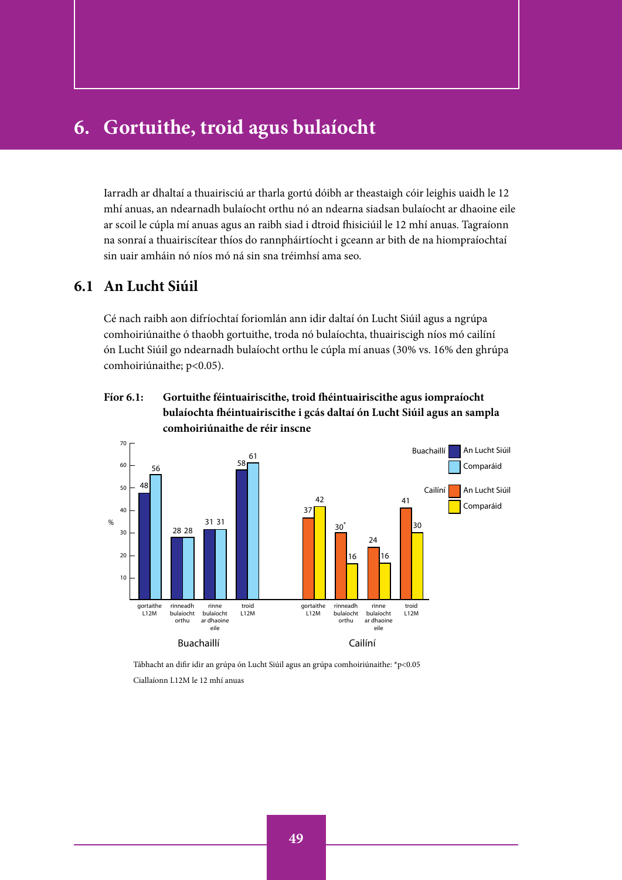# 6. Gortuithe, troid agus bulaíocht

Iarradh ar dhaltaí a thuairisciú ar tharla gortú dóibh ar theastaigh cóir leighis uaidh le 12 mhí anuas, an ndearnadh bulaíocht orthu nó an ndearna siadsan bulaíocht ar dhaoine eile ar scoil le cúpla mí anuas agus an raibh siad i dtroid fhisiciúil le 12 mhí anuas. Tagraíonn na sonraí a thuairiscítear thíos do rannpháirtíocht i gceann ar bith de na hiompraíochtaí sin uair amháin nó níos mó ná sin sna tréimhsí ama seo.

## 6.1 An Lucht Siúil

Cé nach raibh aon difríochtaí foriomlán ann idir daltaí ón Lucht Siúil agus a ngrúpa comhoiriúnaithe ó thaobh gortuithe, troda nó bulaíochta, thuairiscigh níos mó cailíní ón Lucht Siúil go ndearnadh bulaíocht orthu le cúpla mí anuas (30% vs. 16% den ghrúpa comhoiriúnaithe; $p<0.05$).

**Fíor 6.1: Gortuithe féintuairiscithe, troid fhéintuairiscithe agus iompraíocht bulaíochta fhéintuairiscithe i gcás daltaí ón Lucht Siúil agus an sampla comhoiriúnaithe de réir inscne**

| % | Buachaillí: An Lucht Siúil | Buachaillí: Comparáid | Cailíní: An Lucht Siúil | Cailíní: Comparáid |
|---|---|---|---|---|
| gortaithe L12M | 48 | 56 | 37 | 42 |
| rinneadh bulaíocht orthu | 28 | 28 | 30* | 16 |
| rinne bulaíocht ar dhaoine eile | 31 | 31 | 24 | 16 |
| troid L12M | 58 | 61 | 41 | 30 |

Tábhacht an difir idir an grúpa ón Lucht Siúil agus an grúpa comhoiriúnaithe: *$p<0.05$

Ciallaíonn L12M le 12 mhí anuas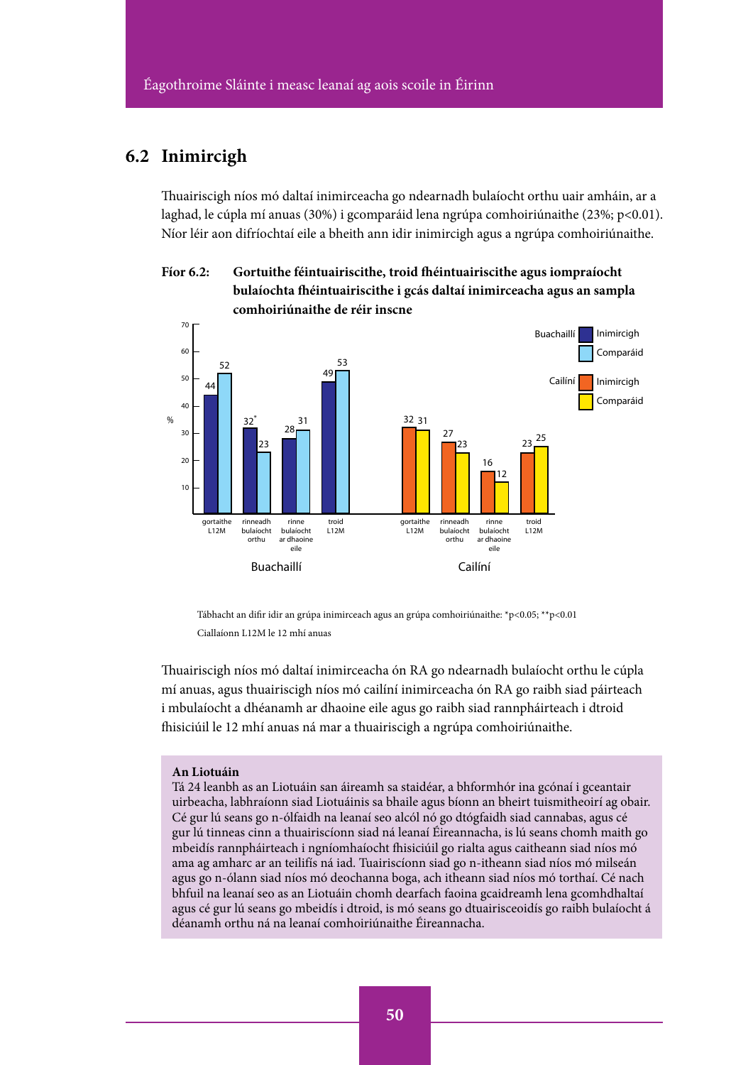## 6.2 Inimircigh

Thuairiscigh níos mó daltaí inimirceacha go ndearnadh bulaíocht orthu uair amháin, ar a laghad, le cúpla mí anuas (30%) i gcomparáid lena ngrúpa comhoiriúnaithe (23%; $p<0.01$). Níor léir aon difríochtaí eile a bheith ann idir inimircigh agus a ngrúpa comhoiriúnaithe.

**Fíor 6.2: Gortuithe féintuairiscithe, troid fhéintuairiscithe agus iompraíocht bulaíochta fhéintuairiscithe i gcás daltaí inimirceacha agus an sampla comhoiriúnaithe de réir inscne**

| % | gortaithe L12M | rinneadh bulaíocht orthu | rinne bulaíocht ar dhaoine eile | troid L12M |
|---|---|---|---|---|
| Buachaillí – Inimircigh | 44 | 32* | 28 | 49 |
| Buachaillí – Comparáid | 52 | 23 | 31 | 53 |
| Cailíní – Inimircigh | 32 | 27 | 16 | 23 |
| Cailíní – Comparáid | 31 | 23 | 12 | 25 |

Tábhacht an difir idir an grúpa inimirceach agus an grúpa comhoiriúnaithe: *$p<0.05$; **$p<0.01$

Ciallaíonn L12M le 12 mhí anuas

Thuairiscigh níos mó daltaí inimirceacha ón RA go ndearnadh bulaíocht orthu le cúpla mí anuas, agus thuairiscigh níos mó cailíní inimirceacha ón RA go raibh siad páirteach i mbulaíocht a dhéanamh ar dhaoine eile agus go raibh siad rannpháirteach i dtroid fhisiciúil le 12 mhí anuas ná mar a thuairiscigh a ngrúpa comhoiriúnaithe.

**An Liotuáin**

Tá 24 leanbh as an Liotuáin san áireamh sa staidéar, a bhformhór ina gcónaí i gceantair uirbeacha, labhraíonn siad Liotuáinis sa bhaile agus bíonn an bheirt tuismitheoirí ag obair. Cé gur lú seans go n-ólfaidh na leanaí seo alcól nó go dtógfaidh siad cannabas, agus cé gur lú tinneas cinn a thuairiscíonn siad ná leanaí Éireannacha, is lú seans chomh maith go mbeidís rannpháirteach i ngníomhaíocht fhisiciúil go rialta agus caitheann siad níos mó ama ag amharc ar an teilifís ná iad. Tuairiscíonn siad go n-itheann siad níos mó milseán agus go n-ólann siad níos mó deochanna boga, ach itheann siad níos mó torthaí. Cé nach bhfuil na leanaí seo as an Liotuáin chomh dearfach faoina gcaidreamh lena gcomhdhaltaí agus cé gur lú seans go mbeidís i dtroid, is mó seans go dtuairisceoidís go raibh bulaíocht á déanamh orthu ná na leanaí comhoiriúnaithe Éireannacha.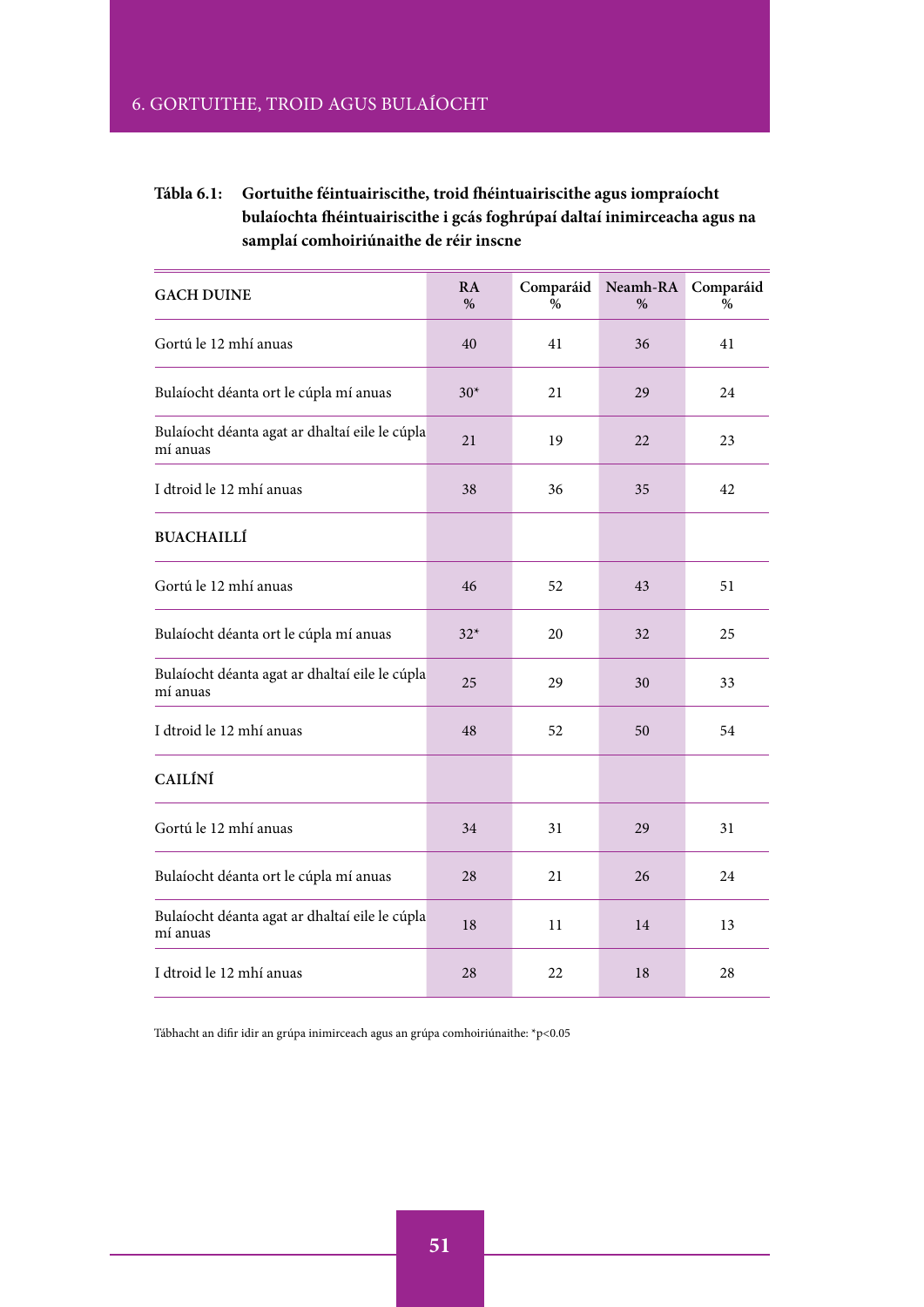**Tábla 6.1: Gortuithe féintuairiscithe, troid fhéintuairiscithe agus iompraíocht bulaíochta fhéintuairiscithe i gcás foghrúpaí daltaí inimirceacha agus na samplaí comhoiriúnaithe de réir inscne**

| GACH DUINE | RA % | Comparáid % | Neamh-RA % | Comparáid % |
|---|---|---|---|---|
| Gortú le 12 mhí anuas | 40 | 41 | 36 | 41 |
| Bulaíocht déanta ort le cúpla mí anuas | 30* | 21 | 29 | 24 |
| Bulaíocht déanta agat ar dhaltaí eile le cúpla mí anuas | 21 | 19 | 22 | 23 |
| I dtroid le 12 mhí anuas | 38 | 36 | 35 | 42 |
| **BUACHAILLÍ** | | | | |
| Gortú le 12 mhí anuas | 46 | 52 | 43 | 51 |
| Bulaíocht déanta ort le cúpla mí anuas | 32* | 20 | 32 | 25 |
| Bulaíocht déanta agat ar dhaltaí eile le cúpla mí anuas | 25 | 29 | 30 | 33 |
| I dtroid le 12 mhí anuas | 48 | 52 | 50 | 54 |
| **CAILÍNÍ** | | | | |
| Gortú le 12 mhí anuas | 34 | 31 | 29 | 31 |
| Bulaíocht déanta ort le cúpla mí anuas | 28 | 21 | 26 | 24 |
| Bulaíocht déanta agat ar dhaltaí eile le cúpla mí anuas | 18 | 11 | 14 | 13 |
| I dtroid le 12 mhí anuas | 28 | 22 | 18 | 28 |

Tábhacht an difir idir an grúpa inimirceach agus an grúpa comhoiriúnaithe: *$p<0.05$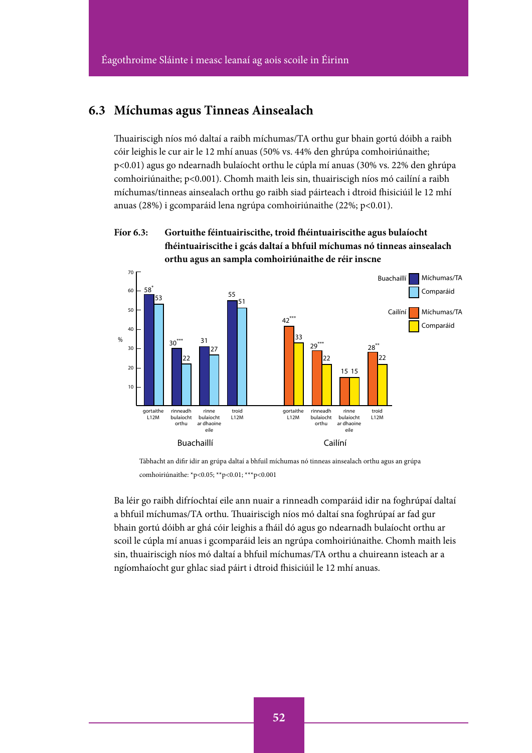## 6.3 Míchumas agus Tinneas Ainsealach

Thuairiscigh níos mó daltaí a raibh míchumas/TA orthu gur bhain gortú dóibh a raibh cóir leighis le cur air le 12 mhí anuas (50% vs. 44% den ghrúpa comhoiriúnaithe; $p<0.01$) agus go ndearnadh bulaíocht orthu le cúpla mí anuas (30% vs. 22% den ghrúpa comhoiriúnaithe; $p<0.001$). Chomh maith leis sin, thuairiscigh níos mó cailíní a raibh míchumas/tinneas ainsealach orthu go raibh siad páirteach i dtroid fhisiciúil le 12 mhí anuas (28%) i gcomparáid lena ngrúpa comhoiriúnaithe (22%; $p<0.01$).

**Fíor 6.3: Gortuithe féintuairiscithe, troid fhéintuairiscithe agus bulaíocht fhéintuairiscithe i gcás daltaí a bhfuil míchumas nó tinneas ainsealach orthu agus an sampla comhoiriúnaithe de réir inscne**

| | Buachaillí Míchumas/TA (%) | Buachaillí Comparáid (%) | Cailíní Míchumas/TA (%) | Cailíní Comparáid (%) |
|---|---|---|---|---|
| gortaithe L12M | 58* | 53 | 42*** | 33 |
| rinneadh bulaíocht orthu | 30*** | 22 | 29*** | 22 |
| rinne bulaíocht ar dhaoine eile | 31 | 27 | 15 | 15 |
| troid L12M | 55 | 51 | 28** | 22 |

Tábhacht an difir idir an grúpa daltaí a bhfuil míchumas nó tinneas ainsealach orthu agus an grúpa comhoiriúnaithe: $*p<0.05$; $**p<0.01$; $***p<0.001$

Ba léir go raibh difríochtaí eile ann nuair a rinneadh comparáid idir na foghrúpaí daltaí a bhfuil míchumas/TA orthu. Thuairiscigh níos mó daltaí sna foghrúpaí ar fad gur bhain gortú dóibh ar ghá cóir leighis a fháil dó agus go ndearnadh bulaíocht orthu ar scoil le cúpla mí anuas i gcomparáid leis an ngrúpa comhoiriúnaithe. Chomh maith leis sin, thuairiscigh níos mó daltaí a bhfuil míchumas/TA orthu a chuireann isteach ar a ngíomhaíocht gur ghlac siad páirt i dtroid fhisiciúil le 12 mhí anuas.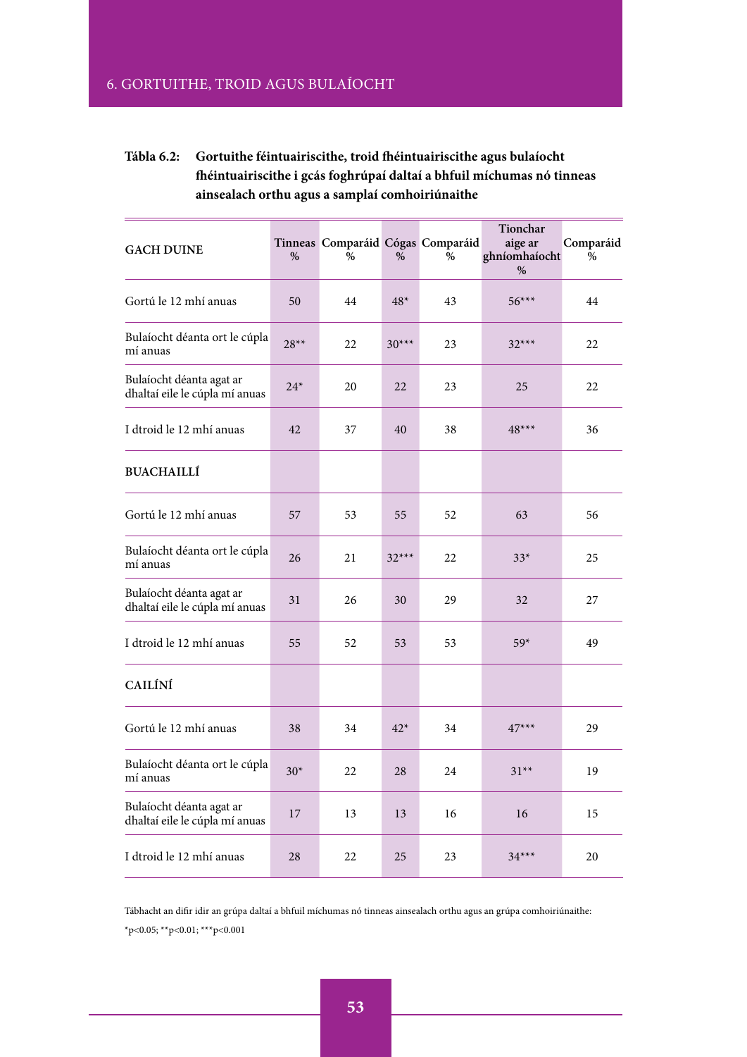**Tábla 6.2: Gortuithe féintuairiscithe, troid fhéintuairiscithe agus bulaíocht fhéintuairiscithe i gcás foghrúpaí daltaí a bhfuil míchumas nó tinneas ainsealach orthu agus a samplaí comhoiriúnaithe**

| GACH DUINE | Tinneas % | Comparáid % | Cógas % | Comparáid % | Tionchar aige ar ghníomhaíocht % | Comparáid % |
|---|---|---|---|---|---|---|
| Gortú le 12 mhí anuas | 50 | 44 | 48* | 43 | 56*** | 44 |
| Bulaíocht déanta ort le cúpla mí anuas | 28** | 22 | 30*** | 23 | 32*** | 22 |
| Bulaíocht déanta agat ar dhaltaí eile le cúpla mí anuas | 24* | 20 | 22 | 23 | 25 | 22 |
| I dtroid le 12 mhí anuas | 42 | 37 | 40 | 38 | 48*** | 36 |
| **BUACHAILLÍ** | | | | | | |
| Gortú le 12 mhí anuas | 57 | 53 | 55 | 52 | 63 | 56 |
| Bulaíocht déanta ort le cúpla mí anuas | 26 | 21 | 32*** | 22 | 33* | 25 |
| Bulaíocht déanta agat ar dhaltaí eile le cúpla mí anuas | 31 | 26 | 30 | 29 | 32 | 27 |
| I dtroid le 12 mhí anuas | 55 | 52 | 53 | 53 | 59* | 49 |
| **CAILÍNÍ** | | | | | | |
| Gortú le 12 mhí anuas | 38 | 34 | 42* | 34 | 47*** | 29 |
| Bulaíocht déanta ort le cúpla mí anuas | 30* | 22 | 28 | 24 | 31** | 19 |
| Bulaíocht déanta agat ar dhaltaí eile le cúpla mí anuas | 17 | 13 | 13 | 16 | 16 | 15 |
| I dtroid le 12 mhí anuas | 28 | 22 | 25 | 23 | 34*** | 20 |

Tábhacht an difir idir an grúpa daltaí a bhfuil míchumas nó tinneas ainsealach orthu agus an grúpa comhoiriúnaithe:

*$p<0.05$; **$p<0.01$; ***$p<0.001$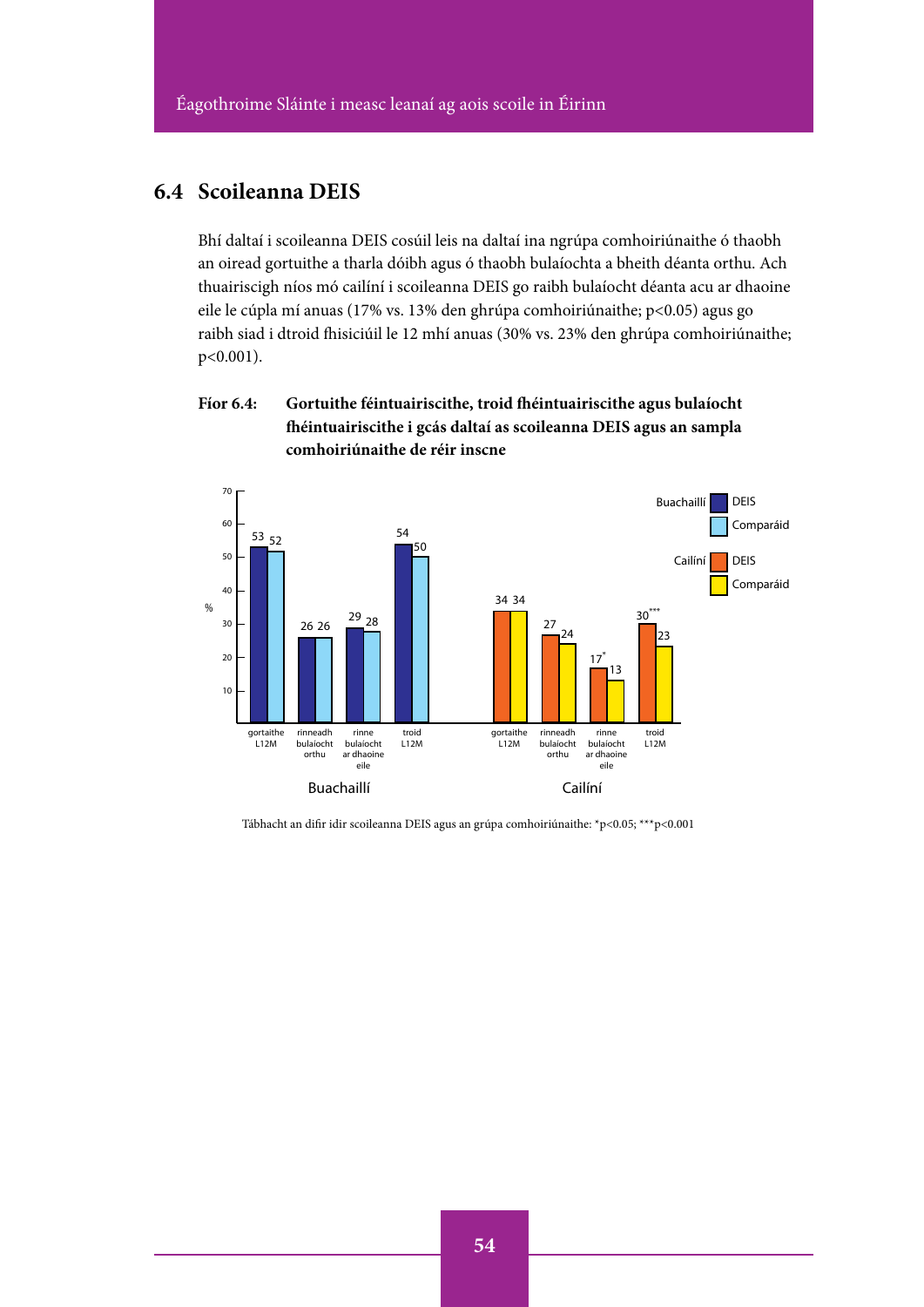## 6.4 Scoileanna DEIS

Bhí daltaí i scoileanna DEIS cosúil leis na daltaí ina ngrúpa comhoiriúnaithe ó thaobh an oiread gortuithe a tharla dóibh agus ó thaobh bulaíochta a bheith déanta orthu. Ach thuairiscigh níos mó cailíní i scoileanna DEIS go raibh bulaíocht déanta acu ar dhaoine eile le cúpla mí anuas (17% vs. 13% den ghrúpa comhoiriúnaithe; $p<0.05$) agus go raibh siad i dtroid fhisiciúil le 12 mhí anuas (30% vs. 23% den ghrúpa comhoiriúnaithe; $p<0.001$).

**Fíor 6.4: Gortuithe féintuairiscithe, troid fhéintuairiscithe agus bulaíocht fhéintuairiscithe i gcás daltaí as scoileanna DEIS agus an sampla comhoiriúnaithe de réir inscne**

| % | gortaithe L12M | rinneadh bulaíocht orthu | rinne bulaíocht ar dhaoine eile | troid L12M |
|---|---|---|---|---|
| Buachaillí – DEIS | 53 | 26 | 29 | 54 |
| Buachaillí – Comparáid | 52 | 26 | 28 | 50 |
| Cailíní – DEIS | 34 | 27 | 17* | 30*** |
| Cailíní – Comparáid | 34 | 24 | 13 | 23 |

Tábhacht an difir idir scoileanna DEIS agus an grúpa comhoiriúnaithe: *$p<0.05$; ***$p<0.001$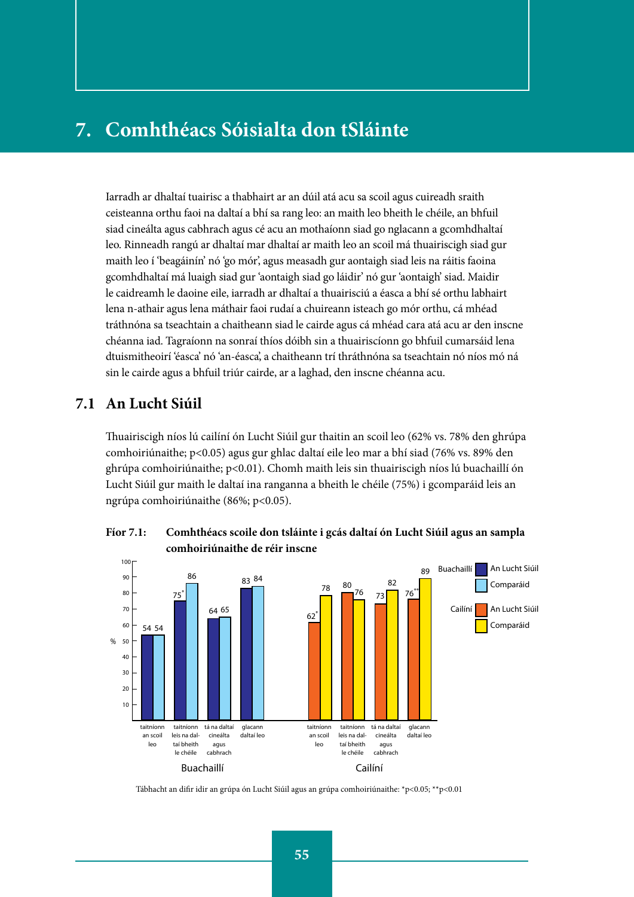# 7. Comhthéacs Sóisialta don tSláinte

Iarradh ar dhaltaí tuairisc a thabhairt ar an dúil atá acu sa scoil agus cuireadh sraith ceisteanna orthu faoi na daltaí a bhí sa rang leo: an maith leo bheith le chéile, an bhfuil siad cineálta agus cabhrach agus cé acu an mothaíonn siad go nglacann a gcomhdhaltaí leo. Rinneadh rangú ar dhaltaí mar dhaltaí ar maith leo an scoil má thuairiscigh siad gur maith leo í 'beagáinín' nó 'go mór', agus measadh gur aontaigh siad leis na ráitis faoina gcomhdhaltaí má luaigh siad gur 'aontaigh siad go láidir' nó gur 'aontaigh' siad. Maidir le caidreamh le daoine eile, iarradh ar dhaltaí a thuairisciú a éasca a bhí sé orthu labhairt lena n-athair agus lena máthair faoi rudaí a chuireann isteach go mór orthu, cá mhéad tráthnóna sa tseachtain a chaitheann siad le cairde agus cá mhéad cara atá acu ar den inscne chéanna iad. Tagraíonn na sonraí thíos dóibh sin a thuairiscíonn go bhfuil cumarsáid lena dtuismitheoirí 'éasca' nó 'an-éasca', a chaitheann trí thráthnóna sa tseachtain nó níos mó ná sin le cairde agus a bhfuil triúr cairde, ar a laghad, den inscne chéanna acu.

## 7.1 An Lucht Siúil

Thuairiscigh níos lú cailíní ón Lucht Siúil gur thaitin an scoil leo (62% vs. 78% den ghrúpa comhoiriúnaithe; $p<0.05$) agus gur ghlac daltaí eile leo mar a bhí siad (76% vs. 89% den ghrúpa comhoiriúnaithe; $p<0.01$). Chomh maith leis sin thuairiscigh níos lú buachaillí ón Lucht Siúil gur maith le daltaí ina ranganna a bheith le chéile (75%) i gcomparáid leis an ngrúpa comhoiriúnaithe (86%; $p<0.05$).

**Fíor 7.1: Comhthéacs scoile don tsláinte i gcás daltaí ón Lucht Siúil agus an sampla comhoiriúnaithe de réir inscne**

| | | An Lucht Siúil (%) | Comparáid (%) |
|---|---|---|---|
| Buachaillí | taitníonn an scoil leo | 54 | 54 |
| Buachaillí | taitníonn leis na daltaí bheith le chéile | 75* | 86 |
| Buachaillí | tá na daltaí cineálta agus cabhrach | 64 | 65 |
| Buachaillí | glacann daltaí leo | 83 | 84 |
| Cailíní | taitníonn an scoil leo | 62* | 78 |
| Cailíní | taitníonn leis na daltaí bheith le chéile | 80 | 76 |
| Cailíní | tá na daltaí cineálta agus cabhrach | 73 | 82 |
| Cailíní | glacann daltaí leo | 76** | 89 |

Tábhacht an difir idir an grúpa ón Lucht Siúil agus an grúpa comhoiriúnaithe: *$p<0.05$; **$p<0.01$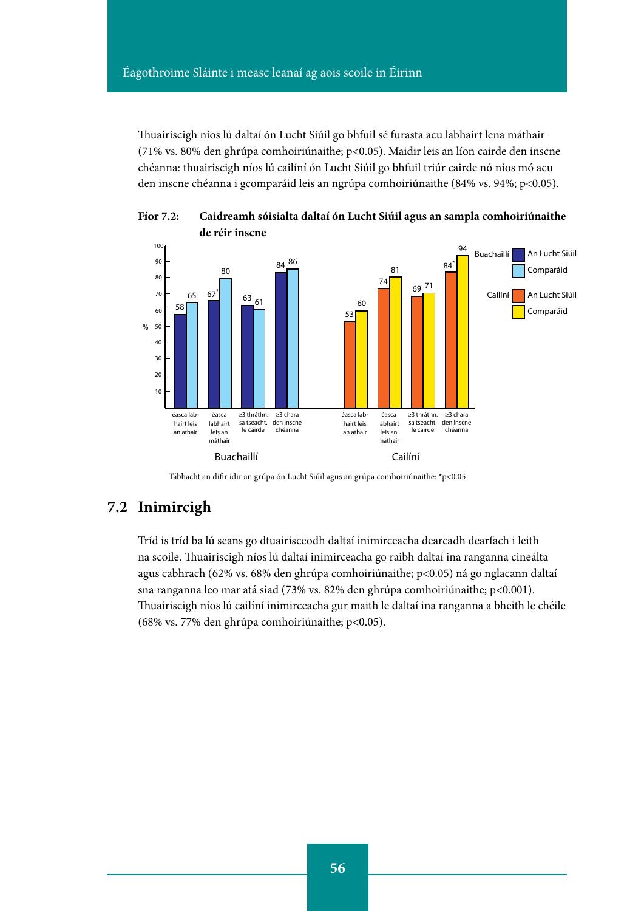Thuairiscigh níos lú daltaí ón Lucht Siúil go bhfuil sé furasta acu labhairt lena máthair (71% vs. 80% den ghrúpa comhoiriúnaithe; $p<0.05$). Maidir leis an líon cairde den inscne chéanna: thuairiscigh níos lú cailíní ón Lucht Siúil go bhfuil triúr cairde nó níos mó acu den inscne chéanna i gcomparáid leis an ngrúpa comhoiriúnaithe (84% vs. 94%; $p<0.05$).

**Fíor 7.2: Caidreamh sóisialta daltaí ón Lucht Siúil agus an sampla comhoiriúnaithe de réir inscne**

| | éasca labhairt leis an athair | éasca labhairt leis an máthair | ≥3 thráthn. sa tseacht. le cairde | ≥3 chara den inscne chéanna |
|---|---|---|---|---|
| Buachaillí – An Lucht Siúil | 58 | 67* | 63 | 84 |
| Buachaillí – Comparáid | 65 | 80 | 61 | 86 |
| Cailíní – An Lucht Siúil | 53 | 74 | 69 | 84* |
| Cailíní – Comparáid | 60 | 81 | 71 | 94 |

Tábhacht an difir idir an grúpa ón Lucht Siúil agus an grúpa comhoiriúnaithe: *$p<0.05$

## 7.2 Inimircigh

Tríd is tríd ba lú seans go dtuairisceodh daltaí inimirceacha dearcadh dearfach i leith na scoile. Thuairiscigh níos lú daltaí inimirceacha go raibh daltaí ina ranganna cineálta agus cabhrach (62% vs. 68% den ghrúpa comhoiriúnaithe; $p<0.05$) ná go nglacann daltaí sna ranganna leo mar atá siad (73% vs. 82% den ghrúpa comhoiriúnaithe; $p<0.001$). Thuairiscigh níos lú cailíní inimirceacha gur maith le daltaí ina ranganna a bheith le chéile (68% vs. 77% den ghrúpa comhoiriúnaithe; $p<0.05$).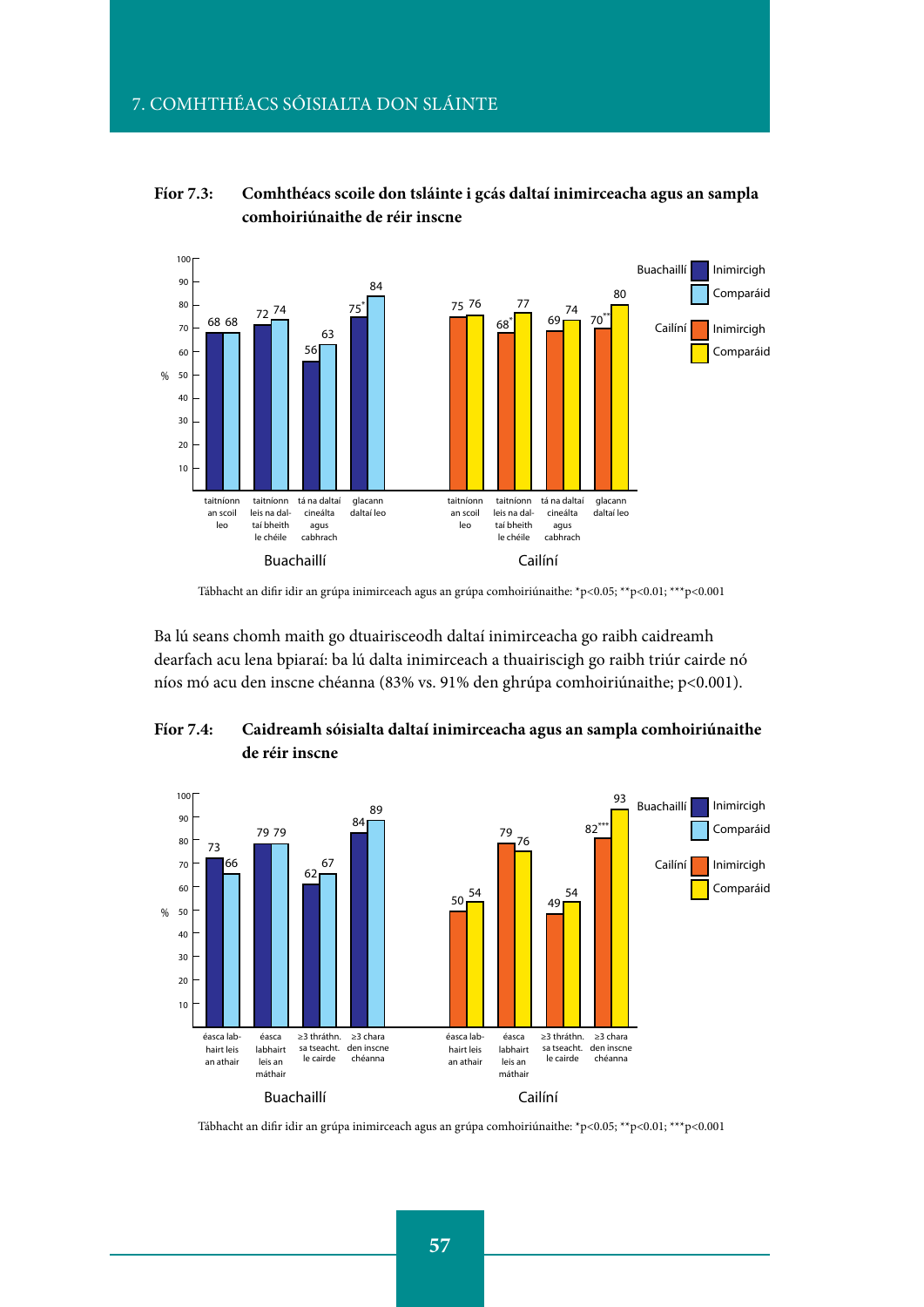**Fíor 7.3:** **Comhthéacs scoile don tsláinte i gcás daltaí inimirceacha agus an sampla comhoiriúnaithe de réir inscne**

| | Buachaillí Inimircigh (%) | Buachaillí Comparáid (%) | Cailíní Inimircigh (%) | Cailíní Comparáid (%) |
|---|---|---|---|---|
| taitníonn an scoil leo | 68 | 68 | 75 | 76 |
| taitníonn leis na daltaí bheith le chéile | 72 | 74 | 68* | 77 |
| tá na daltaí cineálta agus cabhrach | 56 | 63 | 69 | 74 |
| glacann daltaí leo | 75* | 84 | 70** | 80 |

Tábhacht an difir idir an grúpa inimirceach agus an grúpa comhoiriúnaithe: *p<0.05; **p<0.01; ***p<0.001

Ba lú seans chomh maith go dtuairisceodh daltaí inimirceacha go raibh caidreamh dearfach acu lena bpiaraí: ba lú dalta inimirceach a thuairiscigh go raibh triúr cairde nó níos mó acu den inscne chéanna (83% vs. 91% den ghrúpa comhoiriúnaithe; p<0.001).

**Fíor 7.4:** **Caidreamh sóisialta daltaí inimirceacha agus an sampla comhoiriúnaithe de réir inscne**

| | Buachaillí Inimircigh (%) | Buachaillí Comparáid (%) | Cailíní Inimircigh (%) | Cailíní Comparáid (%) |
|---|---|---|---|---|
| éasca labhairt leis an athair | 73 | 66 | 50 | 54 |
| éasca labhairt leis an máthair | 79 | 79 | 79 | 76 |
| ≥3 thráthn. sa tseacht. le cairde | 62 | 67 | 49 | 54 |
| ≥3 chara den inscne chéanna | 84 | 89 | 82*** | 93 |

Tábhacht an difir idir an grúpa inimirceach agus an grúpa comhoiriúnaithe: *p<0.05; **p<0.01; ***p<0.001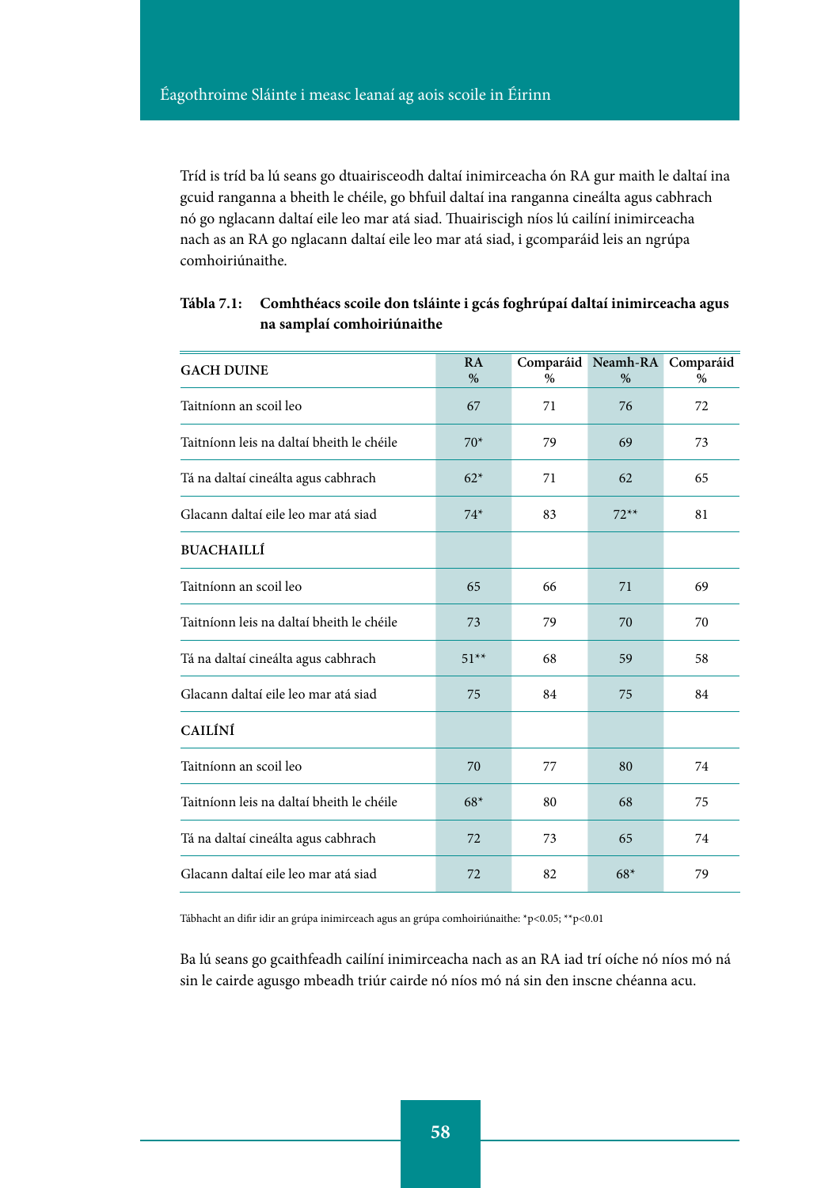Tríd is tríd ba lú seans go dtuairisceodh daltaí inimirceacha ón RA gur maith le daltaí ina gcuid ranganna a bheith le chéile, go bhfuil daltaí ina ranganna cineálta agus cabhrach nó go nglacann daltaí eile leo mar atá siad. Thuairiscigh níos lú cailíní inimirceacha nach as an RA go nglacann daltaí eile leo mar atá siad, i gcomparáid leis an ngrúpa comhoiriúnaithe.

**Tábla 7.1: Comhthéacs scoile don tsláinte i gcás foghrúpaí daltaí inimirceacha agus na samplaí comhoiriúnaithe**

| GACH DUINE | RA % | Comparáid % | Neamh-RA % | Comparáid % |
|---|---|---|---|---|
| Taitníonn an scoil leo | 67 | 71 | 76 | 72 |
| Taitníonn leis na daltaí bheith le chéile | 70* | 79 | 69 | 73 |
| Tá na daltaí cineálta agus cabhrach | 62* | 71 | 62 | 65 |
| Glacann daltaí eile leo mar atá siad | 74* | 83 | 72** | 81 |
| **BUACHAILLÍ** | | | | |
| Taitníonn an scoil leo | 65 | 66 | 71 | 69 |
| Taitníonn leis na daltaí bheith le chéile | 73 | 79 | 70 | 70 |
| Tá na daltaí cineálta agus cabhrach | 51** | 68 | 59 | 58 |
| Glacann daltaí eile leo mar atá siad | 75 | 84 | 75 | 84 |
| **CAILÍNÍ** | | | | |
| Taitníonn an scoil leo | 70 | 77 | 80 | 74 |
| Taitníonn leis na daltaí bheith le chéile | 68* | 80 | 68 | 75 |
| Tá na daltaí cineálta agus cabhrach | 72 | 73 | 65 | 74 |
| Glacann daltaí eile leo mar atá siad | 72 | 82 | 68* | 79 |

Tábhacht an difir idir an grúpa inimirceach agus an grúpa comhoiriúnaithe: *$p<0.05$; **$p<0.01$

Ba lú seans go gcaithfeadh cailíní inimirceacha nach as an RA iad trí oíche nó níos mó ná sin le cairde agusgo mbeadh triúr cairde nó níos mó ná sin den inscne chéanna acu.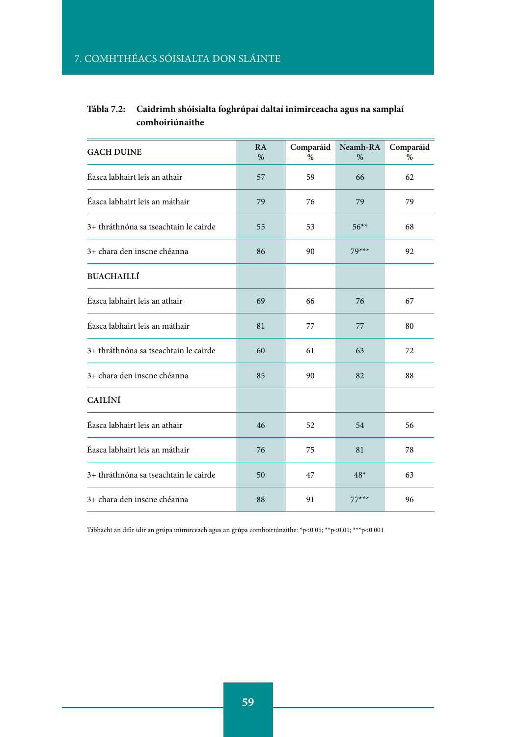**Tábla 7.2: Caidrimh shóisialta foghrúpaí daltaí inimirceacha agus na samplaí comhoiriúnaithe**

| GACH DUINE | RA % | Comparáid % | Neamh-RA % | Comparáid % |
|---|---|---|---|---|
| Éasca labhairt leis an athair | 57 | 59 | 66 | 62 |
| Éasca labhairt leis an máthair | 79 | 76 | 79 | 79 |
| 3+ thráthnóna sa tseachtain le cairde | 55 | 53 | 56** | 68 |
| 3+ chara den inscne chéanna | 86 | 90 | 79*** | 92 |
| **BUACHAILLÍ** | | | | |
| Éasca labhairt leis an athair | 69 | 66 | 76 | 67 |
| Éasca labhairt leis an máthair | 81 | 77 | 77 | 80 |
| 3+ thráthnóna sa tseachtain le cairde | 60 | 61 | 63 | 72 |
| 3+ chara den inscne chéanna | 85 | 90 | 82 | 88 |
| **CAILÍNÍ** | | | | |
| Éasca labhairt leis an athair | 46 | 52 | 54 | 56 |
| Éasca labhairt leis an máthair | 76 | 75 | 81 | 78 |
| 3+ thráthnóna sa tseachtain le cairde | 50 | 47 | 48* | 63 |
| 3+ chara den inscne chéanna | 88 | 91 | 77*** | 96 |

Tábhacht an difir idir an grúpa inimirceach agus an grúpa comhoiriúnaithe: *$p<0.05$; **$p<0.01$; ***$p<0.001$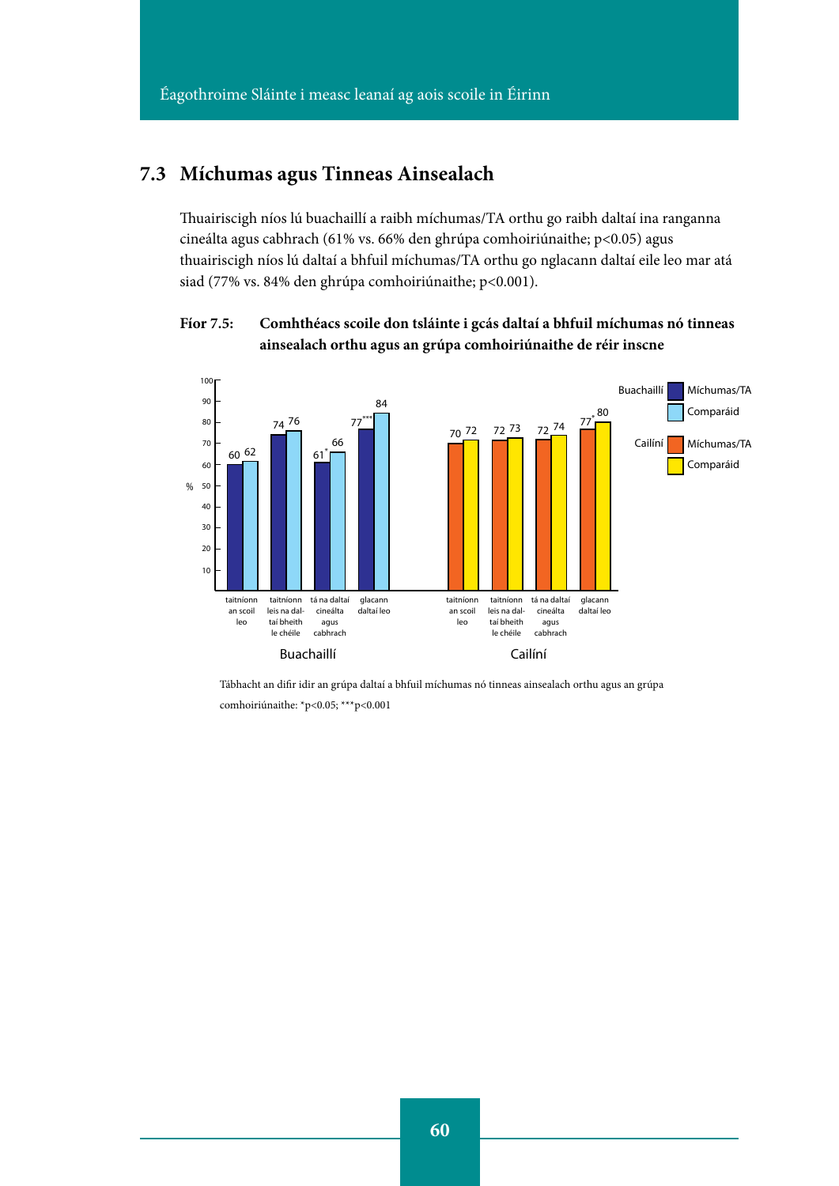## 7.3 Míchumas agus Tinneas Ainsealach

Thuairiscigh níos lú buachaillí a raibh míchumas/TA orthu go raibh daltaí ina ranganna cineálta agus cabhrach (61% vs. 66% den ghrúpa comhoiriúnaithe; $p<0.05$) agus thuairiscigh níos lú daltaí a bhfuil míchumas/TA orthu go nglacann daltaí eile leo mar atá siad (77% vs. 84% den ghrúpa comhoiriúnaithe; $p<0.001$).

**Fíor 7.5: Comhthéacs scoile don tsláinte i gcás daltaí a bhfuil míchumas nó tinneas ainsealach orthu agus an grúpa comhoiriúnaithe de réir inscne**

| | Buachaillí Míchumas/TA | Buachaillí Comparáid | Cailíní Míchumas/TA | Cailíní Comparáid |
|---|---|---|---|---|
| taitníonn an scoil leo | 60 | 62 | 70 | 72 |
| taitníonn leis na daltaí bheith le chéile | 74 | 76 | 72 | 73 |
| tá na daltaí cineálta agus cabhrach | 61* | 66 | 72 | 74 |
| glacann daltaí leo | 77*** | 84 | 77* | 80 |

Tábhacht an difir idir an grúpa daltaí a bhfuil míchumas nó tinneas ainsealach orthu agus an grúpa comhoiriúnaithe: *$p<0.05$; ***$p<0.001$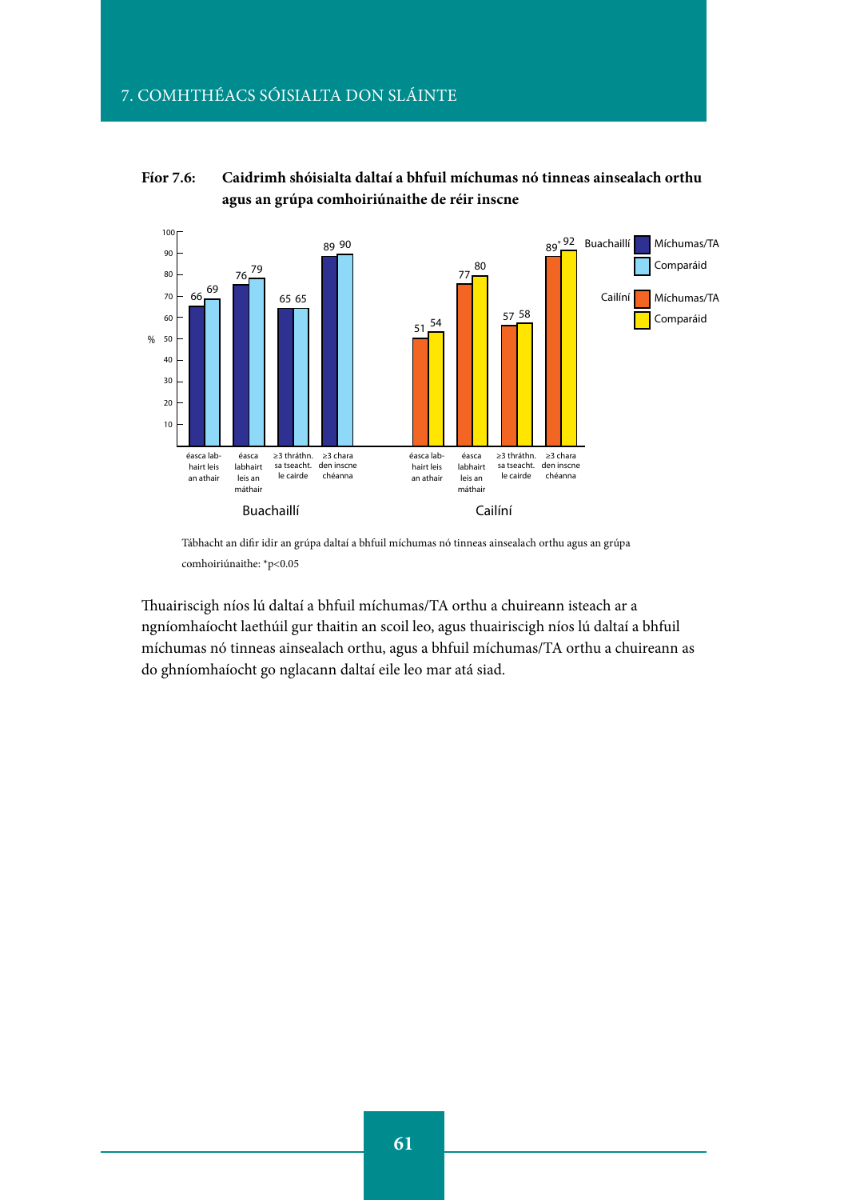**Fíor 7.6: Caidrimh shóisialta daltaí a bhfuil míchumas nó tinneas ainsealach orthu agus an grúpa comhoiriúnaithe de réir inscne**

| | Buachaillí – Míchumas/TA (%) | Buachaillí – Comparáid (%) | Cailíní – Míchumas/TA (%) | Cailíní – Comparáid (%) |
|---|---|---|---|---|
| éasca labhairt leis an athair | 66 | 69 | 51 | 54 |
| éasca labhairt leis an máthair | 76 | 79 | 77 | 80 |
| ≥3 thráthn. sa tseacht. le cairde | 65 | 65 | 57 | 58 |
| ≥3 chara den inscne chéanna | 89 | 90 | 89* | 92 |

Tábhacht an difir idir an grúpa daltaí a bhfuil míchumas nó tinneas ainsealach orthu agus an grúpa comhoiriúnaithe: *$p<0.05$

Thuairiscigh níos lú daltaí a bhfuil míchumas/TA orthu a chuireann isteach ar a ngníomhaíocht laethúil gur thaitin an scoil leo, agus thuairiscigh níos lú daltaí a bhfuil míchumas nó tinneas ainsealach orthu, agus a bhfuil míchumas/TA orthu a chuireann as do ghníomhaíocht go nglacann daltaí eile leo mar atá siad.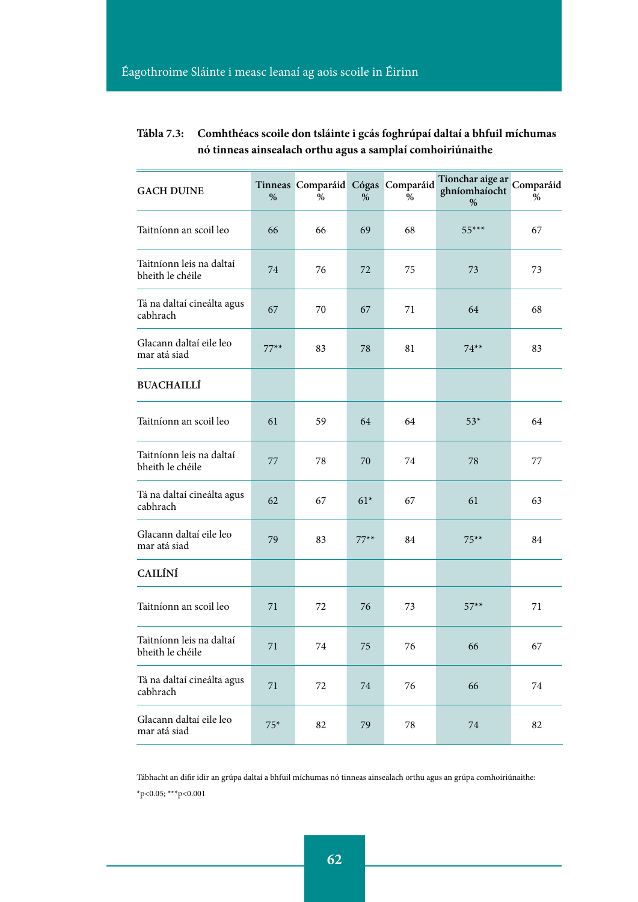**Tábla 7.3: Comhthéacs scoile don tsláinte i gcás foghrúpaí daltaí a bhfuil míchumas nó tinneas ainsealach orthu agus a samplaí comhoiriúnaithe**

| GACH DUINE | Tinneas % | Comparáid % | Cógas % | Comparáid % | Tionchar aige ar ghníomhaíocht % | Comparáid % |
|---|---|---|---|---|---|---|
| Taitníonn an scoil leo | 66 | 66 | 69 | 68 | 55*** | 67 |
| Taitníonn leis na daltaí bheith le chéile | 74 | 76 | 72 | 75 | 73 | 73 |
| Tá na daltaí cineálta agus cabhrach | 67 | 70 | 67 | 71 | 64 | 68 |
| Glacann daltaí eile leo mar atá siad | 77** | 83 | 78 | 81 | 74** | 83 |
| **BUACHAILLÍ** | | | | | | |
| Taitníonn an scoil leo | 61 | 59 | 64 | 64 | 53* | 64 |
| Taitníonn leis na daltaí bheith le chéile | 77 | 78 | 70 | 74 | 78 | 77 |
| Tá na daltaí cineálta agus cabhrach | 62 | 67 | 61* | 67 | 61 | 63 |
| Glacann daltaí eile leo mar atá siad | 79 | 83 | 77** | 84 | 75** | 84 |
| **CAILÍNÍ** | | | | | | |
| Taitníonn an scoil leo | 71 | 72 | 76 | 73 | 57** | 71 |
| Taitníonn leis na daltaí bheith le chéile | 71 | 74 | 75 | 76 | 66 | 67 |
| Tá na daltaí cineálta agus cabhrach | 71 | 72 | 74 | 76 | 66 | 74 |
| Glacann daltaí eile leo mar atá siad | 75* | 82 | 79 | 78 | 74 | 82 |

Tábhacht an difir idir an grúpa daltaí a bhfuil míchumas nó tinneas ainsealach orthu agus an grúpa comhoiriúnaithe:

*p<0.05; ***p<0.001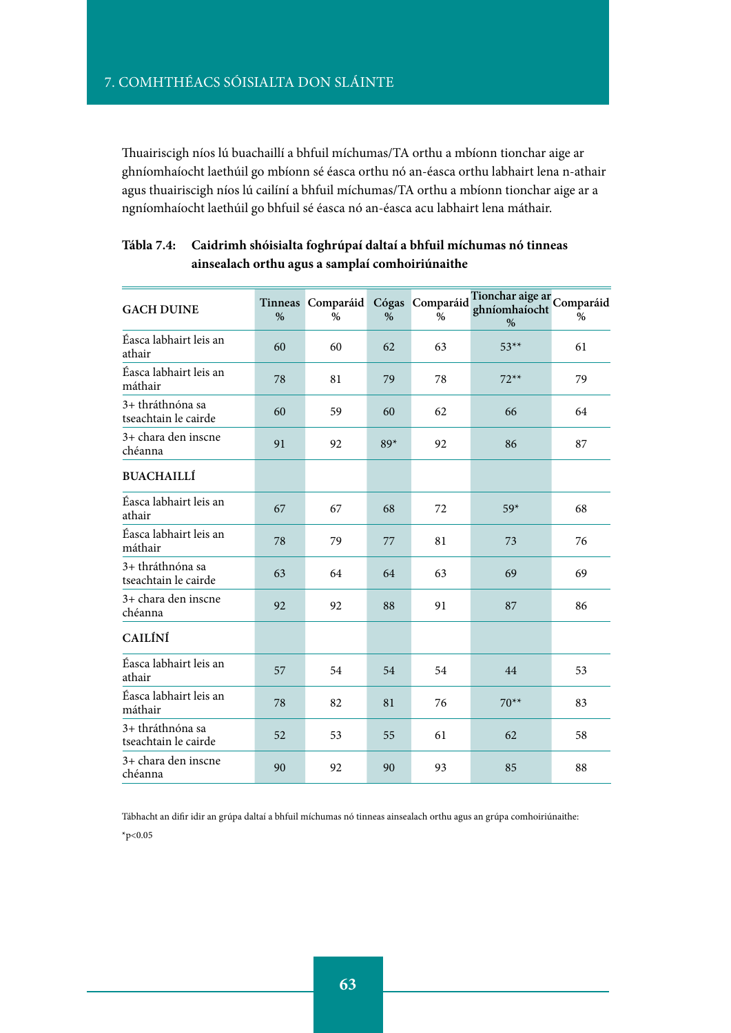Thuairiscigh níos lú buachaillí a bhfuil míchumas/TA orthu a mbíonn tionchar aige ar ghníomhaíocht laethúil go mbíonn sé éasca orthu nó an-éasca orthu labhairt lena n-athair agus thuairiscigh níos lú cailíní a bhfuil míchumas/TA orthu a mbíonn tionchar aige ar a ngníomhaíocht laethúil go bhfuil sé éasca nó an-éasca acu labhairt lena máthair.

**Tábla 7.4: Caidrimh shóisialta foghrúpaí daltaí a bhfuil míchumas nó tinneas ainsealach orthu agus a samplaí comhoiriúnaithe**

| GACH DUINE | Tinneas % | Comparáid % | Cógas % | Comparáid % | Tionchar aige ar ghníomhaíocht % | Comparáid % |
|---|---|---|---|---|---|---|
| Éasca labhairt leis an athair | 60 | 60 | 62 | 63 | 53** | 61 |
| Éasca labhairt leis an máthair | 78 | 81 | 79 | 78 | 72** | 79 |
| 3+ thráthnóna sa tseachtain le cairde | 60 | 59 | 60 | 62 | 66 | 64 |
| 3+ chara den inscne chéanna | 91 | 92 | 89* | 92 | 86 | 87 |
| **BUACHAILLÍ** | | | | | | |
| Éasca labhairt leis an athair | 67 | 67 | 68 | 72 | 59* | 68 |
| Éasca labhairt leis an máthair | 78 | 79 | 77 | 81 | 73 | 76 |
| 3+ thráthnóna sa tseachtain le cairde | 63 | 64 | 64 | 63 | 69 | 69 |
| 3+ chara den inscne chéanna | 92 | 92 | 88 | 91 | 87 | 86 |
| **CAILÍNÍ** | | | | | | |
| Éasca labhairt leis an athair | 57 | 54 | 54 | 54 | 44 | 53 |
| Éasca labhairt leis an máthair | 78 | 82 | 81 | 76 | 70** | 83 |
| 3+ thráthnóna sa tseachtain le cairde | 52 | 53 | 55 | 61 | 62 | 58 |
| 3+ chara den inscne chéanna | 90 | 92 | 90 | 93 | 85 | 88 |

Tábhacht an difir idir an grúpa daltaí a bhfuil míchumas nó tinneas ainsealach orthu agus an grúpa comhoiriúnaithe:

*$p<0.05$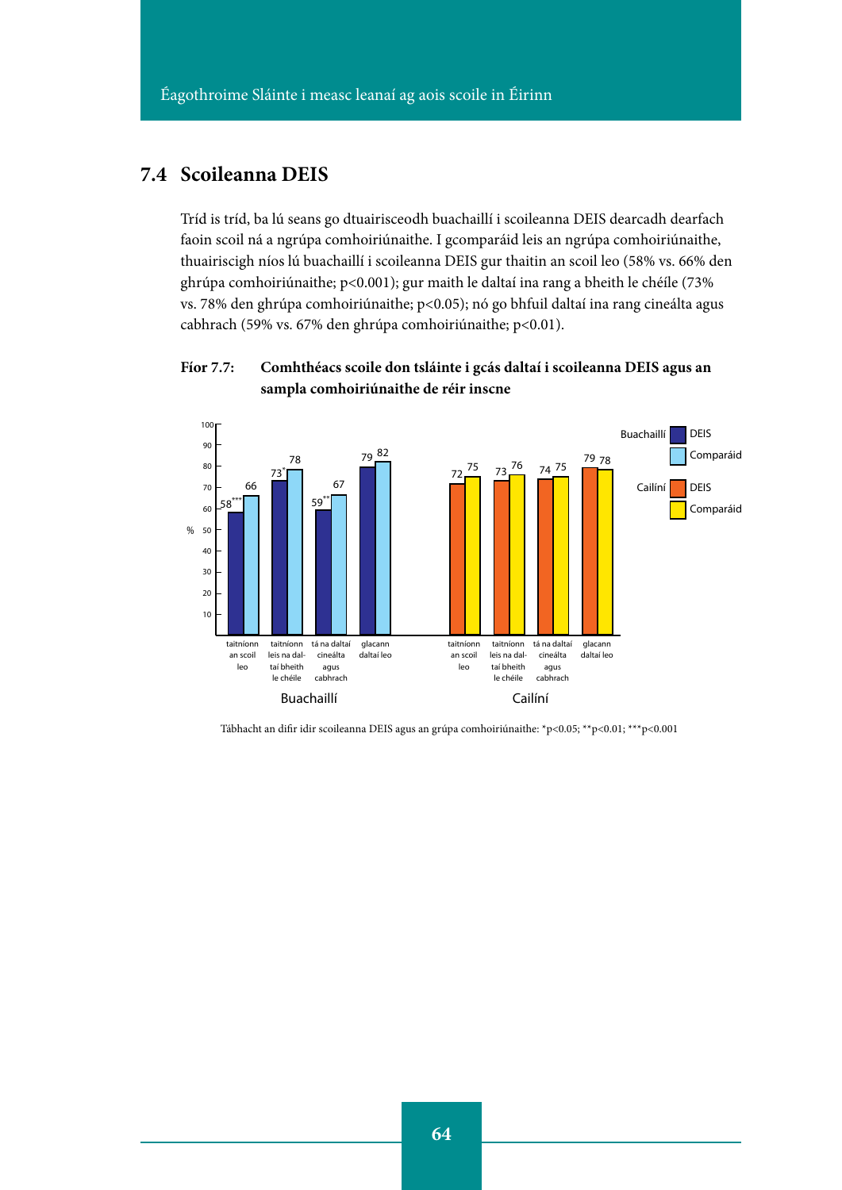## 7.4 Scoileanna DEIS

Tríd is tríd, ba lú seans go dtuairisceodh buachaillí i scoileanna DEIS dearcadh dearfach faoin scoil ná a ngrúpa comhoiriúnaithe. I gcomparáid leis an ngrúpa comhoiriúnaithe, thuairiscigh níos lú buachaillí i scoileanna DEIS gur thaitin an scoil leo (58% vs. 66% den ghrúpa comhoiriúnaithe; p<0.001); gur maith le daltaí ina rang a bheith le chéile (73% vs. 78% den ghrúpa comhoiriúnaithe; p<0.05); nó go bhfuil daltaí ina rang cineálta agus cabhrach (59% vs. 67% den ghrúpa comhoiriúnaithe; p<0.01).

**Fíor 7.7: Comhthéacs scoile don tsláinte i gcás daltaí i scoileanna DEIS agus an sampla comhoiriúnaithe de réir inscne**

| | Buachaillí DEIS (%) | Buachaillí Comparáid (%) | Cailíní DEIS (%) | Cailíní Comparáid (%) |
|---|---|---|---|---|
| taitníonn an scoil leo | 58*** | 66 | 72 | 75 |
| taitníonn leis na daltaí bheith le chéile | 73* | 78 | 73 | 76 |
| tá na daltaí cineálta agus cabhrach | 59** | 67 | 74 | 75 |
| glacann daltaí leo | 79 | 82 | 79 | 78 |

Tábhacht an difir idir scoileanna DEIS agus an grúpa comhoiriúnaithe: *p<0.05; **p<0.01; ***p<0.001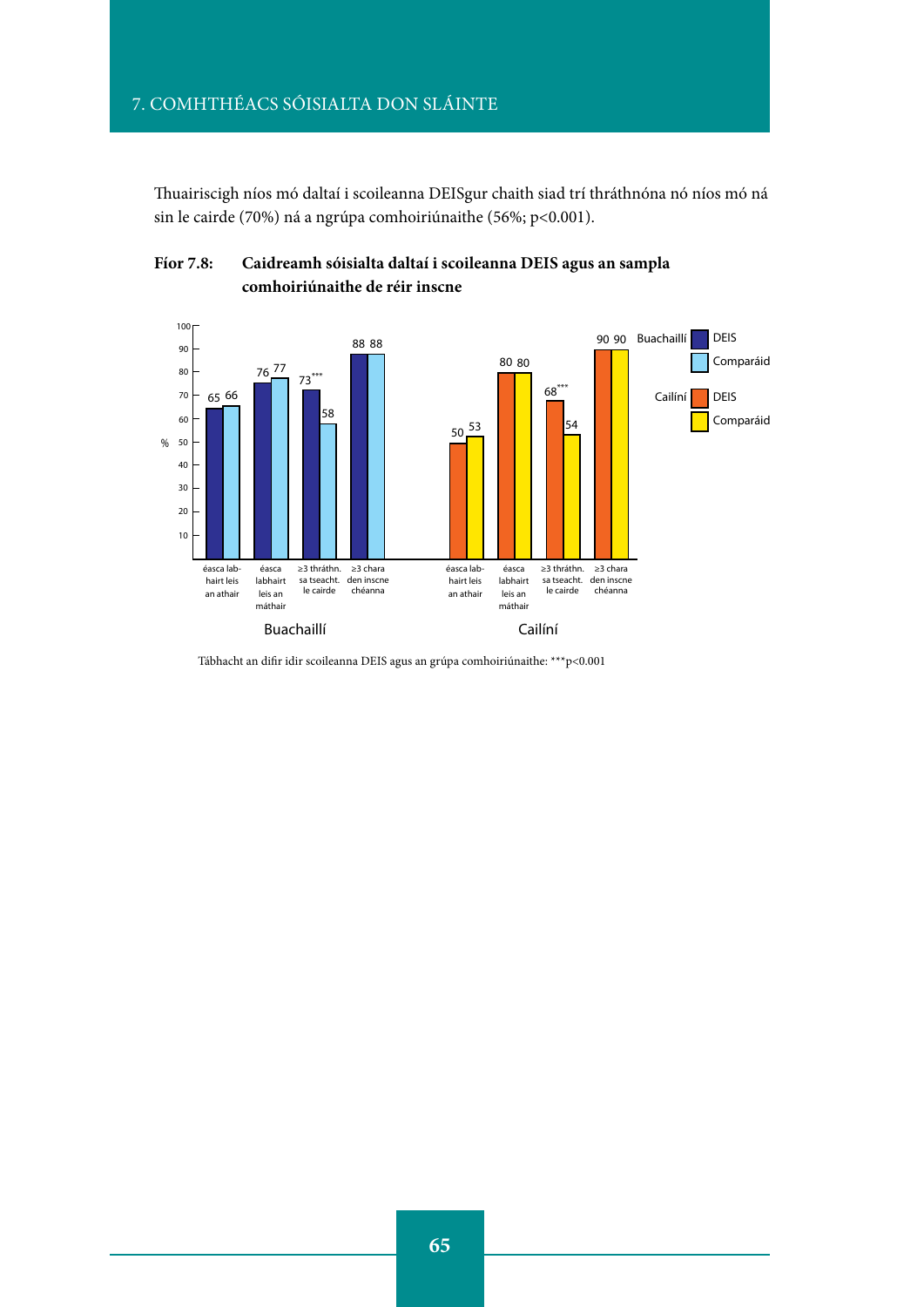Thuairiscigh níos mó daltaí i scoileanna DEISgur chaith siad trí thráthnóna nó níos mó ná sin le cairde (70%) ná a ngrúpa comhoiriúnaithe (56%; p<0.001).

**Fíor 7.8: Caidreamh sóisialta daltaí i scoileanna DEIS agus an sampla comhoiriúnaithe de réir inscne**

| | | éasca labhairt leis an athair | éasca labhairt leis an máthair | ≥3 thráthn. sa tseacht. le cairde | ≥3 chara den inscne chéanna |
|---|---|---|---|---|---|
| Buachaillí | DEIS | 65 | 76 | 73*** | 88 |
| | Comparáid | 66 | 77 | 58 | 88 |
| Cailíní | DEIS | 50 | 80 | 68*** | 90 |
| | Comparáid | 53 | 80 | 54 | 90 |

Tábhacht an difir idir scoileanna DEIS agus an grúpa comhoiriúnaithe: ***p<0.001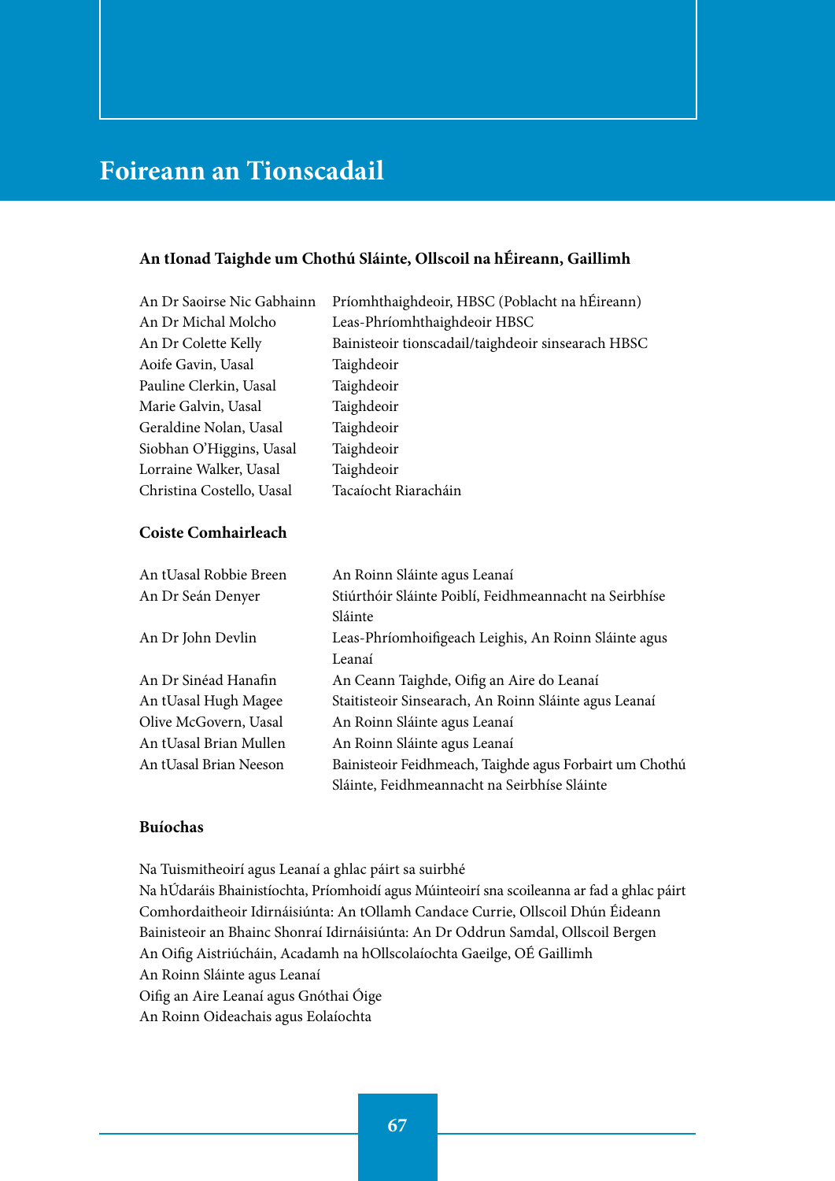# Foireann an Tionscadail

**An tIonad Taighde um Chothú Sláinte, Ollscoil na hÉireann, Gaillimh**

| | |
|---|---|
| An Dr Saoirse Nic Gabhainn | Príomhthaighdeoir, HBSC (Poblacht na hÉireann) |
| An Dr Michal Molcho | Leas-Phríomhthaighdeoir HBSC |
| An Dr Colette Kelly | Bainisteoir tionscadail/taighdeoir sinsearach HBSC |
| Aoife Gavin, Uasal | Taighdeoir |
| Pauline Clerkin, Uasal | Taighdeoir |
| Marie Galvin, Uasal | Taighdeoir |
| Geraldine Nolan, Uasal | Taighdeoir |
| Siobhan O'Higgins, Uasal | Taighdeoir |
| Lorraine Walker, Uasal | Taighdeoir |
| Christina Costello, Uasal | Tacaíocht Riaracháin |

**Coiste Comhairleach**

| | |
|---|---|
| An tUasal Robbie Breen | An Roinn Sláinte agus Leanaí |
| An Dr Seán Denyer | Stiúrthóir Sláinte Poiblí, Feidhmeannacht na Seirbhíse Sláinte |
| An Dr John Devlin | Leas-Phríomhoifigeach Leighis, An Roinn Sláinte agus Leanaí |
| An Dr Sinéad Hanafin | An Ceann Taighde, Oifig an Aire do Leanaí |
| An tUasal Hugh Magee | Staitisteoir Sinsearach, An Roinn Sláinte agus Leanaí |
| Olive McGovern, Uasal | An Roinn Sláinte agus Leanaí |
| An tUasal Brian Mullen | An Roinn Sláinte agus Leanaí |
| An tUasal Brian Neeson | Bainisteoir Feidhmeach, Taighde agus Forbairt um Chothú Sláinte, Feidhmeannacht na Seirbhíse Sláinte |

**Buíochas**

Na Tuismitheoirí agus Leanaí a ghlac páirt sa suirbhé  
Na hÚdaráis Bhainistíochta, Príomhoidí agus Múinteoirí sna scoileanna ar fad a ghlac páirt  
Comhordaitheoir Idirnáisiúnta: An tOllamh Candace Currie, Ollscoil Dhún Éideann  
Bainisteoir an Bhainc Shonraí Idirnáisiúnta: An Dr Oddrun Samdal, Ollscoil Bergen  
An Oifig Aistriúcháin, Acadamh na hOllscolaíochta Gaeilge, OÉ Gaillimh  
An Roinn Sláinte agus Leanaí  
Oifig an Aire Leanaí agus Gnóthai Óige  
An Roinn Oideachais agus Eolaíochta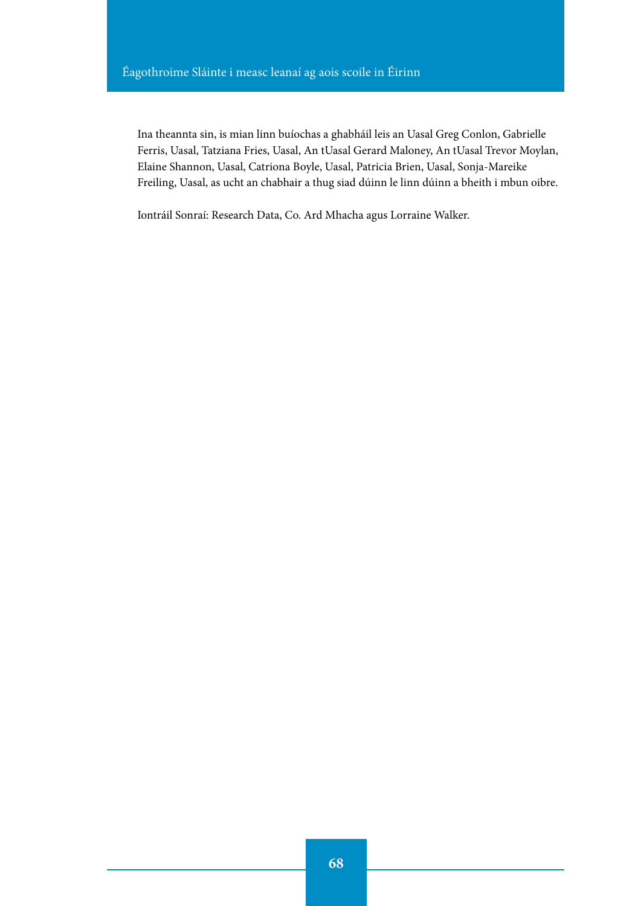Ina theannta sin, is mian linn buíochas a ghabháil leis an Uasal Greg Conlon, Gabrielle Ferris, Uasal, Tatziana Fries, Uasal, An tUasal Gerard Maloney, An tUasal Trevor Moylan, Elaine Shannon, Uasal, Catriona Boyle, Uasal, Patricia Brien, Uasal, Sonja-Mareike Freiling, Uasal, as ucht an chabhair a thug siad dúinn le linn dúinn a bheith i mbun oibre.

Iontráil Sonraí: Research Data, Co. Ard Mhacha agus Lorraine Walker.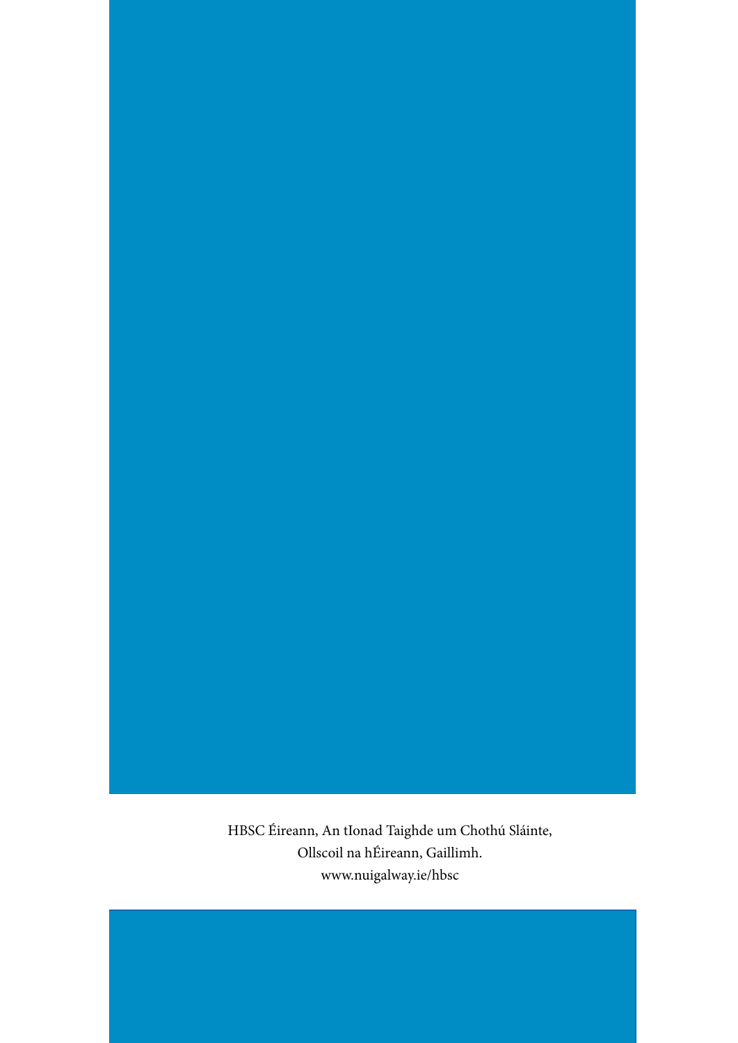HBSC Éireann, An tIonad Taighde um Chothú Sláinte,
Ollscoil na hÉireann, Gaillimh.
www.nuigalway.ie/hbsc